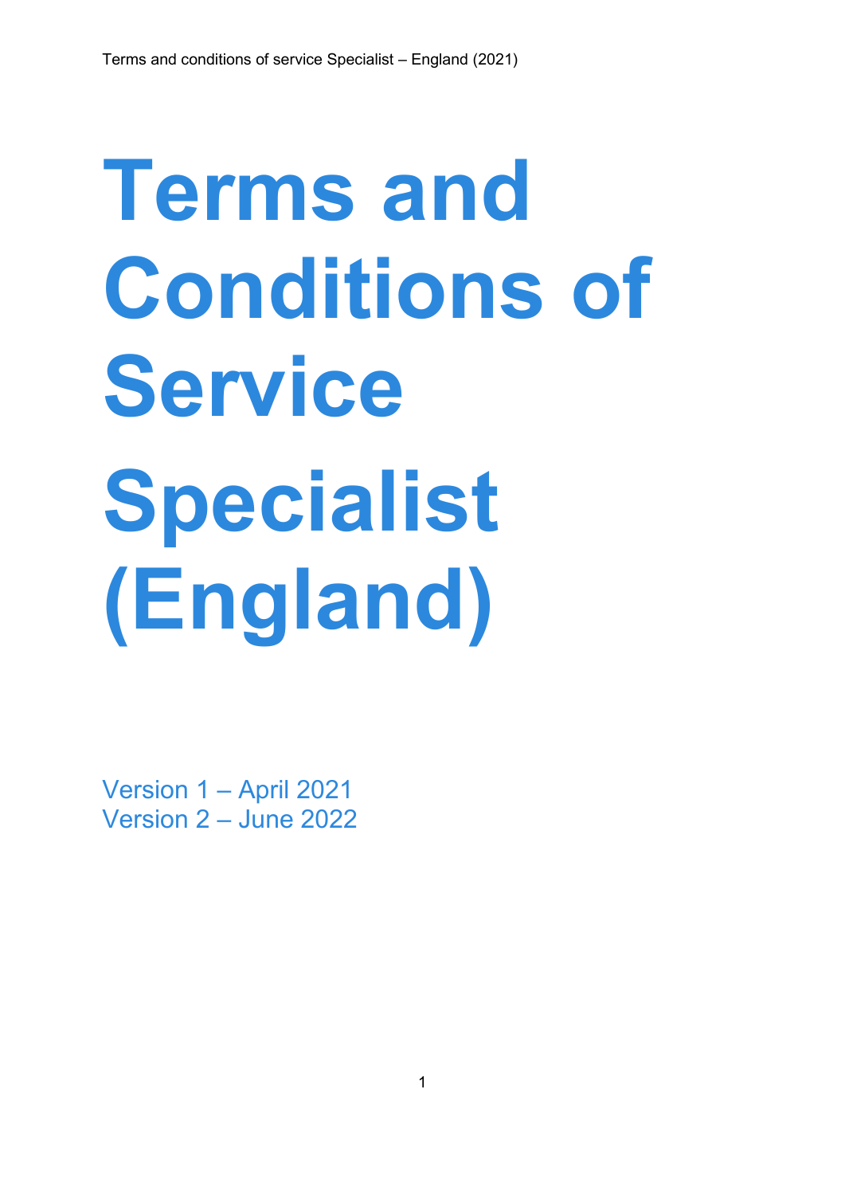# Terms and Conditions of Service Specialist (England)

Version 1 – April 2021
Version 2 – June 2022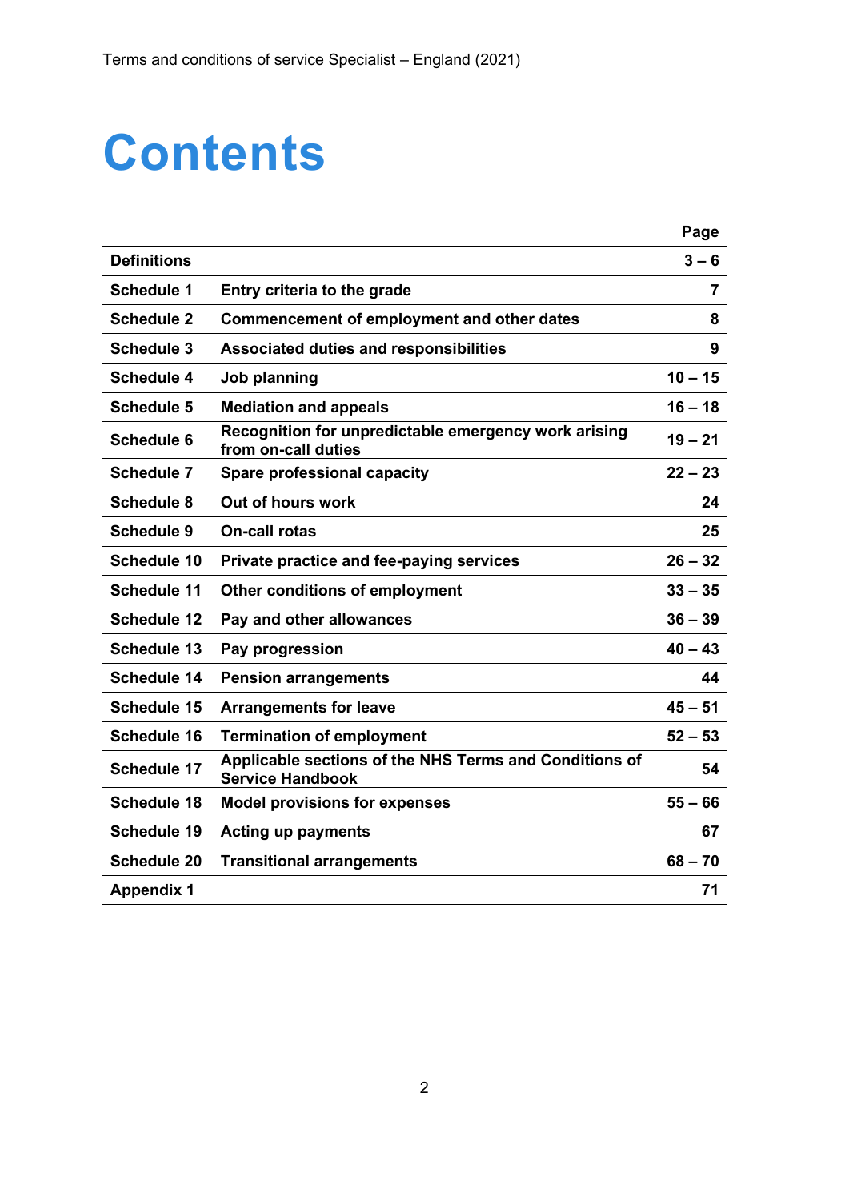# Contents

| | | Page |
|---|---|---|
| **Definitions** | | **3 – 6** |
| **Schedule 1** | **Entry criteria to the grade** | **7** |
| **Schedule 2** | **Commencement of employment and other dates** | **8** |
| **Schedule 3** | **Associated duties and responsibilities** | **9** |
| **Schedule 4** | **Job planning** | **10 – 15** |
| **Schedule 5** | **Mediation and appeals** | **16 – 18** |
| **Schedule 6** | **Recognition for unpredictable emergency work arising from on-call duties** | **19 – 21** |
| **Schedule 7** | **Spare professional capacity** | **22 – 23** |
| **Schedule 8** | **Out of hours work** | **24** |
| **Schedule 9** | **On-call rotas** | **25** |
| **Schedule 10** | **Private practice and fee-paying services** | **26 – 32** |
| **Schedule 11** | **Other conditions of employment** | **33 – 35** |
| **Schedule 12** | **Pay and other allowances** | **36 – 39** |
| **Schedule 13** | **Pay progression** | **40 – 43** |
| **Schedule 14** | **Pension arrangements** | **44** |
| **Schedule 15** | **Arrangements for leave** | **45 – 51** |
| **Schedule 16** | **Termination of employment** | **52 – 53** |
| **Schedule 17** | **Applicable sections of the NHS Terms and Conditions of Service Handbook** | **54** |
| **Schedule 18** | **Model provisions for expenses** | **55 – 66** |
| **Schedule 19** | **Acting up payments** | **67** |
| **Schedule 20** | **Transitional arrangements** | **68 – 70** |
| **Appendix 1** | | **71** |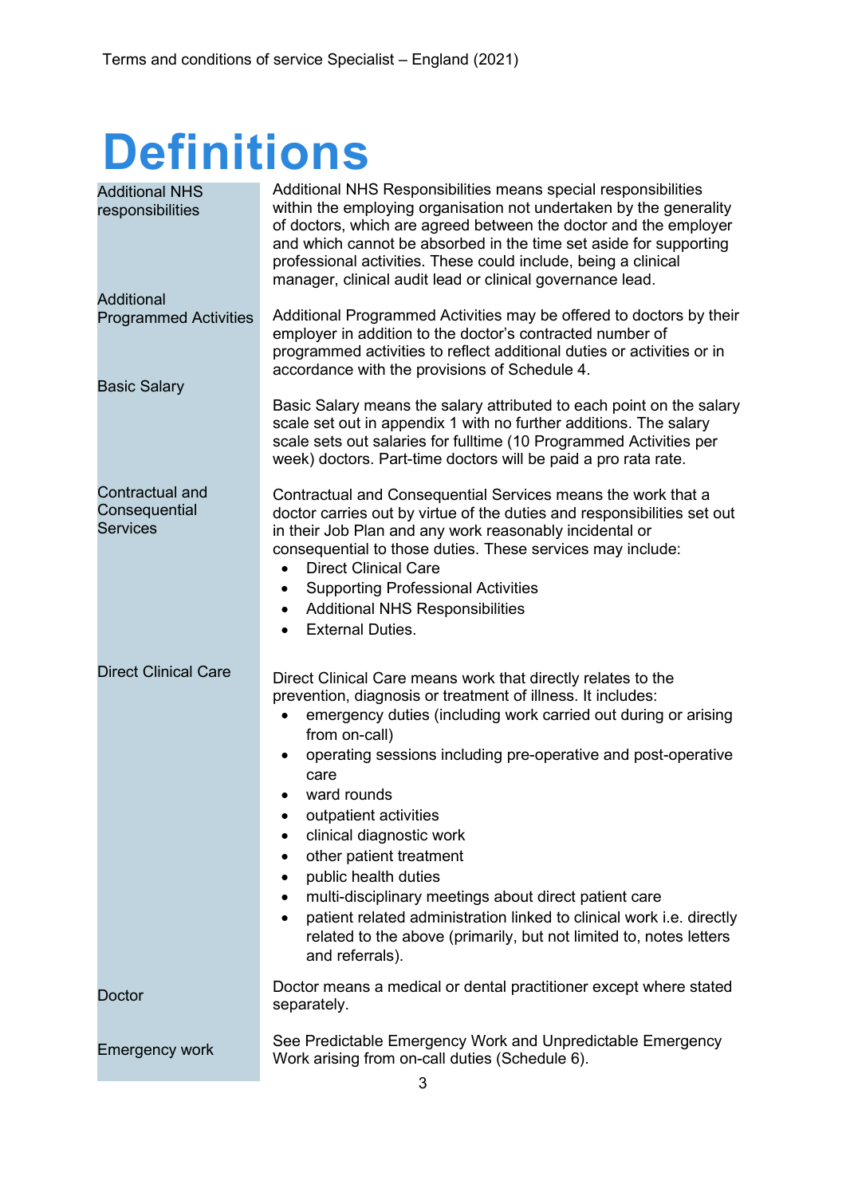# Definitions

| Term | Definition |
| --- | --- |
| Additional NHS responsibilities | Additional NHS Responsibilities means special responsibilities within the employing organisation not undertaken by the generality of doctors, which are agreed between the doctor and the employer and which cannot be absorbed in the time set aside for supporting professional activities. These could include, being a clinical manager, clinical audit lead or clinical governance lead. |
| Additional Programmed Activities | Additional Programmed Activities may be offered to doctors by their employer in addition to the doctor's contracted number of programmed activities to reflect additional duties or activities or in accordance with the provisions of Schedule 4. |
| Basic Salary | Basic Salary means the salary attributed to each point on the salary scale set out in appendix 1 with no further additions. The salary scale sets out salaries for fulltime (10 Programmed Activities per week) doctors. Part-time doctors will be paid a pro rata rate. |
| Contractual and Consequential Services | Contractual and Consequential Services means the work that a doctor carries out by virtue of the duties and responsibilities set out in their Job Plan and any work reasonably incidental or consequential to those duties. These services may include:<br>• Direct Clinical Care<br>• Supporting Professional Activities<br>• Additional NHS Responsibilities<br>• External Duties. |
| Direct Clinical Care | Direct Clinical Care means work that directly relates to the prevention, diagnosis or treatment of illness. It includes:<br>• emergency duties (including work carried out during or arising from on-call)<br>• operating sessions including pre-operative and post-operative care<br>• ward rounds<br>• outpatient activities<br>• clinical diagnostic work<br>• other patient treatment<br>• public health duties<br>• multi-disciplinary meetings about direct patient care<br>• patient related administration linked to clinical work i.e. directly related to the above (primarily, but not limited to, notes letters and referrals). |
| Doctor | Doctor means a medical or dental practitioner except where stated separately. |
| Emergency work | See Predictable Emergency Work and Unpredictable Emergency Work arising from on-call duties (Schedule 6). |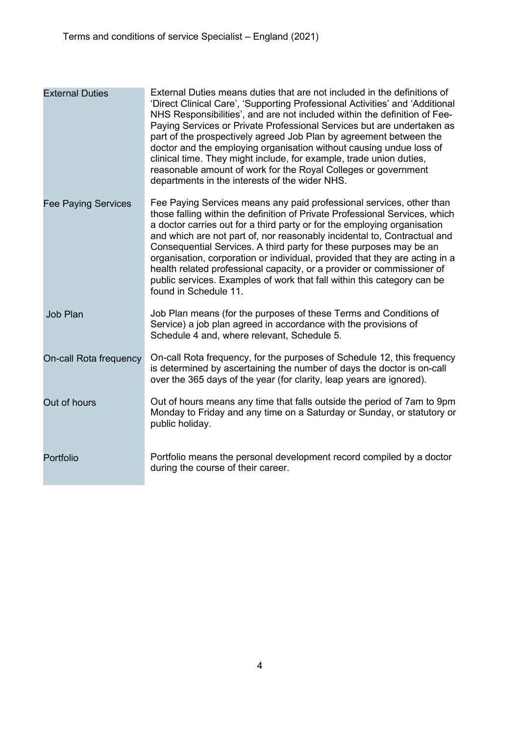| | |
|---|---|
| External Duties | External Duties means duties that are not included in the definitions of 'Direct Clinical Care', 'Supporting Professional Activities' and 'Additional NHS Responsibilities', and are not included within the definition of Fee-Paying Services or Private Professional Services but are undertaken as part of the prospectively agreed Job Plan by agreement between the doctor and the employing organisation without causing undue loss of clinical time. They might include, for example, trade union duties, reasonable amount of work for the Royal Colleges or government departments in the interests of the wider NHS. |
| Fee Paying Services | Fee Paying Services means any paid professional services, other than those falling within the definition of Private Professional Services, which a doctor carries out for a third party or for the employing organisation and which are not part of, nor reasonably incidental to, Contractual and Consequential Services. A third party for these purposes may be an organisation, corporation or individual, provided that they are acting in a health related professional capacity, or a provider or commissioner of public services. Examples of work that fall within this category can be found in Schedule 11. |
| Job Plan | Job Plan means (for the purposes of these Terms and Conditions of Service) a job plan agreed in accordance with the provisions of Schedule 4 and, where relevant, Schedule 5. |
| On-call Rota frequency | On-call Rota frequency, for the purposes of Schedule 12, this frequency is determined by ascertaining the number of days the doctor is on-call over the 365 days of the year (for clarity, leap years are ignored). |
| Out of hours | Out of hours means any time that falls outside the period of 7am to 9pm Monday to Friday and any time on a Saturday or Sunday, or statutory or public holiday. |
| Portfolio | Portfolio means the personal development record compiled by a doctor during the course of their career. |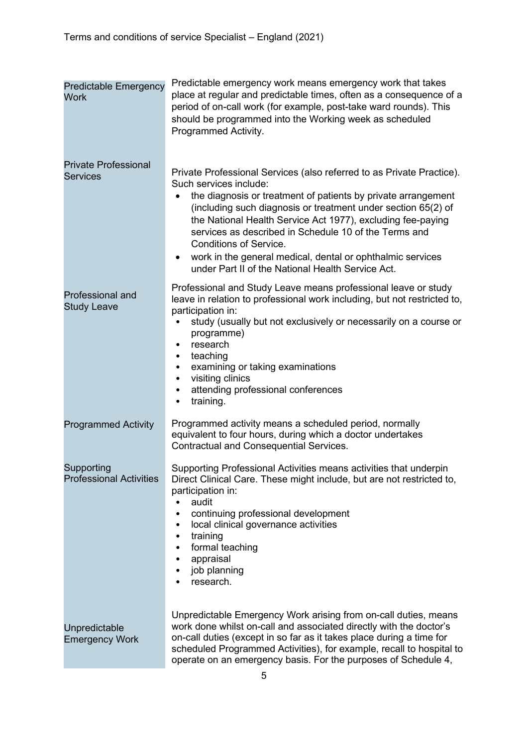| | |
|---|---|
| Predictable Emergency Work | Predictable emergency work means emergency work that takes place at regular and predictable times, often as a consequence of a period of on-call work (for example, post-take ward rounds). This should be programmed into the Working week as scheduled Programmed Activity. |
| Private Professional Services | Private Professional Services (also referred to as Private Practice). Such services include: <br>• the diagnosis or treatment of patients by private arrangement (including such diagnosis or treatment under section 65(2) of the National Health Service Act 1977), excluding fee-paying services as described in Schedule 10 of the Terms and Conditions of Service. <br>• work in the general medical, dental or ophthalmic services under Part II of the National Health Service Act. |
| Professional and Study Leave | Professional and Study Leave means professional leave or study leave in relation to professional work including, but not restricted to, participation in: <br>• study (usually but not exclusively or necessarily on a course or programme) <br>• research <br>• teaching <br>• examining or taking examinations <br>• visiting clinics <br>• attending professional conferences <br>• training. |
| Programmed Activity | Programmed activity means a scheduled period, normally equivalent to four hours, during which a doctor undertakes Contractual and Consequential Services. |
| Supporting Professional Activities | Supporting Professional Activities means activities that underpin Direct Clinical Care. These might include, but are not restricted to, participation in: <br>• audit <br>• continuing professional development <br>• local clinical governance activities <br>• training <br>• formal teaching <br>• appraisal <br>• job planning <br>• research. |
| Unpredictable Emergency Work | Unpredictable Emergency Work arising from on-call duties, means work done whilst on-call and associated directly with the doctor's on-call duties (except in so far as it takes place during a time for scheduled Programmed Activities), for example, recall to hospital to operate on an emergency basis. For the purposes of Schedule 4, |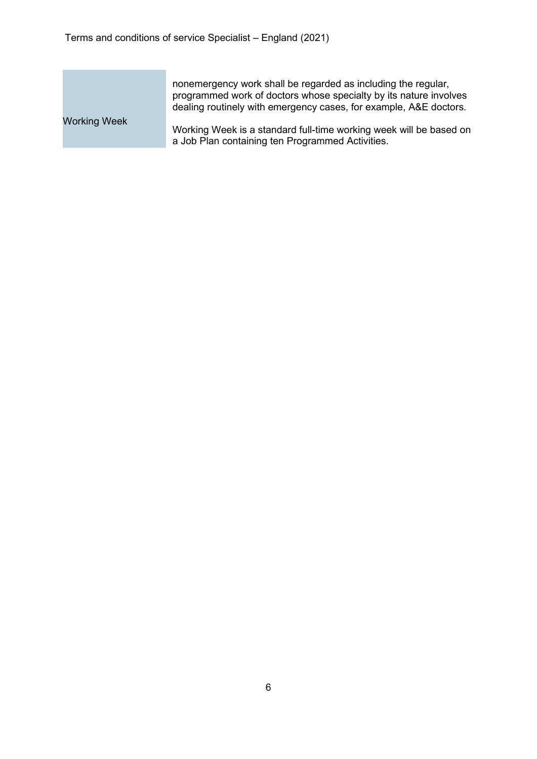| | |
|---|---|
| | nonemergency work shall be regarded as including the regular, programmed work of doctors whose specialty by its nature involves dealing routinely with emergency cases, for example, A&E doctors. |
| Working Week | Working Week is a standard full-time working week will be based on a Job Plan containing ten Programmed Activities. |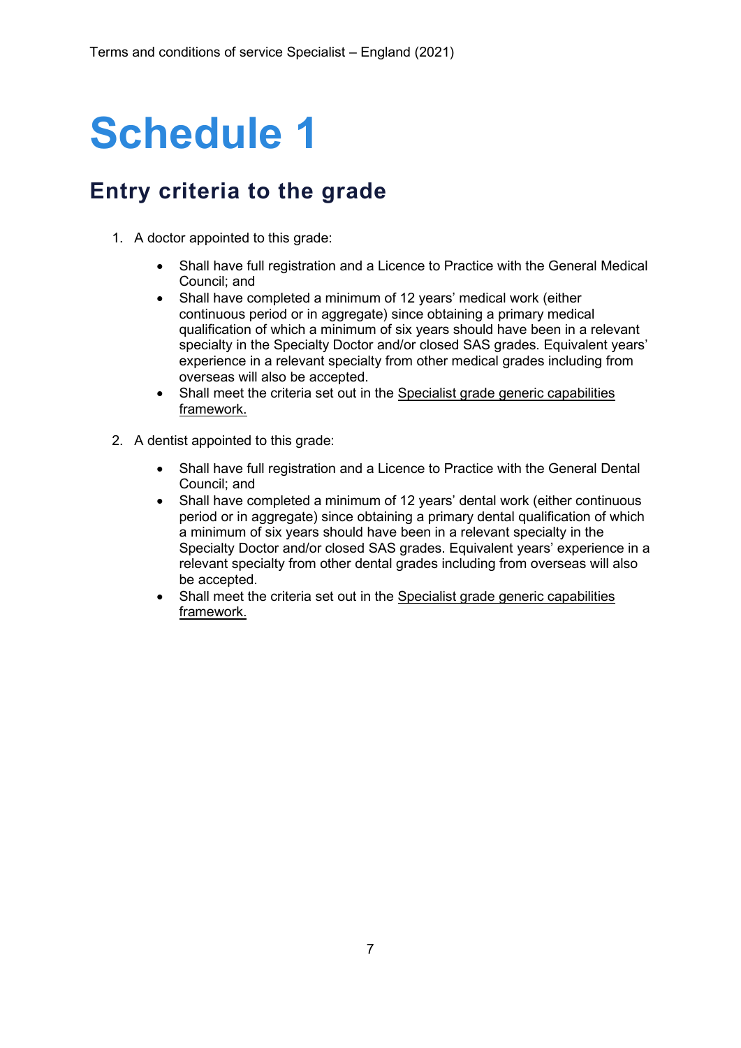# Schedule 1

## Entry criteria to the grade

1. A doctor appointed to this grade:

    - Shall have full registration and a Licence to Practice with the General Medical Council; and
    - Shall have completed a minimum of 12 years' medical work (either continuous period or in aggregate) since obtaining a primary medical qualification of which a minimum of six years should have been in a relevant specialty in the Specialty Doctor and/or closed SAS grades. Equivalent years' experience in a relevant specialty from other medical grades including from overseas will also be accepted.
    - Shall meet the criteria set out in the Specialist grade generic capabilities framework.

2. A dentist appointed to this grade:

    - Shall have full registration and a Licence to Practice with the General Dental Council; and
    - Shall have completed a minimum of 12 years' dental work (either continuous period or in aggregate) since obtaining a primary dental qualification of which a minimum of six years should have been in a relevant specialty in the Specialty Doctor and/or closed SAS grades. Equivalent years' experience in a relevant specialty from other dental grades including from overseas will also be accepted.
    - Shall meet the criteria set out in the Specialist grade generic capabilities framework.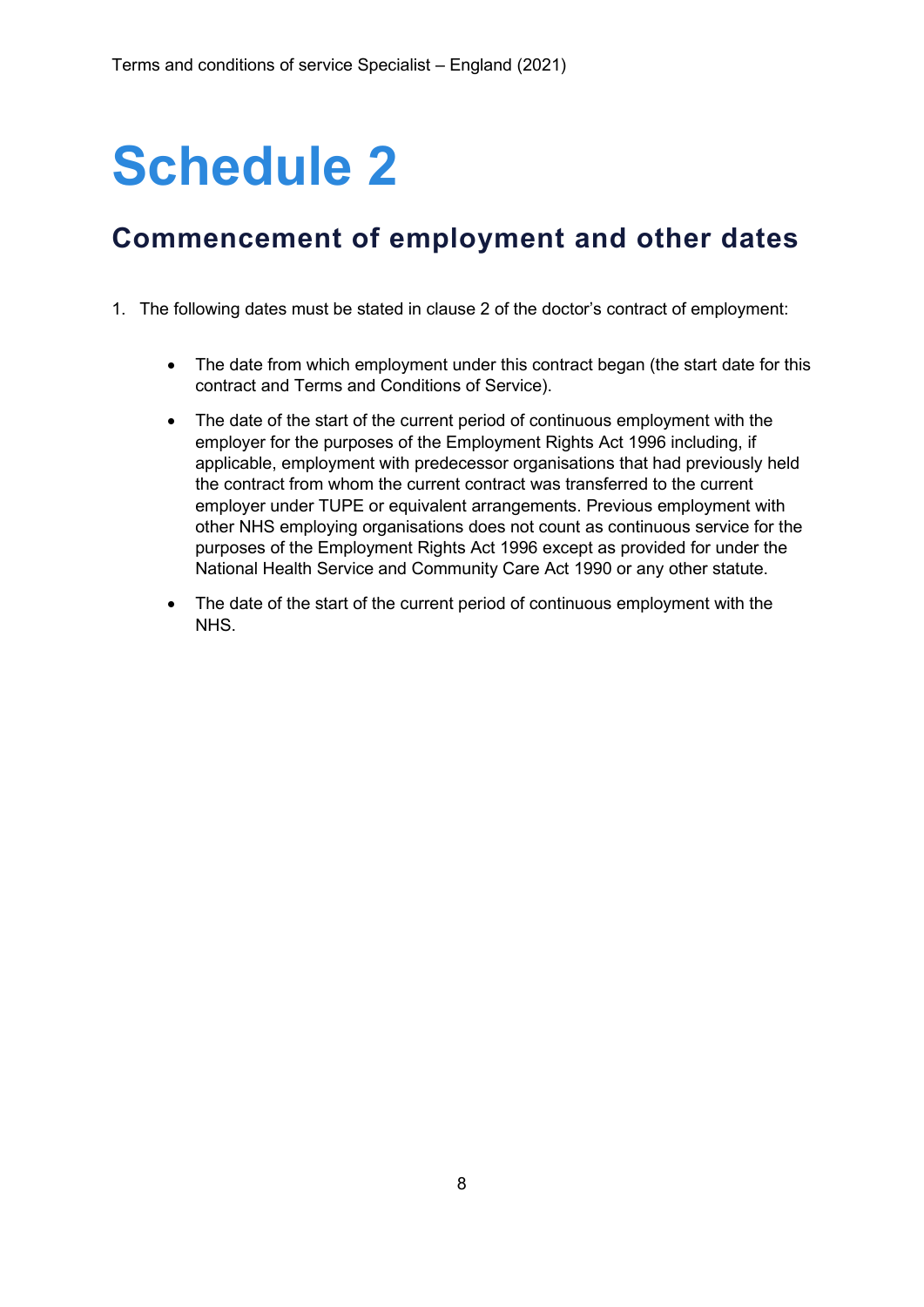# Schedule 2

## Commencement of employment and other dates

1. The following dates must be stated in clause 2 of the doctor's contract of employment:

   - The date from which employment under this contract began (the start date for this contract and Terms and Conditions of Service).
   - The date of the start of the current period of continuous employment with the employer for the purposes of the Employment Rights Act 1996 including, if applicable, employment with predecessor organisations that had previously held the contract from whom the current contract was transferred to the current employer under TUPE or equivalent arrangements. Previous employment with other NHS employing organisations does not count as continuous service for the purposes of the Employment Rights Act 1996 except as provided for under the National Health Service and Community Care Act 1990 or any other statute.
   - The date of the start of the current period of continuous employment with the NHS.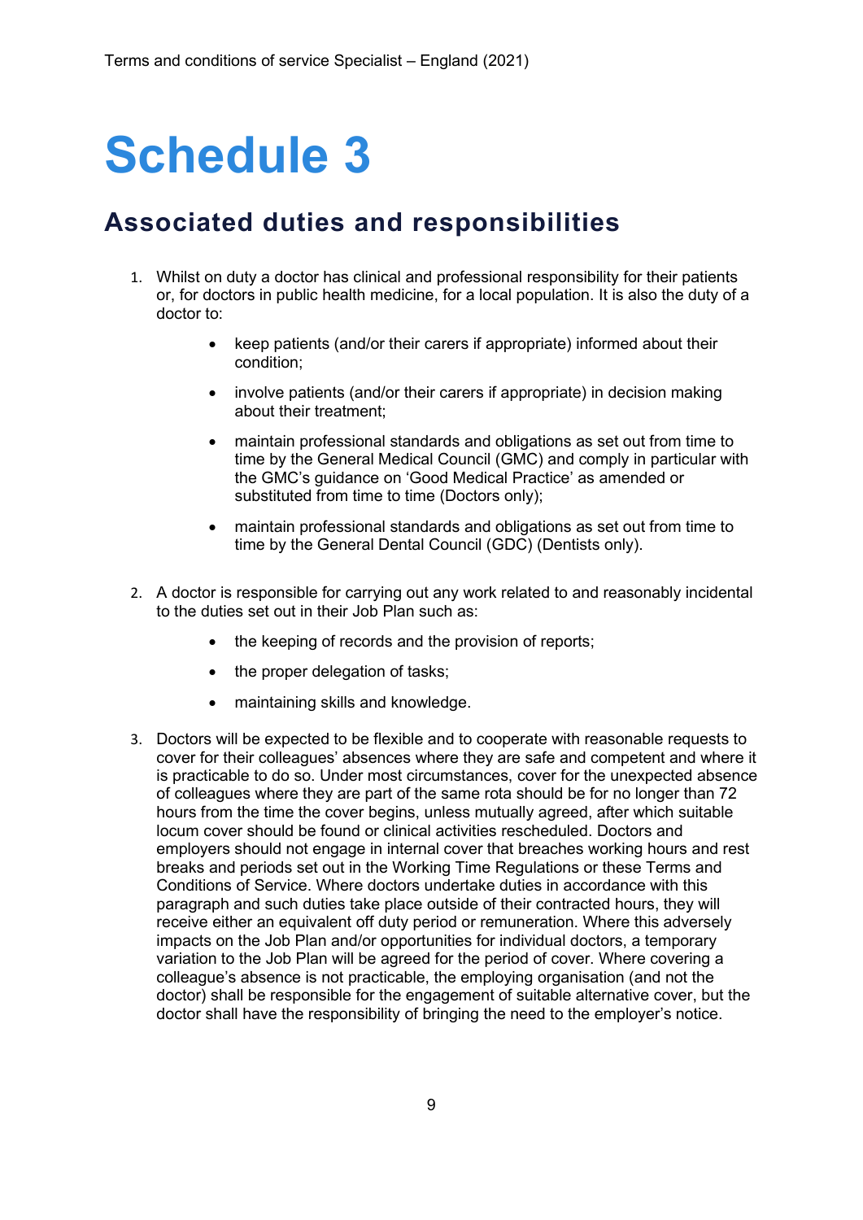# Schedule 3

## Associated duties and responsibilities

1. Whilst on duty a doctor has clinical and professional responsibility for their patients or, for doctors in public health medicine, for a local population. It is also the duty of a doctor to:

    - keep patients (and/or their carers if appropriate) informed about their condition;
    - involve patients (and/or their carers if appropriate) in decision making about their treatment;
    - maintain professional standards and obligations as set out from time to time by the General Medical Council (GMC) and comply in particular with the GMC's guidance on 'Good Medical Practice' as amended or substituted from time to time (Doctors only);
    - maintain professional standards and obligations as set out from time to time by the General Dental Council (GDC) (Dentists only).

2. A doctor is responsible for carrying out any work related to and reasonably incidental to the duties set out in their Job Plan such as:

    - the keeping of records and the provision of reports;
    - the proper delegation of tasks;
    - maintaining skills and knowledge.

3. Doctors will be expected to be flexible and to cooperate with reasonable requests to cover for their colleagues' absences where they are safe and competent and where it is practicable to do so. Under most circumstances, cover for the unexpected absence of colleagues where they are part of the same rota should be for no longer than 72 hours from the time the cover begins, unless mutually agreed, after which suitable locum cover should be found or clinical activities rescheduled. Doctors and employers should not engage in internal cover that breaches working hours and rest breaks and periods set out in the Working Time Regulations or these Terms and Conditions of Service. Where doctors undertake duties in accordance with this paragraph and such duties take place outside of their contracted hours, they will receive either an equivalent off duty period or remuneration. Where this adversely impacts on the Job Plan and/or opportunities for individual doctors, a temporary variation to the Job Plan will be agreed for the period of cover. Where covering a colleague's absence is not practicable, the employing organisation (and not the doctor) shall be responsible for the engagement of suitable alternative cover, but the doctor shall have the responsibility of bringing the need to the employer's notice.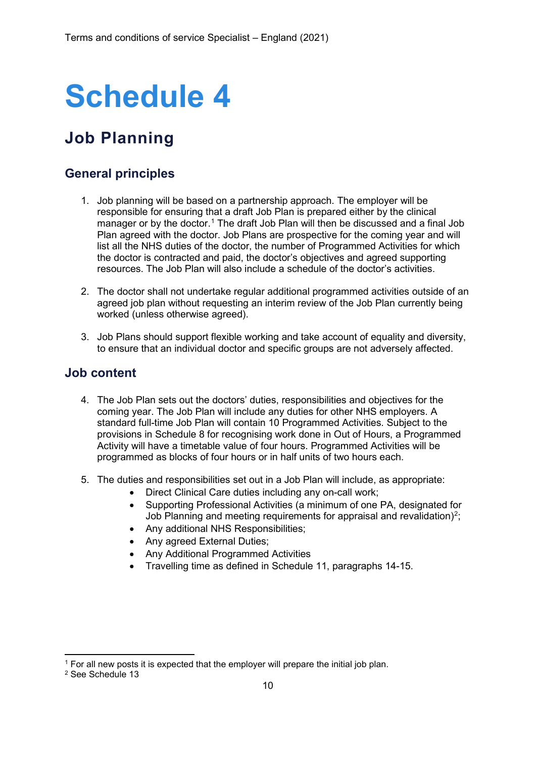# Schedule 4

## Job Planning

### General principles

1. Job planning will be based on a partnership approach. The employer will be responsible for ensuring that a draft Job Plan is prepared either by the clinical manager or by the doctor.[1] The draft Job Plan will then be discussed and a final Job Plan agreed with the doctor. Job Plans are prospective for the coming year and will list all the NHS duties of the doctor, the number of Programmed Activities for which the doctor is contracted and paid, the doctor's objectives and agreed supporting resources. The Job Plan will also include a schedule of the doctor's activities.

2. The doctor shall not undertake regular additional programmed activities outside of an agreed job plan without requesting an interim review of the Job Plan currently being worked (unless otherwise agreed).

3. Job Plans should support flexible working and take account of equality and diversity, to ensure that an individual doctor and specific groups are not adversely affected.

### Job content

4. The Job Plan sets out the doctors' duties, responsibilities and objectives for the coming year. The Job Plan will include any duties for other NHS employers. A standard full-time Job Plan will contain 10 Programmed Activities. Subject to the provisions in Schedule 8 for recognising work done in Out of Hours, a Programmed Activity will have a timetable value of four hours. Programmed Activities will be programmed as blocks of four hours or in half units of two hours each.

5. The duties and responsibilities set out in a Job Plan will include, as appropriate:
    - Direct Clinical Care duties including any on-call work;
    - Supporting Professional Activities (a minimum of one PA, designated for Job Planning and meeting requirements for appraisal and revalidation)[2];
    - Any additional NHS Responsibilities;
    - Any agreed External Duties;
    - Any Additional Programmed Activities
    - Travelling time as defined in Schedule 11, paragraphs 14-15.

---

[1] For all new posts it is expected that the employer will prepare the initial job plan.

[2] See Schedule 13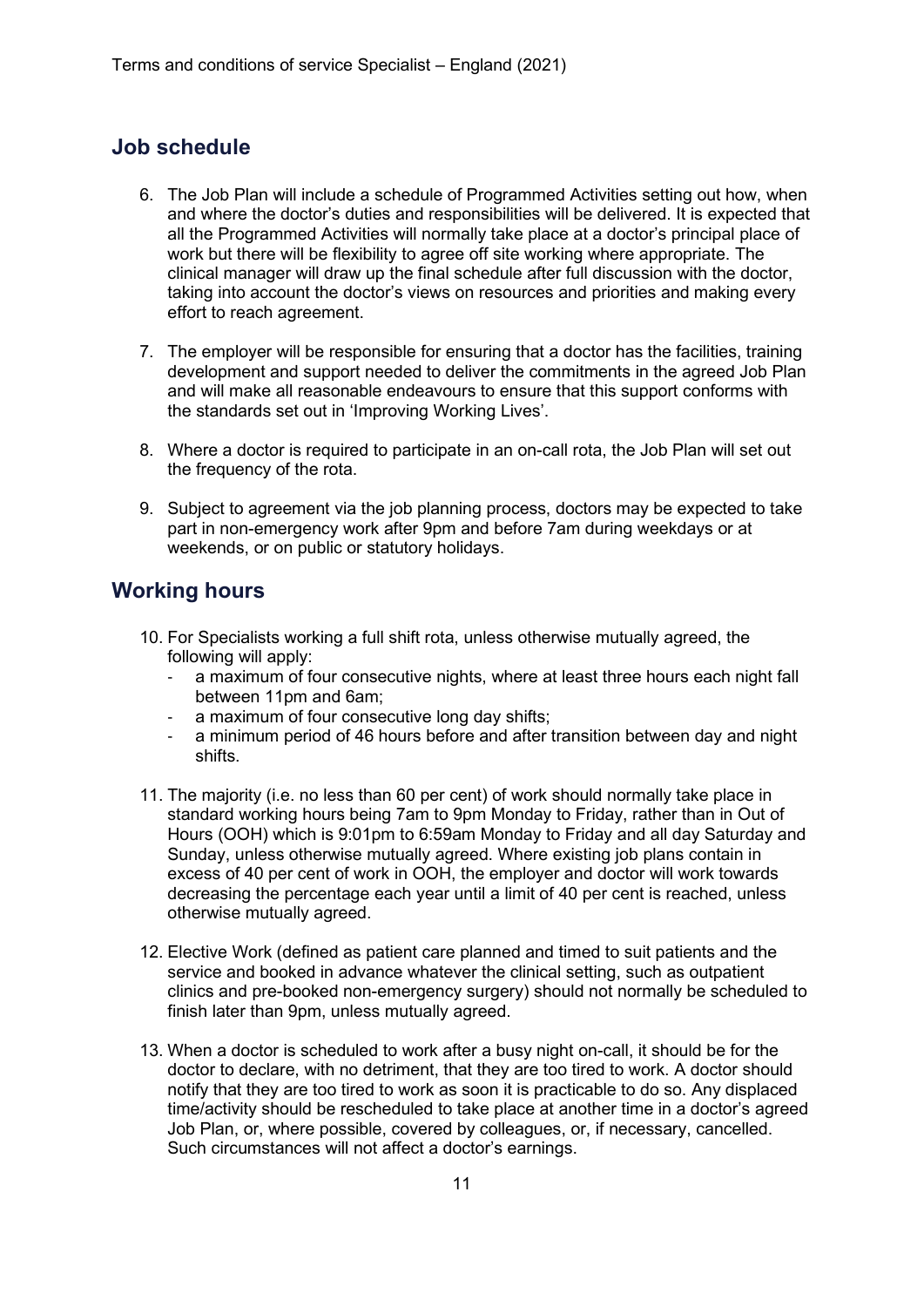## Job schedule

6. The Job Plan will include a schedule of Programmed Activities setting out how, when and where the doctor's duties and responsibilities will be delivered. It is expected that all the Programmed Activities will normally take place at a doctor's principal place of work but there will be flexibility to agree off site working where appropriate. The clinical manager will draw up the final schedule after full discussion with the doctor, taking into account the doctor's views on resources and priorities and making every effort to reach agreement.

7. The employer will be responsible for ensuring that a doctor has the facilities, training development and support needed to deliver the commitments in the agreed Job Plan and will make all reasonable endeavours to ensure that this support conforms with the standards set out in 'Improving Working Lives'.

8. Where a doctor is required to participate in an on-call rota, the Job Plan will set out the frequency of the rota.

9. Subject to agreement via the job planning process, doctors may be expected to take part in non-emergency work after 9pm and before 7am during weekdays or at weekends, or on public or statutory holidays.

## Working hours

10. For Specialists working a full shift rota, unless otherwise mutually agreed, the following will apply:
    - a maximum of four consecutive nights, where at least three hours each night fall between 11pm and 6am;
    - a maximum of four consecutive long day shifts;
    - a minimum period of 46 hours before and after transition between day and night shifts.

11. The majority (i.e. no less than 60 per cent) of work should normally take place in standard working hours being 7am to 9pm Monday to Friday, rather than in Out of Hours (OOH) which is 9:01pm to 6:59am Monday to Friday and all day Saturday and Sunday, unless otherwise mutually agreed. Where existing job plans contain in excess of 40 per cent of work in OOH, the employer and doctor will work towards decreasing the percentage each year until a limit of 40 per cent is reached, unless otherwise mutually agreed.

12. Elective Work (defined as patient care planned and timed to suit patients and the service and booked in advance whatever the clinical setting, such as outpatient clinics and pre-booked non-emergency surgery) should not normally be scheduled to finish later than 9pm, unless mutually agreed.

13. When a doctor is scheduled to work after a busy night on-call, it should be for the doctor to declare, with no detriment, that they are too tired to work. A doctor should notify that they are too tired to work as soon it is practicable to do so. Any displaced time/activity should be rescheduled to take place at another time in a doctor's agreed Job Plan, or, where possible, covered by colleagues, or, if necessary, cancelled. Such circumstances will not affect a doctor's earnings.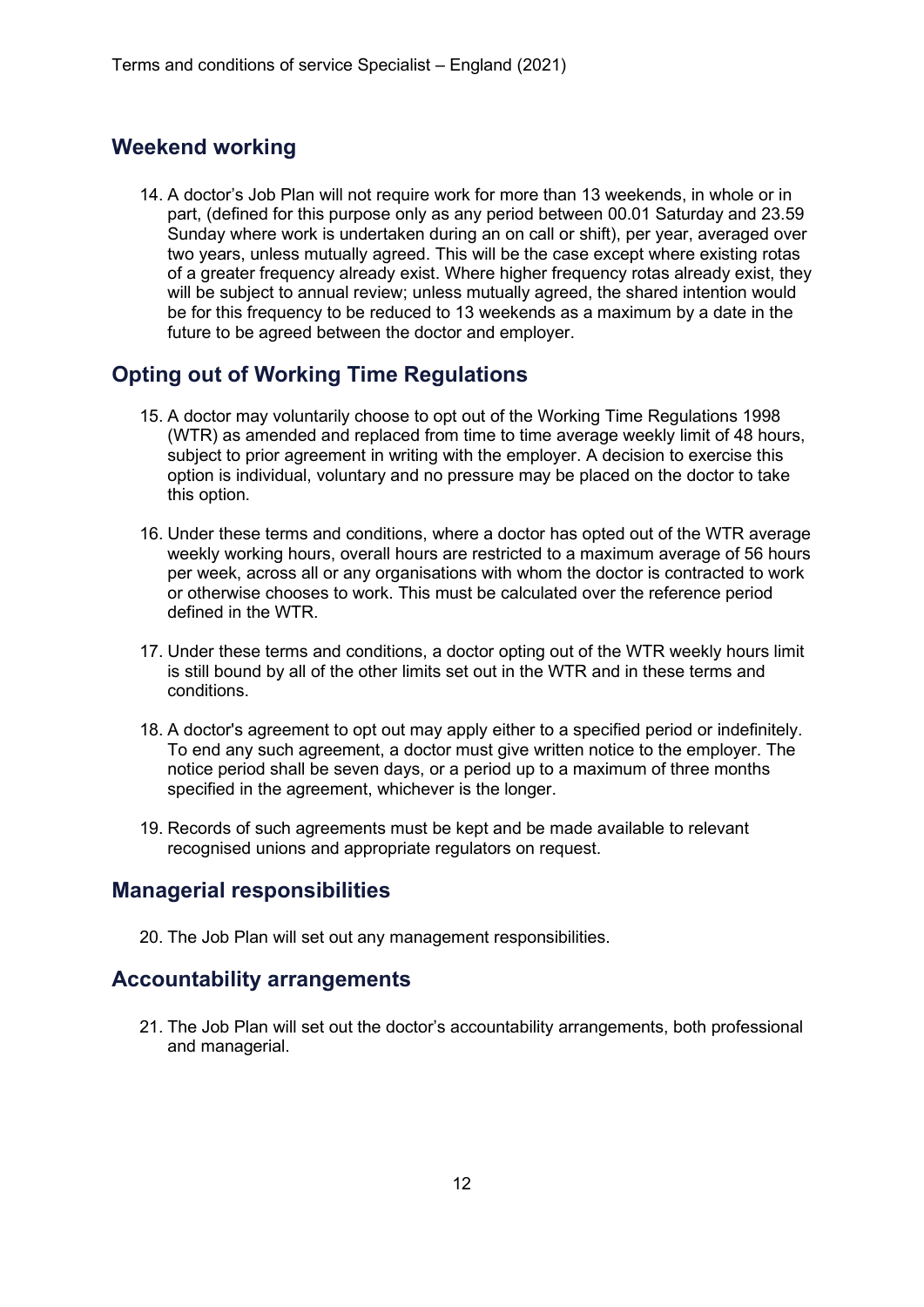## Weekend working

14. A doctor's Job Plan will not require work for more than 13 weekends, in whole or in part, (defined for this purpose only as any period between 00.01 Saturday and 23.59 Sunday where work is undertaken during an on call or shift), per year, averaged over two years, unless mutually agreed. This will be the case except where existing rotas of a greater frequency already exist. Where higher frequency rotas already exist, they will be subject to annual review; unless mutually agreed, the shared intention would be for this frequency to be reduced to 13 weekends as a maximum by a date in the future to be agreed between the doctor and employer.

## Opting out of Working Time Regulations

15. A doctor may voluntarily choose to opt out of the Working Time Regulations 1998 (WTR) as amended and replaced from time to time average weekly limit of 48 hours, subject to prior agreement in writing with the employer. A decision to exercise this option is individual, voluntary and no pressure may be placed on the doctor to take this option.

16. Under these terms and conditions, where a doctor has opted out of the WTR average weekly working hours, overall hours are restricted to a maximum average of 56 hours per week, across all or any organisations with whom the doctor is contracted to work or otherwise chooses to work. This must be calculated over the reference period defined in the WTR.

17. Under these terms and conditions, a doctor opting out of the WTR weekly hours limit is still bound by all of the other limits set out in the WTR and in these terms and conditions.

18. A doctor's agreement to opt out may apply either to a specified period or indefinitely. To end any such agreement, a doctor must give written notice to the employer. The notice period shall be seven days, or a period up to a maximum of three months specified in the agreement, whichever is the longer.

19. Records of such agreements must be kept and be made available to relevant recognised unions and appropriate regulators on request.

## Managerial responsibilities

20. The Job Plan will set out any management responsibilities.

## Accountability arrangements

21. The Job Plan will set out the doctor's accountability arrangements, both professional and managerial.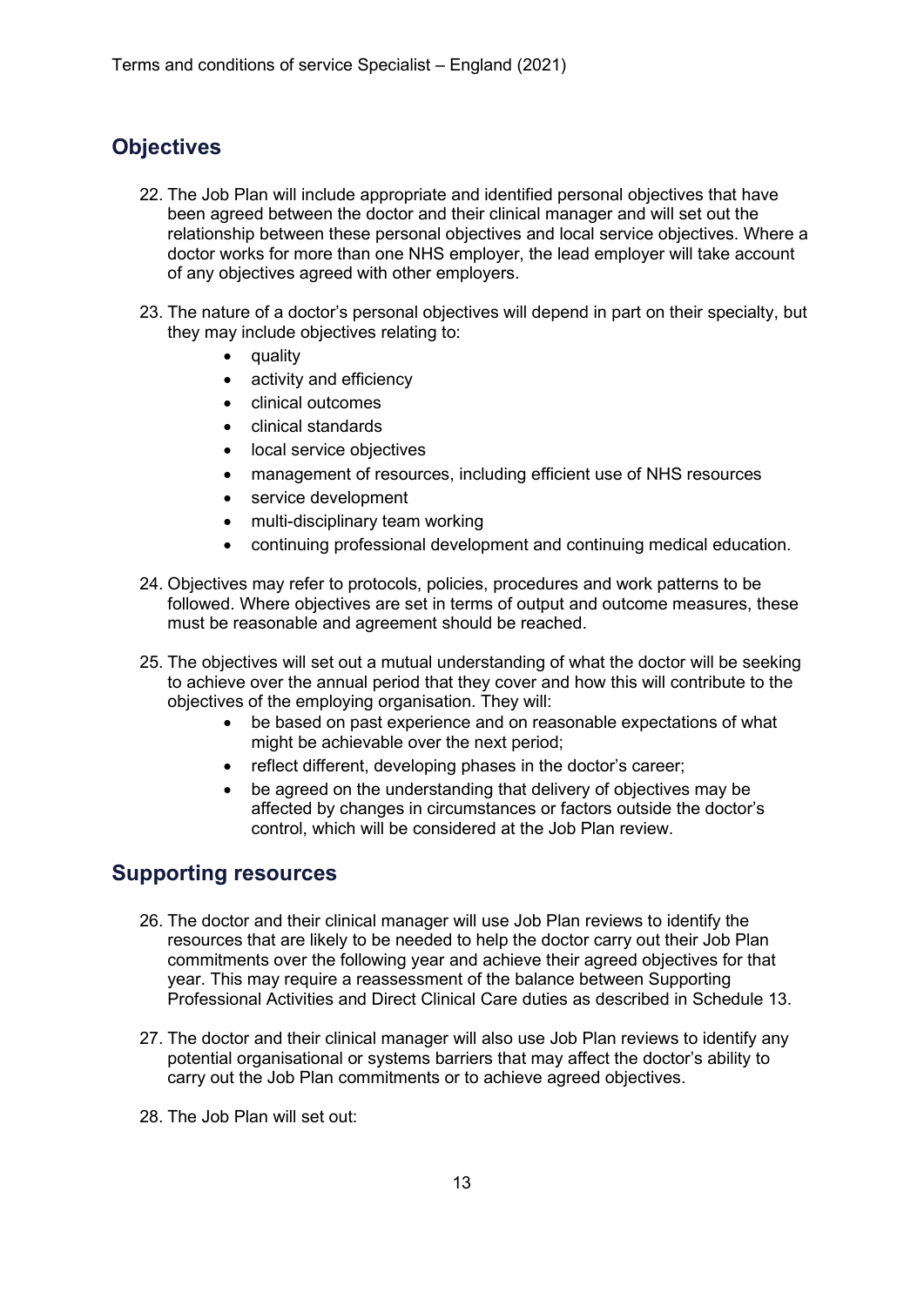## Objectives

22. The Job Plan will include appropriate and identified personal objectives that have been agreed between the doctor and their clinical manager and will set out the relationship between these personal objectives and local service objectives. Where a doctor works for more than one NHS employer, the lead employer will take account of any objectives agreed with other employers.

23. The nature of a doctor's personal objectives will depend in part on their specialty, but they may include objectives relating to:
    - quality
    - activity and efficiency
    - clinical outcomes
    - clinical standards
    - local service objectives
    - management of resources, including efficient use of NHS resources
    - service development
    - multi-disciplinary team working
    - continuing professional development and continuing medical education.

24. Objectives may refer to protocols, policies, procedures and work patterns to be followed. Where objectives are set in terms of output and outcome measures, these must be reasonable and agreement should be reached.

25. The objectives will set out a mutual understanding of what the doctor will be seeking to achieve over the annual period that they cover and how this will contribute to the objectives of the employing organisation. They will:
    - be based on past experience and on reasonable expectations of what might be achievable over the next period;
    - reflect different, developing phases in the doctor's career;
    - be agreed on the understanding that delivery of objectives may be affected by changes in circumstances or factors outside the doctor's control, which will be considered at the Job Plan review.

## Supporting resources

26. The doctor and their clinical manager will use Job Plan reviews to identify the resources that are likely to be needed to help the doctor carry out their Job Plan commitments over the following year and achieve their agreed objectives for that year. This may require a reassessment of the balance between Supporting Professional Activities and Direct Clinical Care duties as described in Schedule 13.

27. The doctor and their clinical manager will also use Job Plan reviews to identify any potential organisational or systems barriers that may affect the doctor's ability to carry out the Job Plan commitments or to achieve agreed objectives.

28. The Job Plan will set out: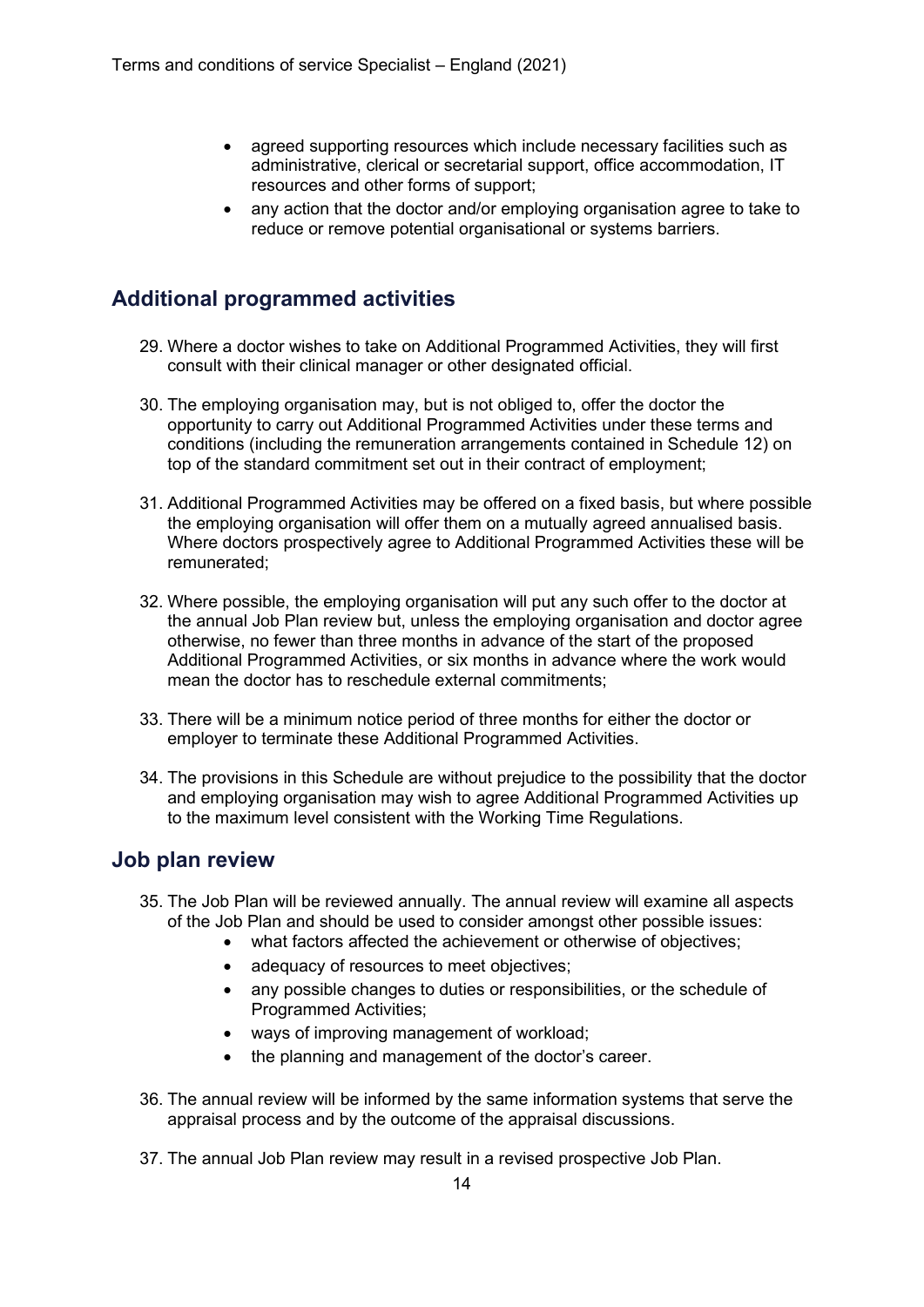- agreed supporting resources which include necessary facilities such as administrative, clerical or secretarial support, office accommodation, IT resources and other forms of support;
- any action that the doctor and/or employing organisation agree to take to reduce or remove potential organisational or systems barriers.

## Additional programmed activities

29. Where a doctor wishes to take on Additional Programmed Activities, they will first consult with their clinical manager or other designated official.

30. The employing organisation may, but is not obliged to, offer the doctor the opportunity to carry out Additional Programmed Activities under these terms and conditions (including the remuneration arrangements contained in Schedule 12) on top of the standard commitment set out in their contract of employment;

31. Additional Programmed Activities may be offered on a fixed basis, but where possible the employing organisation will offer them on a mutually agreed annualised basis. Where doctors prospectively agree to Additional Programmed Activities these will be remunerated;

32. Where possible, the employing organisation will put any such offer to the doctor at the annual Job Plan review but, unless the employing organisation and doctor agree otherwise, no fewer than three months in advance of the start of the proposed Additional Programmed Activities, or six months in advance where the work would mean the doctor has to reschedule external commitments;

33. There will be a minimum notice period of three months for either the doctor or employer to terminate these Additional Programmed Activities.

34. The provisions in this Schedule are without prejudice to the possibility that the doctor and employing organisation may wish to agree Additional Programmed Activities up to the maximum level consistent with the Working Time Regulations.

## Job plan review

35. The Job Plan will be reviewed annually. The annual review will examine all aspects of the Job Plan and should be used to consider amongst other possible issues:
    - what factors affected the achievement or otherwise of objectives;
    - adequacy of resources to meet objectives;
    - any possible changes to duties or responsibilities, or the schedule of Programmed Activities;
    - ways of improving management of workload;
    - the planning and management of the doctor's career.

36. The annual review will be informed by the same information systems that serve the appraisal process and by the outcome of the appraisal discussions.

37. The annual Job Plan review may result in a revised prospective Job Plan.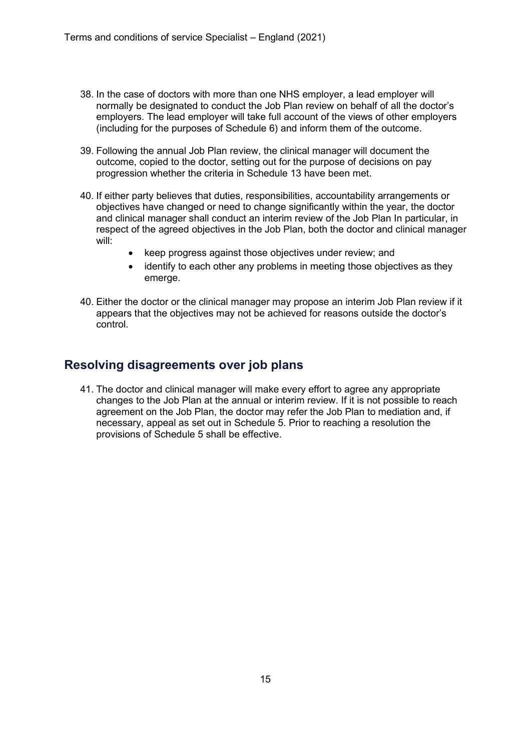38. In the case of doctors with more than one NHS employer, a lead employer will normally be designated to conduct the Job Plan review on behalf of all the doctor's employers. The lead employer will take full account of the views of other employers (including for the purposes of Schedule 6) and inform them of the outcome.

39. Following the annual Job Plan review, the clinical manager will document the outcome, copied to the doctor, setting out for the purpose of decisions on pay progression whether the criteria in Schedule 13 have been met.

40. If either party believes that duties, responsibilities, accountability arrangements or objectives have changed or need to change significantly within the year, the doctor and clinical manager shall conduct an interim review of the Job Plan In particular, in respect of the agreed objectives in the Job Plan, both the doctor and clinical manager will:
    - keep progress against those objectives under review; and
    - identify to each other any problems in meeting those objectives as they emerge.

40. Either the doctor or the clinical manager may propose an interim Job Plan review if it appears that the objectives may not be achieved for reasons outside the doctor's control.

## Resolving disagreements over job plans

41. The doctor and clinical manager will make every effort to agree any appropriate changes to the Job Plan at the annual or interim review. If it is not possible to reach agreement on the Job Plan, the doctor may refer the Job Plan to mediation and, if necessary, appeal as set out in Schedule 5. Prior to reaching a resolution the provisions of Schedule 5 shall be effective.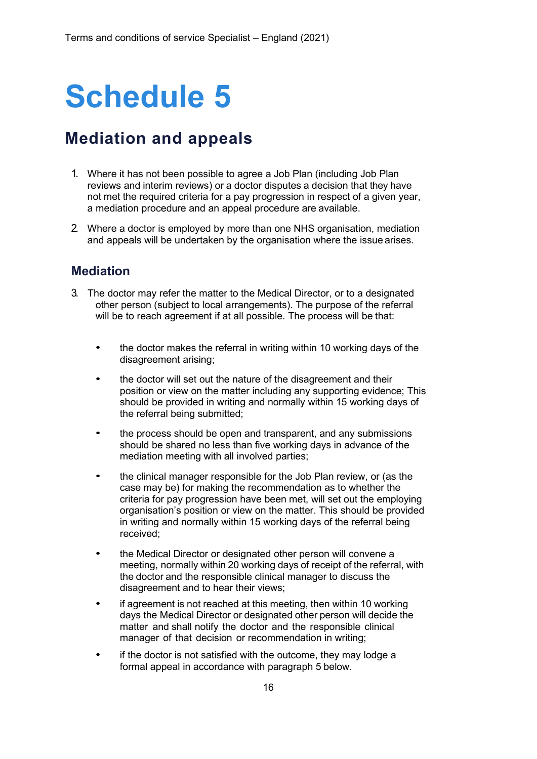# Schedule 5

## Mediation and appeals

1. Where it has not been possible to agree a Job Plan (including Job Plan reviews and interim reviews) or a doctor disputes a decision that they have not met the required criteria for a pay progression in respect of a given year, a mediation procedure and an appeal procedure are available.

2. Where a doctor is employed by more than one NHS organisation, mediation and appeals will be undertaken by the organisation where the issue arises.

### Mediation

3. The doctor may refer the matter to the Medical Director, or to a designated other person (subject to local arrangements). The purpose of the referral will be to reach agreement if at all possible. The process will be that:

    - the doctor makes the referral in writing within 10 working days of the disagreement arising;
    - the doctor will set out the nature of the disagreement and their position or view on the matter including any supporting evidence; This should be provided in writing and normally within 15 working days of the referral being submitted;
    - the process should be open and transparent, and any submissions should be shared no less than five working days in advance of the mediation meeting with all involved parties;
    - the clinical manager responsible for the Job Plan review, or (as the case may be) for making the recommendation as to whether the criteria for pay progression have been met, will set out the employing organisation's position or view on the matter. This should be provided in writing and normally within 15 working days of the referral being received;
    - the Medical Director or designated other person will convene a meeting, normally within 20 working days of receipt of the referral, with the doctor and the responsible clinical manager to discuss the disagreement and to hear their views;
    - if agreement is not reached at this meeting, then within 10 working days the Medical Director or designated other person will decide the matter and shall notify the doctor and the responsible clinical manager of that decision or recommendation in writing;
    - if the doctor is not satisfied with the outcome, they may lodge a formal appeal in accordance with paragraph 5 below.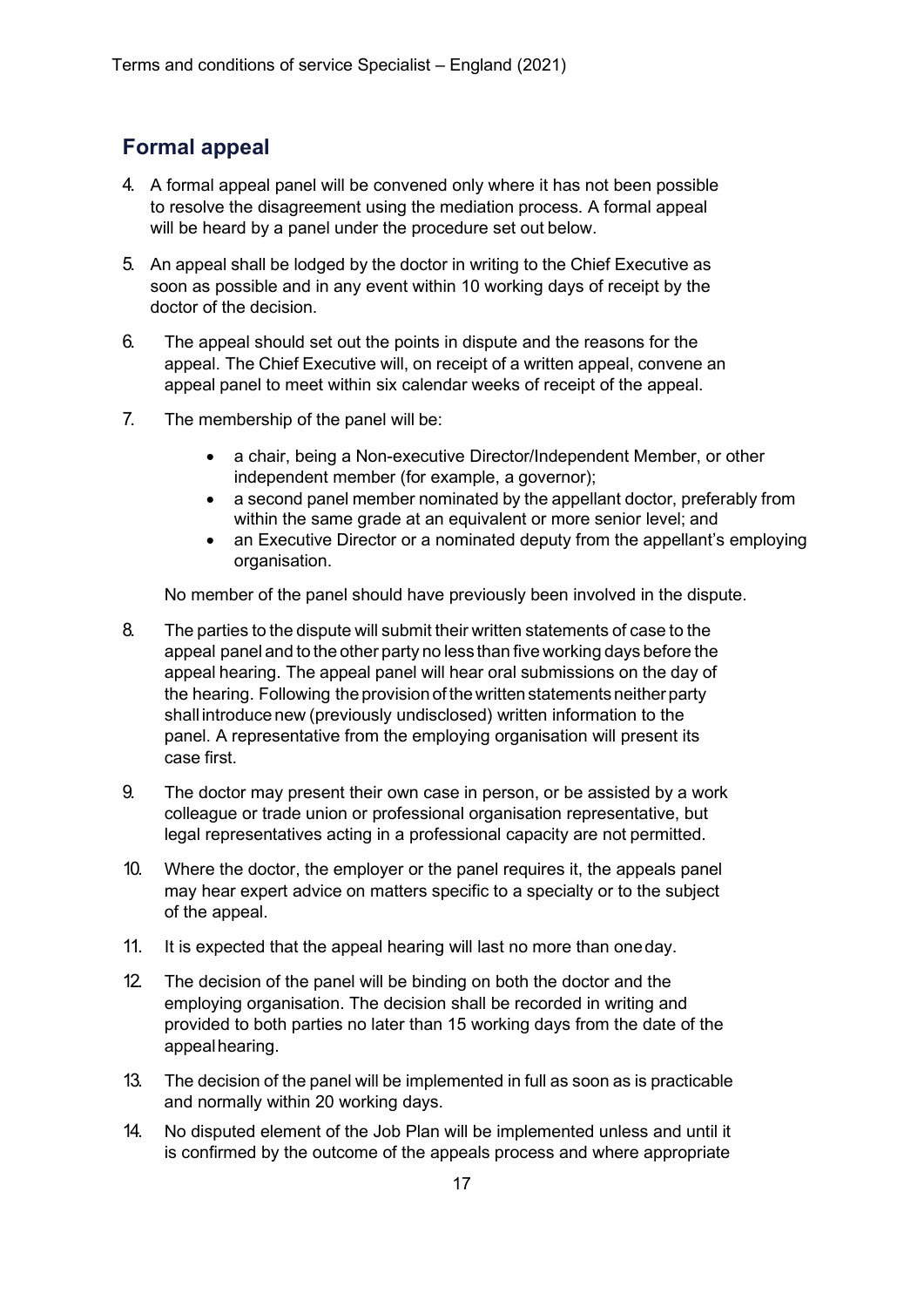## Formal appeal

4. A formal appeal panel will be convened only where it has not been possible to resolve the disagreement using the mediation process. A formal appeal will be heard by a panel under the procedure set out below.

5. An appeal shall be lodged by the doctor in writing to the Chief Executive as soon as possible and in any event within 10 working days of receipt by the doctor of the decision.

6. The appeal should set out the points in dispute and the reasons for the appeal. The Chief Executive will, on receipt of a written appeal, convene an appeal panel to meet within six calendar weeks of receipt of the appeal.

7. The membership of the panel will be:

   - a chair, being a Non-executive Director/Independent Member, or other independent member (for example, a governor);
   - a second panel member nominated by the appellant doctor, preferably from within the same grade at an equivalent or more senior level; and
   - an Executive Director or a nominated deputy from the appellant's employing organisation.

   No member of the panel should have previously been involved in the dispute.

8. The parties to the dispute will submit their written statements of case to the appeal panel and to the other party no less than five working days before the appeal hearing. The appeal panel will hear oral submissions on the day of the hearing. Following the provision of the written statements neither party shall introduce new (previously undisclosed) written information to the panel. A representative from the employing organisation will present its case first.

9. The doctor may present their own case in person, or be assisted by a work colleague or trade union or professional organisation representative, but legal representatives acting in a professional capacity are not permitted.

10. Where the doctor, the employer or the panel requires it, the appeals panel may hear expert advice on matters specific to a specialty or to the subject of the appeal.

11. It is expected that the appeal hearing will last no more than one day.

12. The decision of the panel will be binding on both the doctor and the employing organisation. The decision shall be recorded in writing and provided to both parties no later than 15 working days from the date of the appeal hearing.

13. The decision of the panel will be implemented in full as soon as is practicable and normally within 20 working days.

14. No disputed element of the Job Plan will be implemented unless and until it is confirmed by the outcome of the appeals process and where appropriate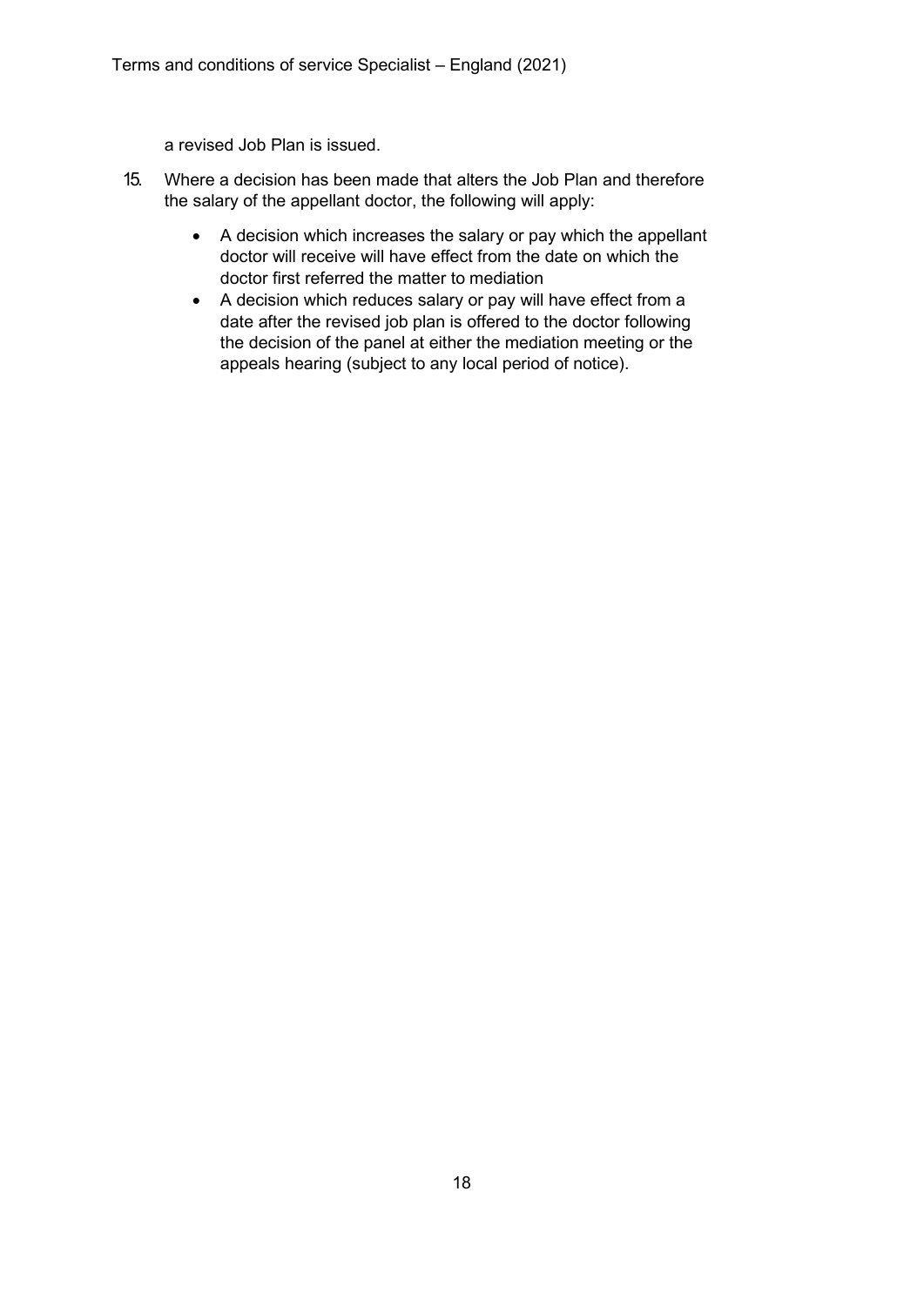a revised Job Plan is issued.

15. Where a decision has been made that alters the Job Plan and therefore the salary of the appellant doctor, the following will apply:

    - A decision which increases the salary or pay which the appellant doctor will receive will have effect from the date on which the doctor first referred the matter to mediation
    - A decision which reduces salary or pay will have effect from a date after the revised job plan is offered to the doctor following the decision of the panel at either the mediation meeting or the appeals hearing (subject to any local period of notice).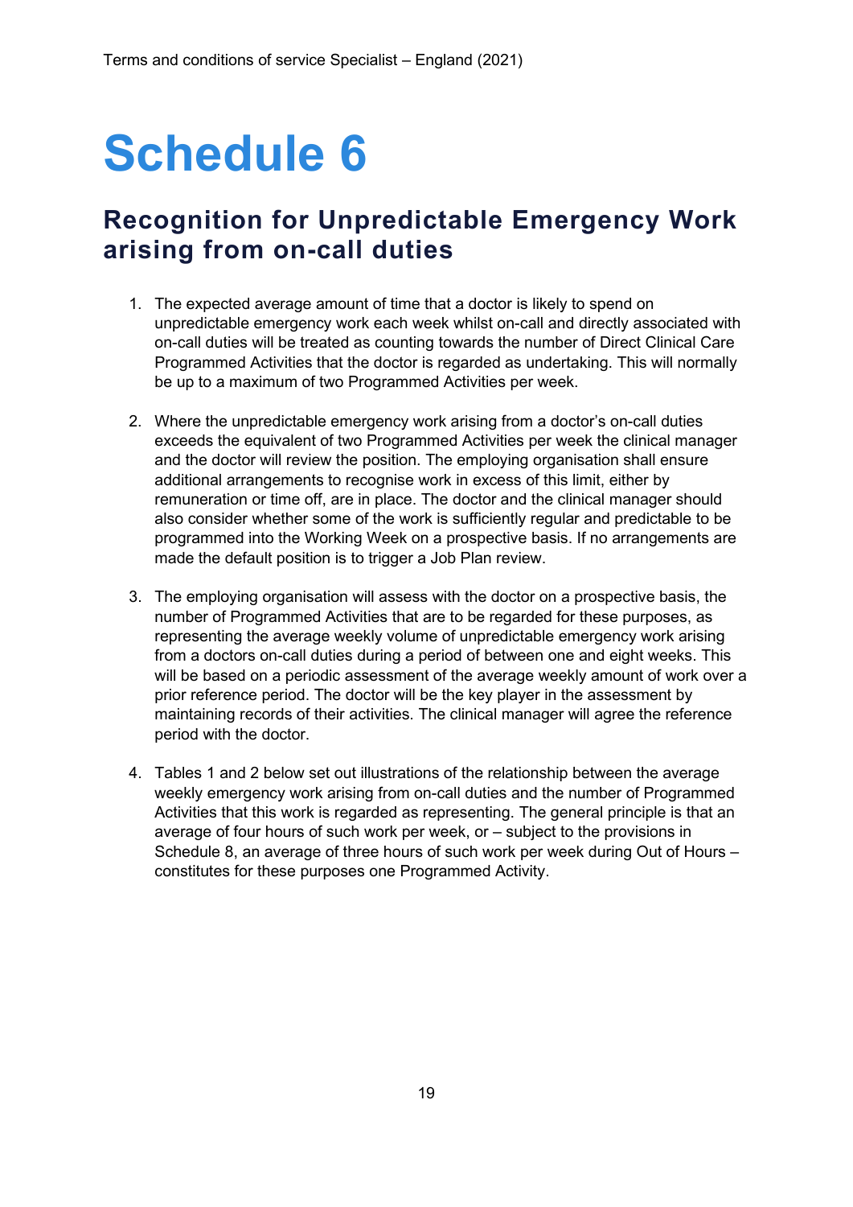# Schedule 6

## Recognition for Unpredictable Emergency Work arising from on-call duties

1. The expected average amount of time that a doctor is likely to spend on unpredictable emergency work each week whilst on-call and directly associated with on-call duties will be treated as counting towards the number of Direct Clinical Care Programmed Activities that the doctor is regarded as undertaking. This will normally be up to a maximum of two Programmed Activities per week.

2. Where the unpredictable emergency work arising from a doctor's on-call duties exceeds the equivalent of two Programmed Activities per week the clinical manager and the doctor will review the position. The employing organisation shall ensure additional arrangements to recognise work in excess of this limit, either by remuneration or time off, are in place. The doctor and the clinical manager should also consider whether some of the work is sufficiently regular and predictable to be programmed into the Working Week on a prospective basis. If no arrangements are made the default position is to trigger a Job Plan review.

3. The employing organisation will assess with the doctor on a prospective basis, the number of Programmed Activities that are to be regarded for these purposes, as representing the average weekly volume of unpredictable emergency work arising from a doctors on-call duties during a period of between one and eight weeks. This will be based on a periodic assessment of the average weekly amount of work over a prior reference period. The doctor will be the key player in the assessment by maintaining records of their activities. The clinical manager will agree the reference period with the doctor.

4. Tables 1 and 2 below set out illustrations of the relationship between the average weekly emergency work arising from on-call duties and the number of Programmed Activities that this work is regarded as representing. The general principle is that an average of four hours of such work per week, or – subject to the provisions in Schedule 8, an average of three hours of such work per week during Out of Hours – constitutes for these purposes one Programmed Activity.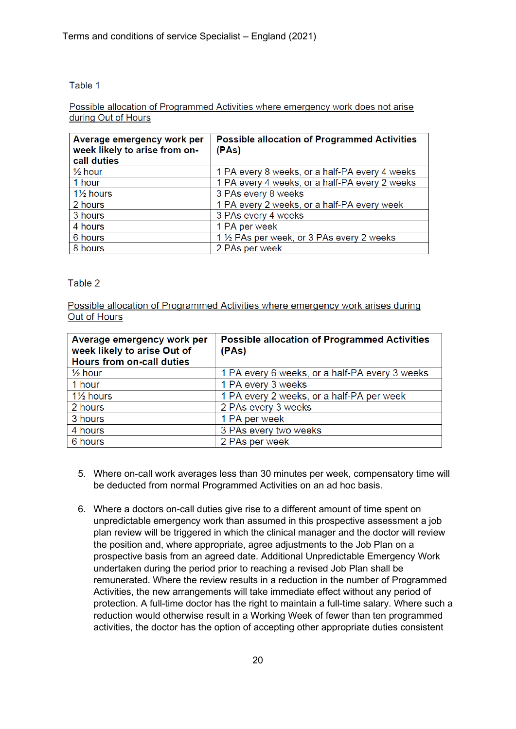Table 1

Possible allocation of Programmed Activities where emergency work does not arise during Out of Hours

| Average emergency work per week likely to arise from on-call duties | Possible allocation of Programmed Activities (PAs) |
|---|---|
| ½ hour | 1 PA every 8 weeks, or a half-PA every 4 weeks |
| 1 hour | 1 PA every 4 weeks, or a half-PA every 2 weeks |
| 1½ hours | 3 PAs every 8 weeks |
| 2 hours | 1 PA every 2 weeks, or a half-PA every week |
| 3 hours | 3 PAs every 4 weeks |
| 4 hours | 1 PA per week |
| 6 hours | 1 ½ PAs per week, or 3 PAs every 2 weeks |
| 8 hours | 2 PAs per week |

Table 2

Possible allocation of Programmed Activities where emergency work arises during Out of Hours

| Average emergency work per week likely to arise Out of Hours from on-call duties | Possible allocation of Programmed Activities (PAs) |
|---|---|
| ½ hour | 1 PA every 6 weeks, or a half-PA every 3 weeks |
| 1 hour | 1 PA every 3 weeks |
| 1½ hours | 1 PA every 2 weeks, or a half-PA per week |
| 2 hours | 2 PAs every 3 weeks |
| 3 hours | 1 PA per week |
| 4 hours | 3 PAs every two weeks |
| 6 hours | 2 PAs per week |

5. Where on-call work averages less than 30 minutes per week, compensatory time will be deducted from normal Programmed Activities on an ad hoc basis.

6. Where a doctors on-call duties give rise to a different amount of time spent on unpredictable emergency work than assumed in this prospective assessment a job plan review will be triggered in which the clinical manager and the doctor will review the position and, where appropriate, agree adjustments to the Job Plan on a prospective basis from an agreed date. Additional Unpredictable Emergency Work undertaken during the period prior to reaching a revised Job Plan shall be remunerated. Where the review results in a reduction in the number of Programmed Activities, the new arrangements will take immediate effect without any period of protection. A full-time doctor has the right to maintain a full-time salary. Where such a reduction would otherwise result in a Working Week of fewer than ten programmed activities, the doctor has the option of accepting other appropriate duties consistent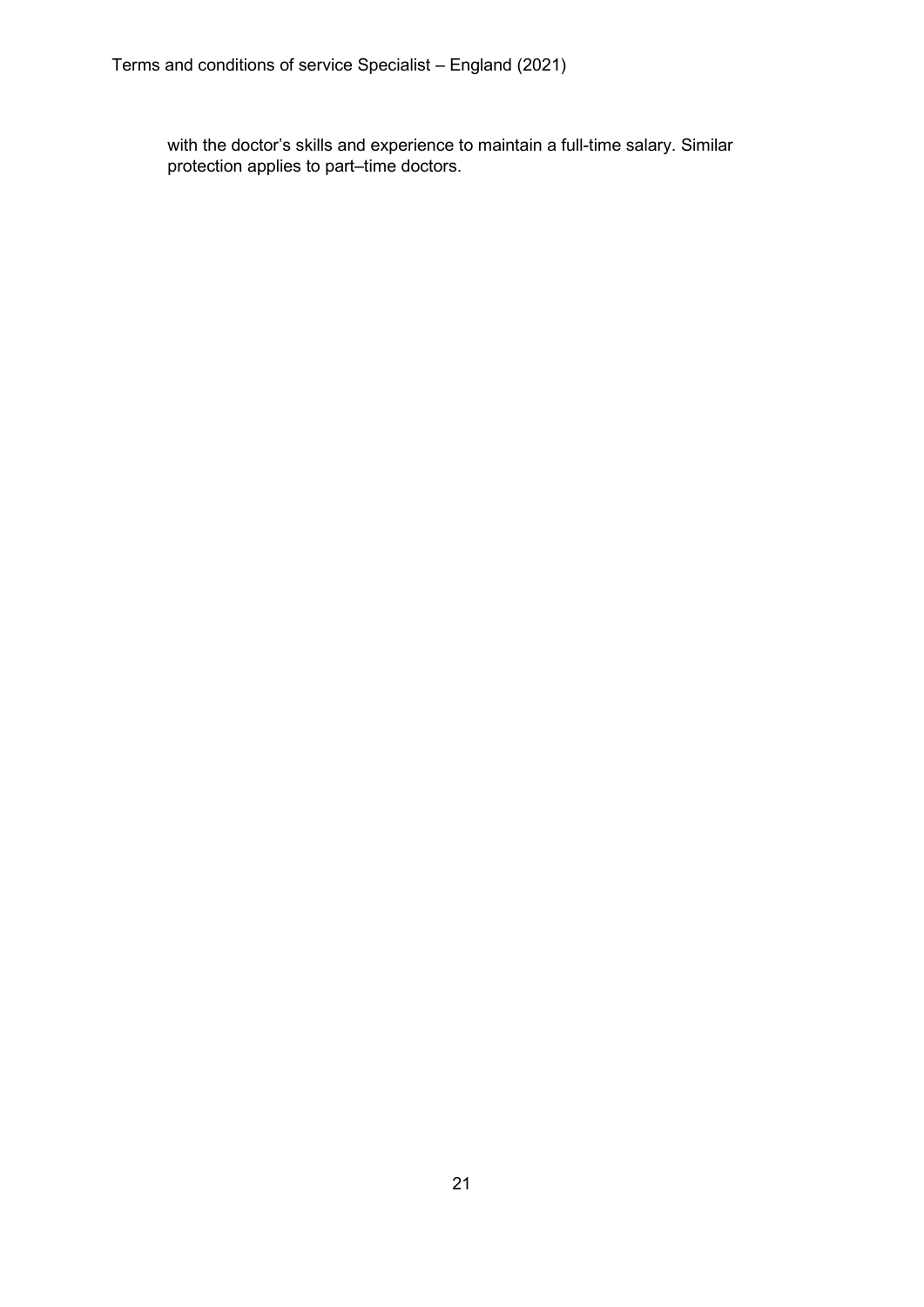with the doctor’s skills and experience to maintain a full-time salary. Similar protection applies to part–time doctors.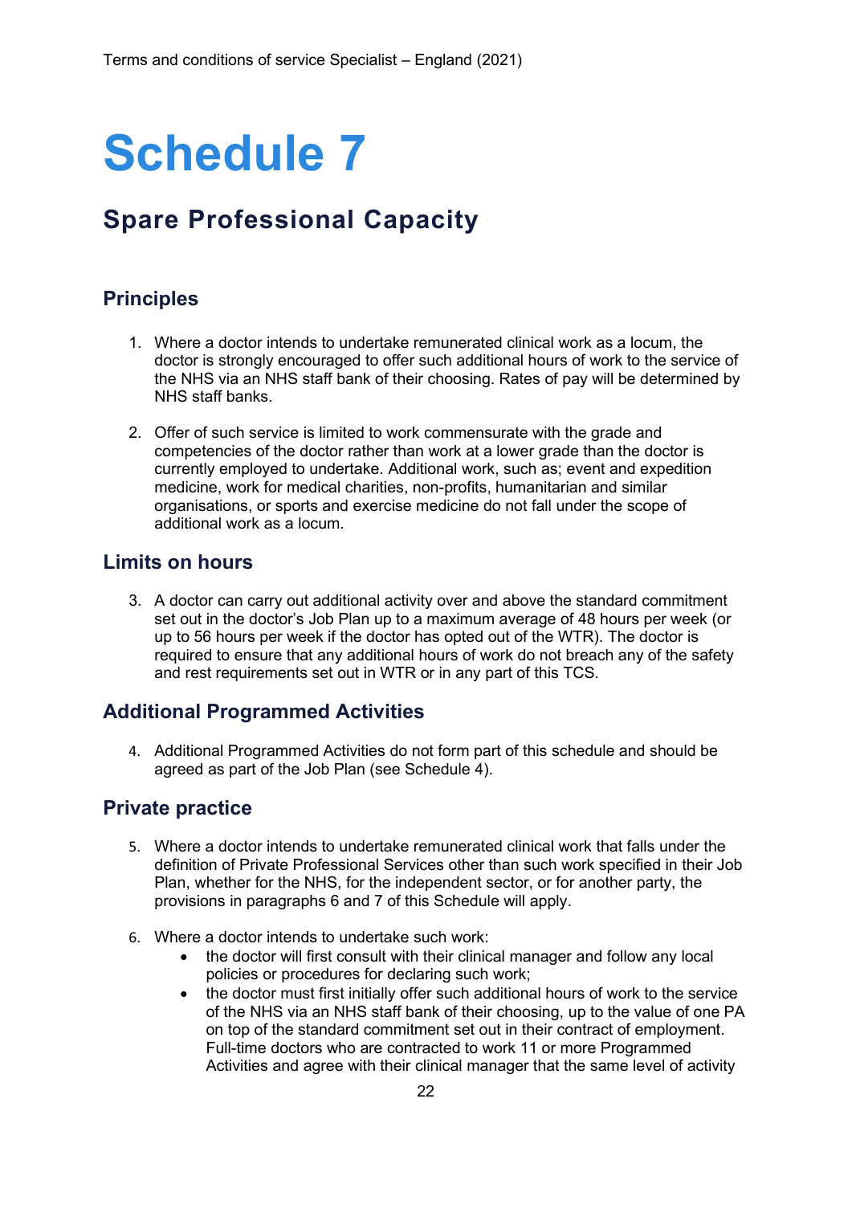# Schedule 7

## Spare Professional Capacity

### Principles

1. Where a doctor intends to undertake remunerated clinical work as a locum, the doctor is strongly encouraged to offer such additional hours of work to the service of the NHS via an NHS staff bank of their choosing. Rates of pay will be determined by NHS staff banks.

2. Offer of such service is limited to work commensurate with the grade and competencies of the doctor rather than work at a lower grade than the doctor is currently employed to undertake. Additional work, such as; event and expedition medicine, work for medical charities, non-profits, humanitarian and similar organisations, or sports and exercise medicine do not fall under the scope of additional work as a locum.

### Limits on hours

3. A doctor can carry out additional activity over and above the standard commitment set out in the doctor's Job Plan up to a maximum average of 48 hours per week (or up to 56 hours per week if the doctor has opted out of the WTR). The doctor is required to ensure that any additional hours of work do not breach any of the safety and rest requirements set out in WTR or in any part of this TCS.

### Additional Programmed Activities

4. Additional Programmed Activities do not form part of this schedule and should be agreed as part of the Job Plan (see Schedule 4).

### Private practice

5. Where a doctor intends to undertake remunerated clinical work that falls under the definition of Private Professional Services other than such work specified in their Job Plan, whether for the NHS, for the independent sector, or for another party, the provisions in paragraphs 6 and 7 of this Schedule will apply.

6. Where a doctor intends to undertake such work:
   - the doctor will first consult with their clinical manager and follow any local policies or procedures for declaring such work;
   - the doctor must first initially offer such additional hours of work to the service of the NHS via an NHS staff bank of their choosing, up to the value of one PA on top of the standard commitment set out in their contract of employment. Full-time doctors who are contracted to work 11 or more Programmed Activities and agree with their clinical manager that the same level of activity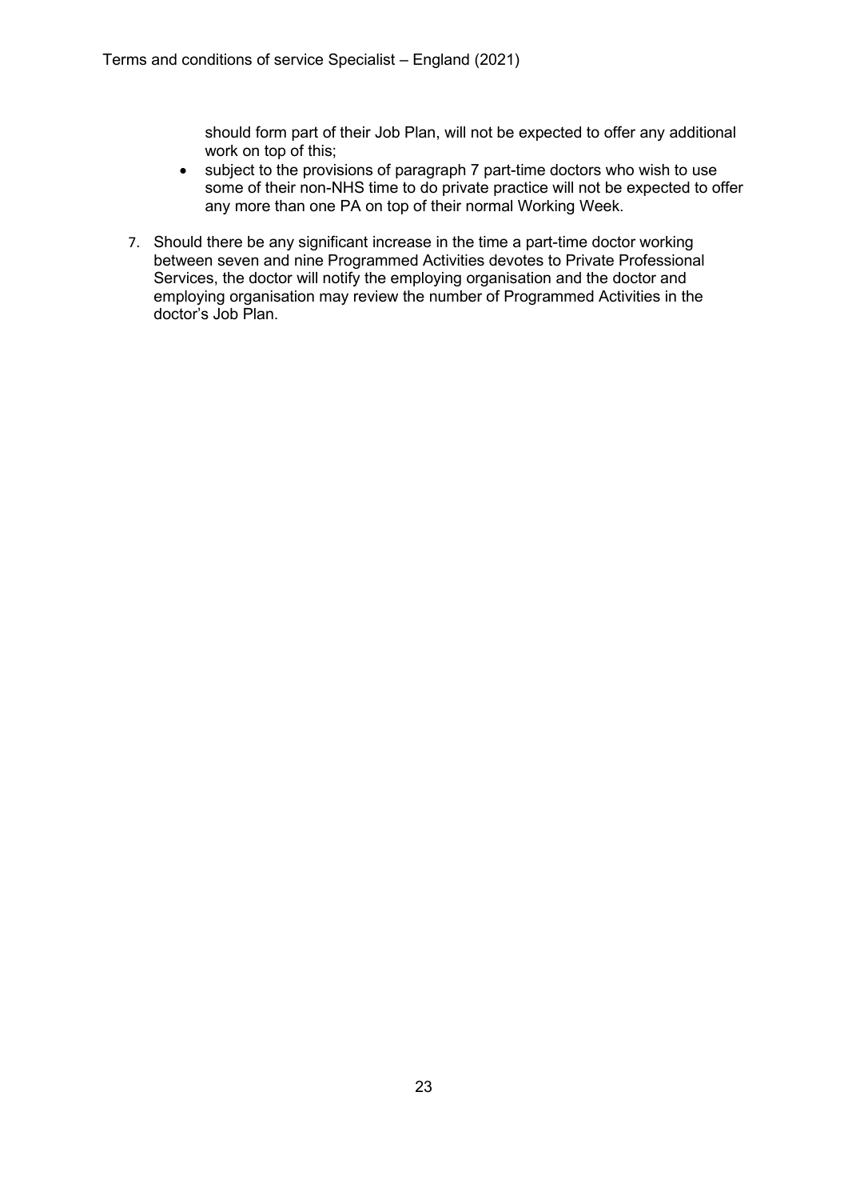should form part of their Job Plan, will not be expected to offer any additional work on top of this;

- subject to the provisions of paragraph 7 part-time doctors who wish to use some of their non-NHS time to do private practice will not be expected to offer any more than one PA on top of their normal Working Week.

7. Should there be any significant increase in the time a part-time doctor working between seven and nine Programmed Activities devotes to Private Professional Services, the doctor will notify the employing organisation and the doctor and employing organisation may review the number of Programmed Activities in the doctor's Job Plan.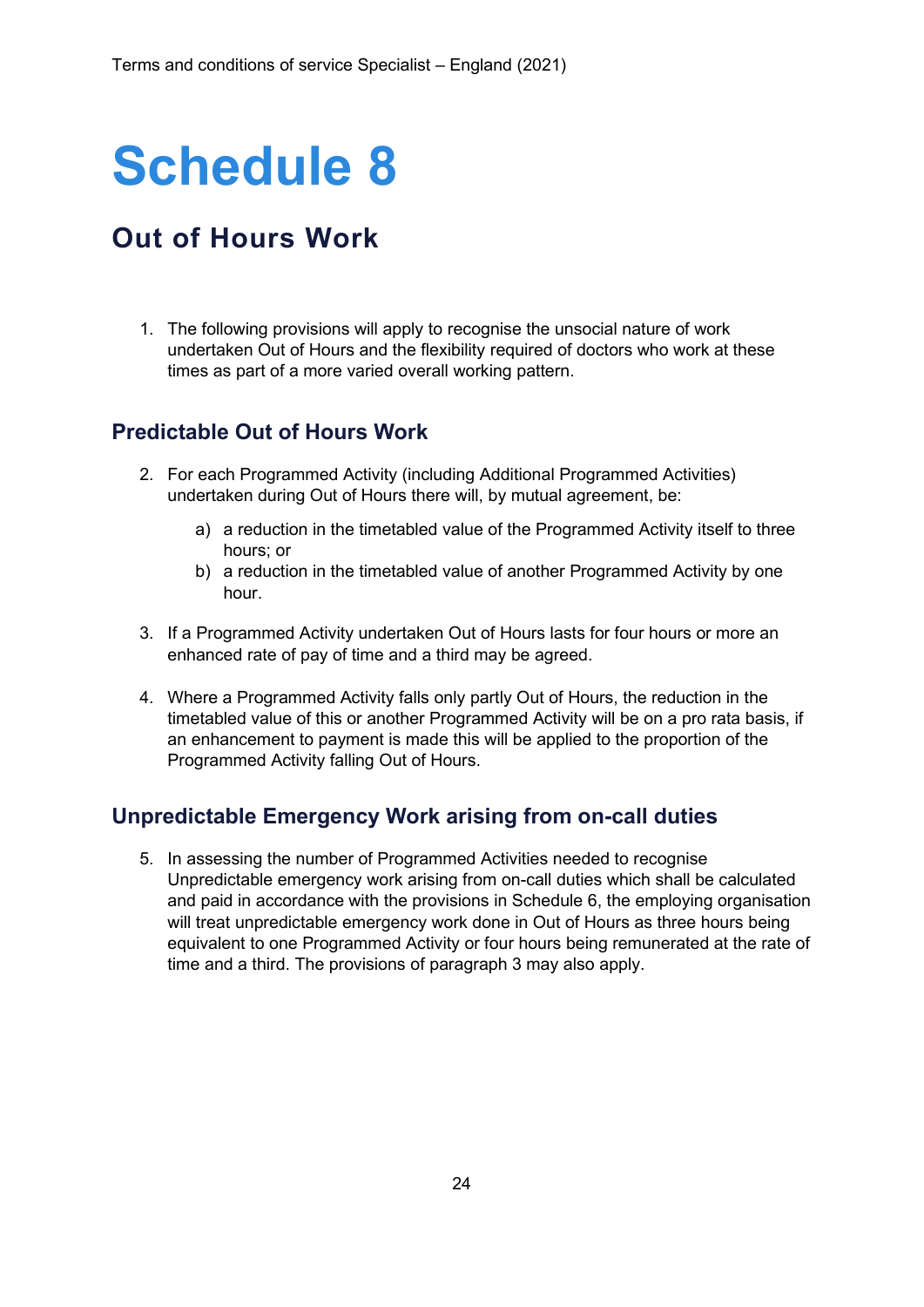# Schedule 8

## Out of Hours Work

1. The following provisions will apply to recognise the unsocial nature of work undertaken Out of Hours and the flexibility required of doctors who work at these times as part of a more varied overall working pattern.

### Predictable Out of Hours Work

2. For each Programmed Activity (including Additional Programmed Activities) undertaken during Out of Hours there will, by mutual agreement, be:

   a) a reduction in the timetabled value of the Programmed Activity itself to three hours; or
   b) a reduction in the timetabled value of another Programmed Activity by one hour.

3. If a Programmed Activity undertaken Out of Hours lasts for four hours or more an enhanced rate of pay of time and a third may be agreed.

4. Where a Programmed Activity falls only partly Out of Hours, the reduction in the timetabled value of this or another Programmed Activity will be on a pro rata basis, if an enhancement to payment is made this will be applied to the proportion of the Programmed Activity falling Out of Hours.

### Unpredictable Emergency Work arising from on-call duties

5. In assessing the number of Programmed Activities needed to recognise Unpredictable emergency work arising from on-call duties which shall be calculated and paid in accordance with the provisions in Schedule 6, the employing organisation will treat unpredictable emergency work done in Out of Hours as three hours being equivalent to one Programmed Activity or four hours being remunerated at the rate of time and a third. The provisions of paragraph 3 may also apply.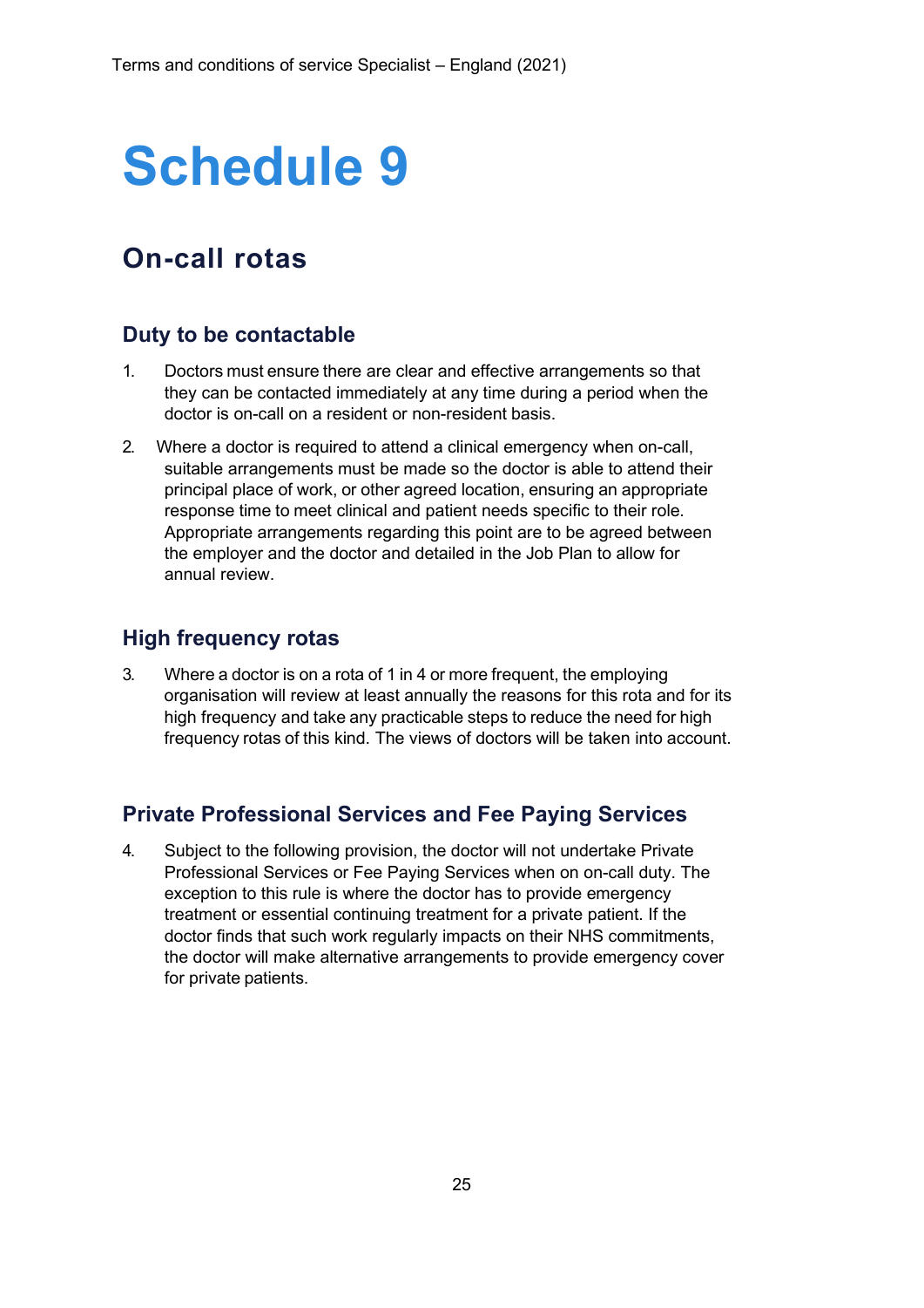# Schedule 9

## On-call rotas

### Duty to be contactable

1. Doctors must ensure there are clear and effective arrangements so that they can be contacted immediately at any time during a period when the doctor is on-call on a resident or non-resident basis.

2. Where a doctor is required to attend a clinical emergency when on-call, suitable arrangements must be made so the doctor is able to attend their principal place of work, or other agreed location, ensuring an appropriate response time to meet clinical and patient needs specific to their role. Appropriate arrangements regarding this point are to be agreed between the employer and the doctor and detailed in the Job Plan to allow for annual review.

### High frequency rotas

3. Where a doctor is on a rota of 1 in 4 or more frequent, the employing organisation will review at least annually the reasons for this rota and for its high frequency and take any practicable steps to reduce the need for high frequency rotas of this kind. The views of doctors will be taken into account.

### Private Professional Services and Fee Paying Services

4. Subject to the following provision, the doctor will not undertake Private Professional Services or Fee Paying Services when on on-call duty. The exception to this rule is where the doctor has to provide emergency treatment or essential continuing treatment for a private patient. If the doctor finds that such work regularly impacts on their NHS commitments, the doctor will make alternative arrangements to provide emergency cover for private patients.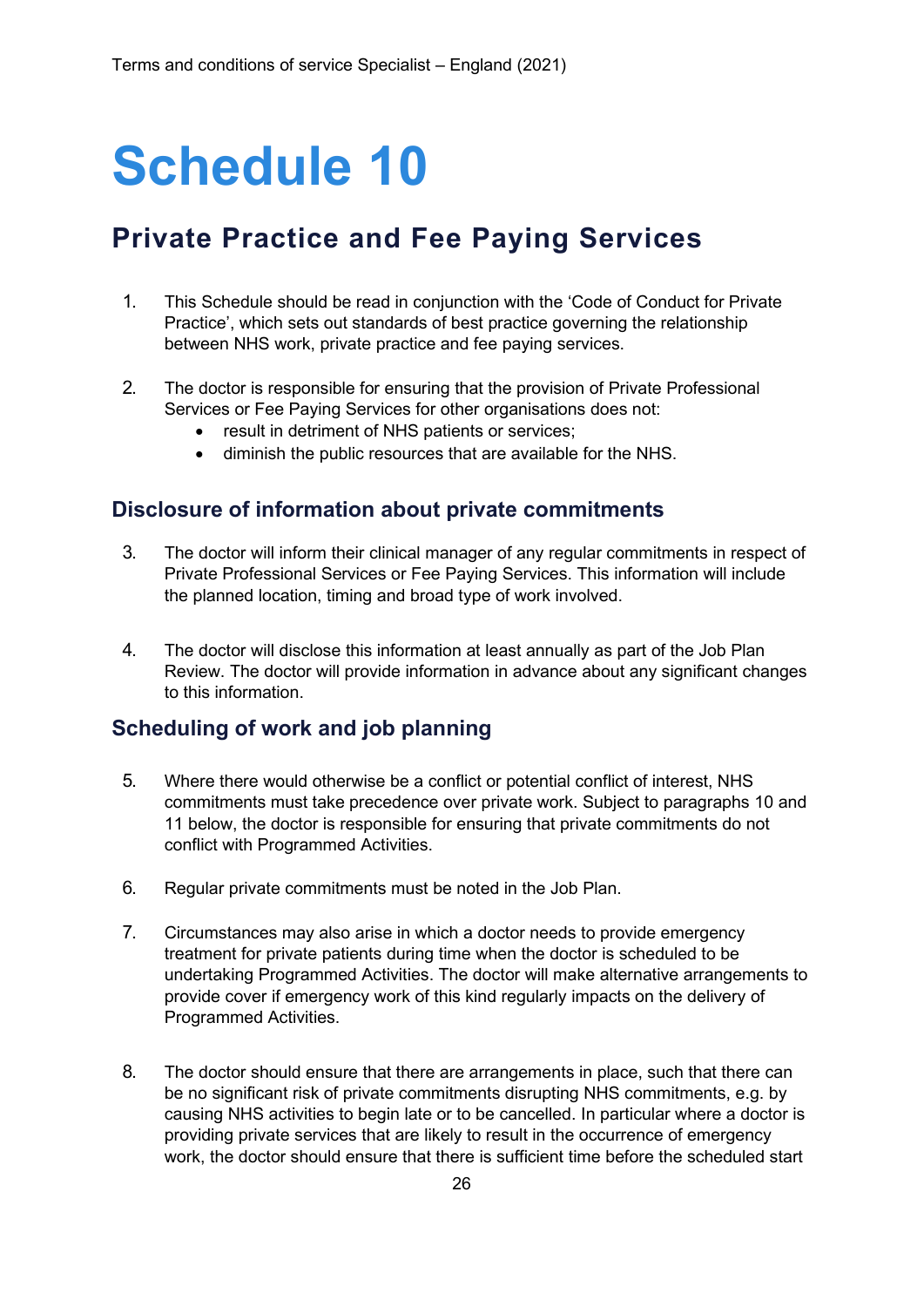# Schedule 10

## Private Practice and Fee Paying Services

1. This Schedule should be read in conjunction with the 'Code of Conduct for Private Practice', which sets out standards of best practice governing the relationship between NHS work, private practice and fee paying services.

2. The doctor is responsible for ensuring that the provision of Private Professional Services or Fee Paying Services for other organisations does not:
   - result in detriment of NHS patients or services;
   - diminish the public resources that are available for the NHS.

### Disclosure of information about private commitments

3. The doctor will inform their clinical manager of any regular commitments in respect of Private Professional Services or Fee Paying Services. This information will include the planned location, timing and broad type of work involved.

4. The doctor will disclose this information at least annually as part of the Job Plan Review. The doctor will provide information in advance about any significant changes to this information.

### Scheduling of work and job planning

5. Where there would otherwise be a conflict or potential conflict of interest, NHS commitments must take precedence over private work. Subject to paragraphs 10 and 11 below, the doctor is responsible for ensuring that private commitments do not conflict with Programmed Activities.

6. Regular private commitments must be noted in the Job Plan.

7. Circumstances may also arise in which a doctor needs to provide emergency treatment for private patients during time when the doctor is scheduled to be undertaking Programmed Activities. The doctor will make alternative arrangements to provide cover if emergency work of this kind regularly impacts on the delivery of Programmed Activities.

8. The doctor should ensure that there are arrangements in place, such that there can be no significant risk of private commitments disrupting NHS commitments, e.g. by causing NHS activities to begin late or to be cancelled. In particular where a doctor is providing private services that are likely to result in the occurrence of emergency work, the doctor should ensure that there is sufficient time before the scheduled start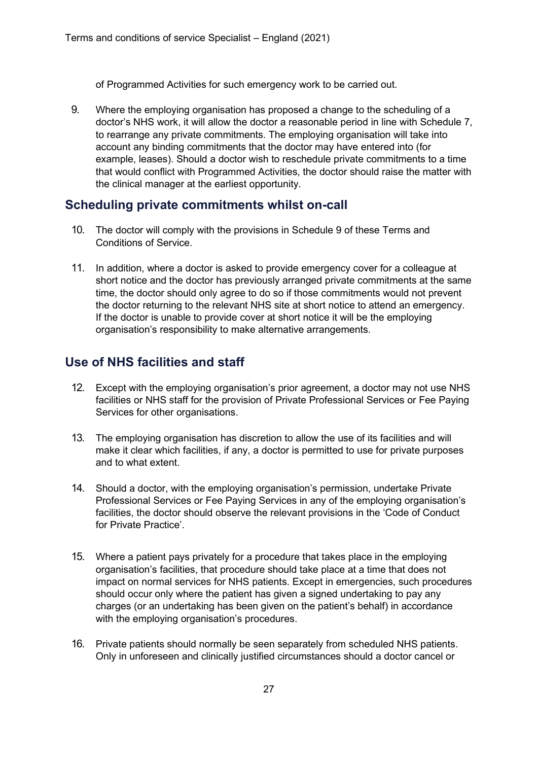of Programmed Activities for such emergency work to be carried out.

9. Where the employing organisation has proposed a change to the scheduling of a doctor's NHS work, it will allow the doctor a reasonable period in line with Schedule 7, to rearrange any private commitments. The employing organisation will take into account any binding commitments that the doctor may have entered into (for example, leases). Should a doctor wish to reschedule private commitments to a time that would conflict with Programmed Activities, the doctor should raise the matter with the clinical manager at the earliest opportunity.

## Scheduling private commitments whilst on-call

10. The doctor will comply with the provisions in Schedule 9 of these Terms and Conditions of Service.

11. In addition, where a doctor is asked to provide emergency cover for a colleague at short notice and the doctor has previously arranged private commitments at the same time, the doctor should only agree to do so if those commitments would not prevent the doctor returning to the relevant NHS site at short notice to attend an emergency. If the doctor is unable to provide cover at short notice it will be the employing organisation's responsibility to make alternative arrangements.

## Use of NHS facilities and staff

12. Except with the employing organisation's prior agreement, a doctor may not use NHS facilities or NHS staff for the provision of Private Professional Services or Fee Paying Services for other organisations.

13. The employing organisation has discretion to allow the use of its facilities and will make it clear which facilities, if any, a doctor is permitted to use for private purposes and to what extent.

14. Should a doctor, with the employing organisation's permission, undertake Private Professional Services or Fee Paying Services in any of the employing organisation's facilities, the doctor should observe the relevant provisions in the 'Code of Conduct for Private Practice'.

15. Where a patient pays privately for a procedure that takes place in the employing organisation's facilities, that procedure should take place at a time that does not impact on normal services for NHS patients. Except in emergencies, such procedures should occur only where the patient has given a signed undertaking to pay any charges (or an undertaking has been given on the patient's behalf) in accordance with the employing organisation's procedures.

16. Private patients should normally be seen separately from scheduled NHS patients. Only in unforeseen and clinically justified circumstances should a doctor cancel or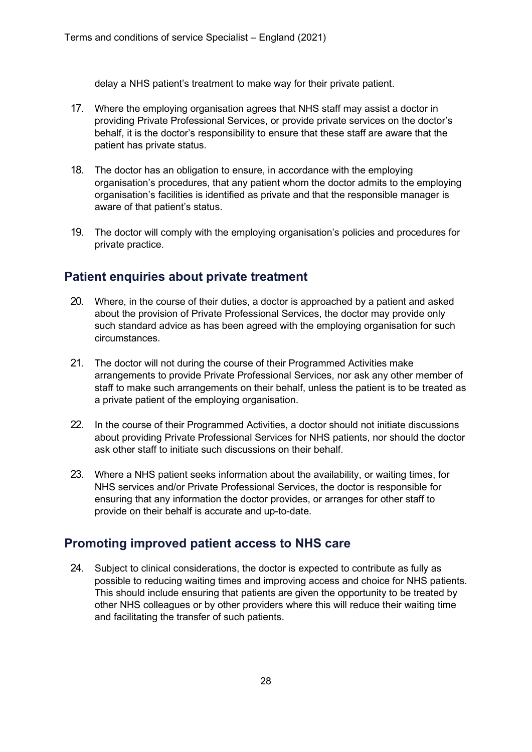delay a NHS patient's treatment to make way for their private patient.

17. Where the employing organisation agrees that NHS staff may assist a doctor in providing Private Professional Services, or provide private services on the doctor's behalf, it is the doctor's responsibility to ensure that these staff are aware that the patient has private status.

18. The doctor has an obligation to ensure, in accordance with the employing organisation's procedures, that any patient whom the doctor admits to the employing organisation's facilities is identified as private and that the responsible manager is aware of that patient's status.

19. The doctor will comply with the employing organisation's policies and procedures for private practice.

## Patient enquiries about private treatment

20. Where, in the course of their duties, a doctor is approached by a patient and asked about the provision of Private Professional Services, the doctor may provide only such standard advice as has been agreed with the employing organisation for such circumstances.

21. The doctor will not during the course of their Programmed Activities make arrangements to provide Private Professional Services, nor ask any other member of staff to make such arrangements on their behalf, unless the patient is to be treated as a private patient of the employing organisation.

22. In the course of their Programmed Activities, a doctor should not initiate discussions about providing Private Professional Services for NHS patients, nor should the doctor ask other staff to initiate such discussions on their behalf.

23. Where a NHS patient seeks information about the availability, or waiting times, for NHS services and/or Private Professional Services, the doctor is responsible for ensuring that any information the doctor provides, or arranges for other staff to provide on their behalf is accurate and up-to-date.

## Promoting improved patient access to NHS care

24. Subject to clinical considerations, the doctor is expected to contribute as fully as possible to reducing waiting times and improving access and choice for NHS patients. This should include ensuring that patients are given the opportunity to be treated by other NHS colleagues or by other providers where this will reduce their waiting time and facilitating the transfer of such patients.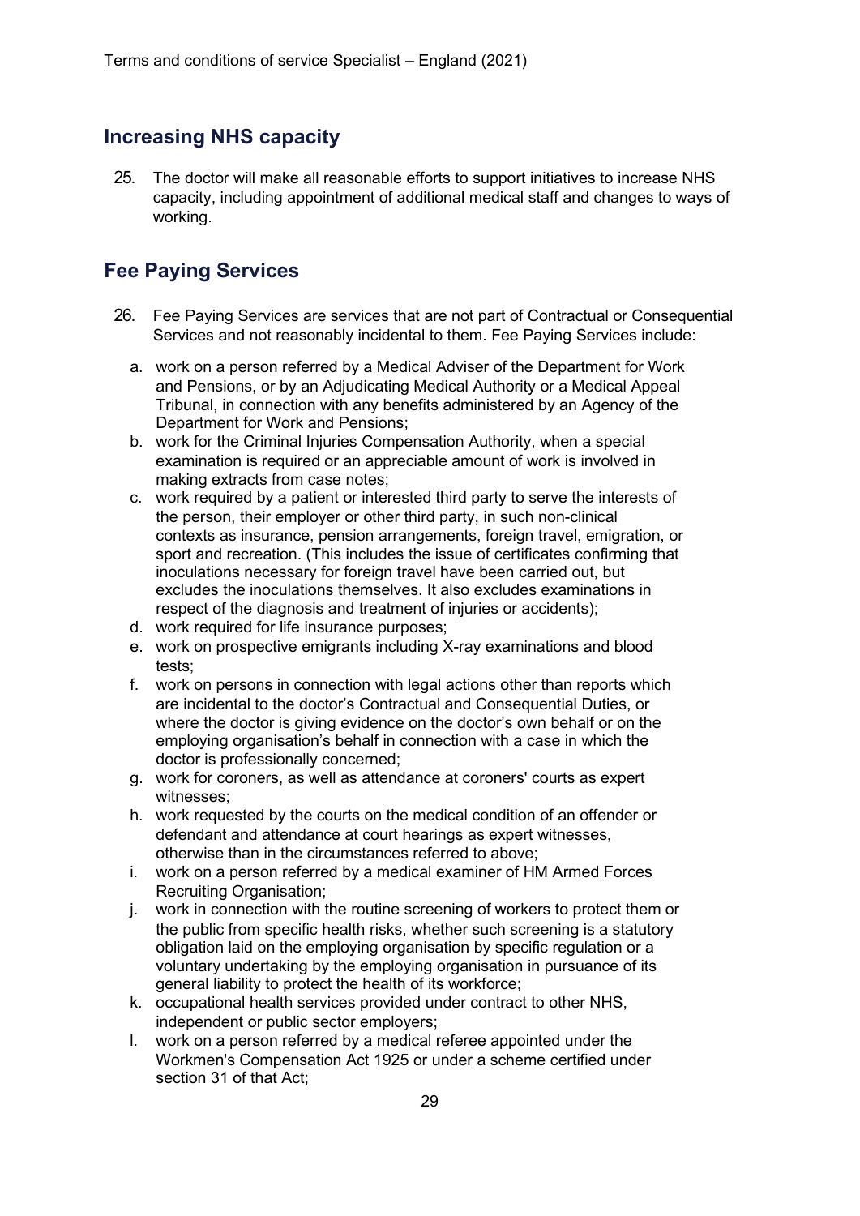## Increasing NHS capacity

25. The doctor will make all reasonable efforts to support initiatives to increase NHS capacity, including appointment of additional medical staff and changes to ways of working.

## Fee Paying Services

26. Fee Paying Services are services that are not part of Contractual or Consequential Services and not reasonably incidental to them. Fee Paying Services include:

    a. work on a person referred by a Medical Adviser of the Department for Work and Pensions, or by an Adjudicating Medical Authority or a Medical Appeal Tribunal, in connection with any benefits administered by an Agency of the Department for Work and Pensions;
    
    b. work for the Criminal Injuries Compensation Authority, when a special examination is required or an appreciable amount of work is involved in making extracts from case notes;
    
    c. work required by a patient or interested third party to serve the interests of the person, their employer or other third party, in such non-clinical contexts as insurance, pension arrangements, foreign travel, emigration, or sport and recreation. (This includes the issue of certificates confirming that inoculations necessary for foreign travel have been carried out, but excludes the inoculations themselves. It also excludes examinations in respect of the diagnosis and treatment of injuries or accidents);
    
    d. work required for life insurance purposes;
    
    e. work on prospective emigrants including X-ray examinations and blood tests;
    
    f. work on persons in connection with legal actions other than reports which are incidental to the doctor's Contractual and Consequential Duties, or where the doctor is giving evidence on the doctor's own behalf or on the employing organisation's behalf in connection with a case in which the doctor is professionally concerned;
    
    g. work for coroners, as well as attendance at coroners' courts as expert witnesses;
    
    h. work requested by the courts on the medical condition of an offender or defendant and attendance at court hearings as expert witnesses, otherwise than in the circumstances referred to above;
    
    i. work on a person referred by a medical examiner of HM Armed Forces Recruiting Organisation;
    
    j. work in connection with the routine screening of workers to protect them or the public from specific health risks, whether such screening is a statutory obligation laid on the employing organisation by specific regulation or a voluntary undertaking by the employing organisation in pursuance of its general liability to protect the health of its workforce;
    
    k. occupational health services provided under contract to other NHS, independent or public sector employers;
    
    l. work on a person referred by a medical referee appointed under the Workmen's Compensation Act 1925 or under a scheme certified under section 31 of that Act;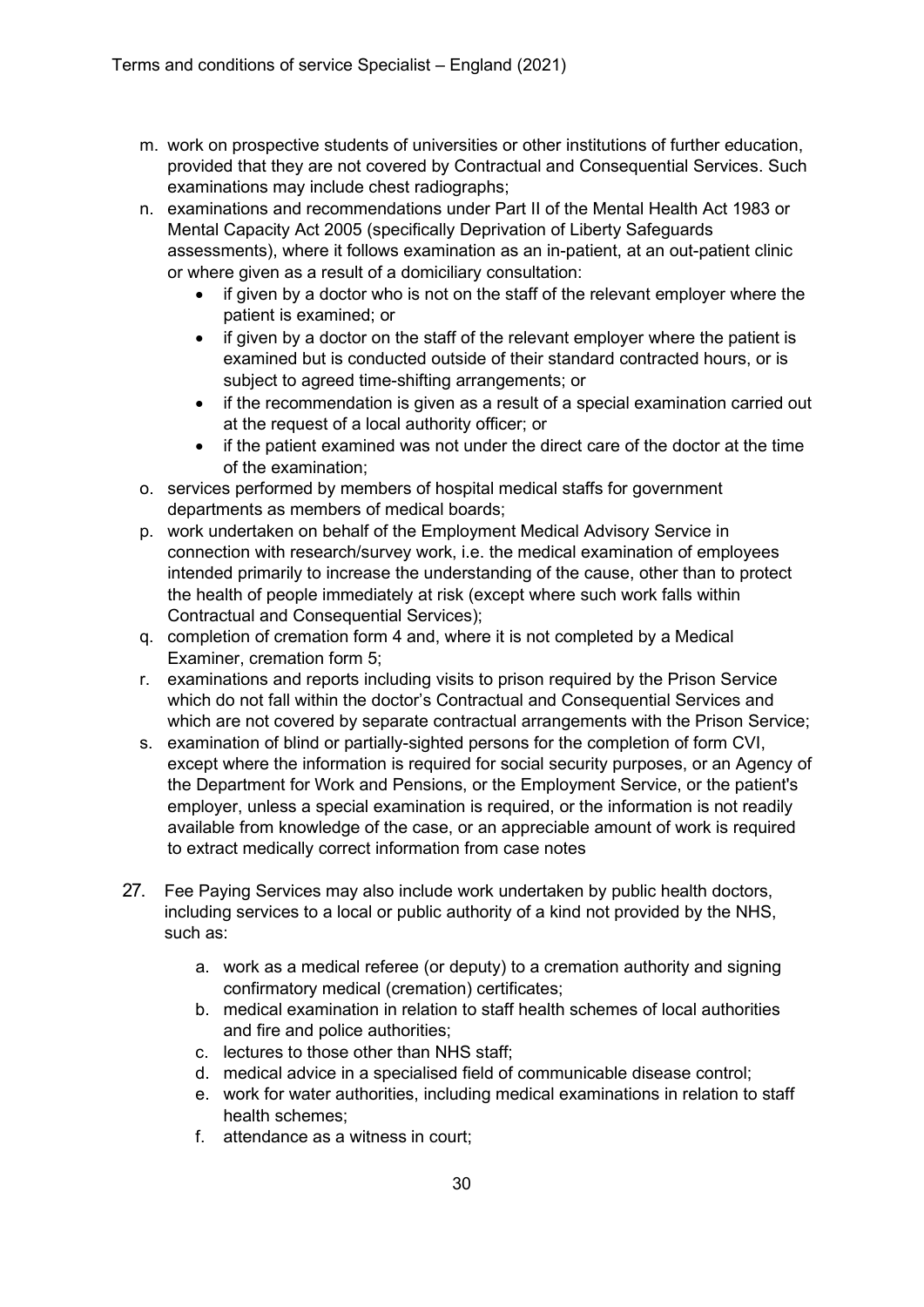m. work on prospective students of universities or other institutions of further education, provided that they are not covered by Contractual and Consequential Services. Such examinations may include chest radiographs;
n. examinations and recommendations under Part II of the Mental Health Act 1983 or Mental Capacity Act 2005 (specifically Deprivation of Liberty Safeguards assessments), where it follows examination as an in-patient, at an out-patient clinic or where given as a result of a domiciliary consultation:
    - if given by a doctor who is not on the staff of the relevant employer where the patient is examined; or
    - if given by a doctor on the staff of the relevant employer where the patient is examined but is conducted outside of their standard contracted hours, or is subject to agreed time-shifting arrangements; or
    - if the recommendation is given as a result of a special examination carried out at the request of a local authority officer; or
    - if the patient examined was not under the direct care of the doctor at the time of the examination;
o. services performed by members of hospital medical staffs for government departments as members of medical boards;
p. work undertaken on behalf of the Employment Medical Advisory Service in connection with research/survey work, i.e. the medical examination of employees intended primarily to increase the understanding of the cause, other than to protect the health of people immediately at risk (except where such work falls within Contractual and Consequential Services);
q. completion of cremation form 4 and, where it is not completed by a Medical Examiner, cremation form 5;
r. examinations and reports including visits to prison required by the Prison Service which do not fall within the doctor's Contractual and Consequential Services and which are not covered by separate contractual arrangements with the Prison Service;
s. examination of blind or partially-sighted persons for the completion of form CVI, except where the information is required for social security purposes, or an Agency of the Department for Work and Pensions, or the Employment Service, or the patient's employer, unless a special examination is required, or the information is not readily available from knowledge of the case, or an appreciable amount of work is required to extract medically correct information from case notes

27. Fee Paying Services may also include work undertaken by public health doctors, including services to a local or public authority of a kind not provided by the NHS, such as:

    a. work as a medical referee (or deputy) to a cremation authority and signing confirmatory medical (cremation) certificates;
    b. medical examination in relation to staff health schemes of local authorities and fire and police authorities;
    c. lectures to those other than NHS staff;
    d. medical advice in a specialised field of communicable disease control;
    e. work for water authorities, including medical examinations in relation to staff health schemes;
    f. attendance as a witness in court;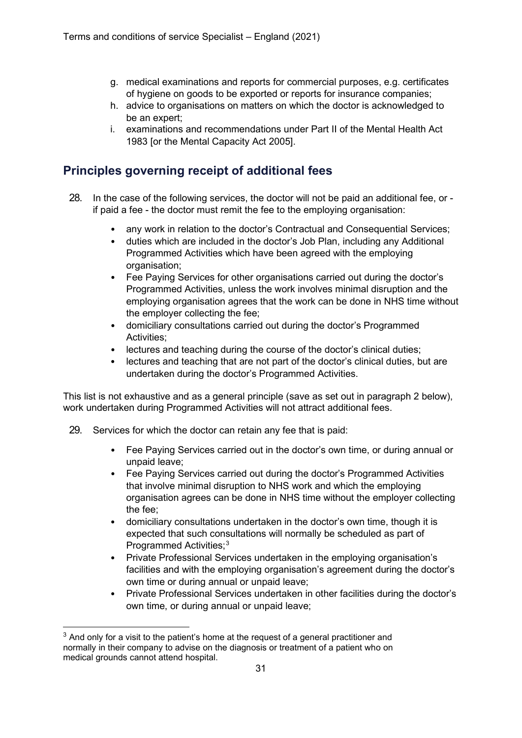g. medical examinations and reports for commercial purposes, e.g. certificates of hygiene on goods to be exported or reports for insurance companies;
h. advice to organisations on matters on which the doctor is acknowledged to be an expert;
i. examinations and recommendations under Part II of the Mental Health Act 1983 [or the Mental Capacity Act 2005].

## Principles governing receipt of additional fees

28. In the case of the following services, the doctor will not be paid an additional fee, or - if paid a fee - the doctor must remit the fee to the employing organisation:

    - any work in relation to the doctor's Contractual and Consequential Services;
    - duties which are included in the doctor's Job Plan, including any Additional Programmed Activities which have been agreed with the employing organisation;
    - Fee Paying Services for other organisations carried out during the doctor's Programmed Activities, unless the work involves minimal disruption and the employing organisation agrees that the work can be done in NHS time without the employer collecting the fee;
    - domiciliary consultations carried out during the doctor's Programmed Activities;
    - lectures and teaching during the course of the doctor's clinical duties;
    - lectures and teaching that are not part of the doctor's clinical duties, but are undertaken during the doctor's Programmed Activities.

This list is not exhaustive and as a general principle (save as set out in paragraph 2 below), work undertaken during Programmed Activities will not attract additional fees.

29. Services for which the doctor can retain any fee that is paid:

    - Fee Paying Services carried out in the doctor's own time, or during annual or unpaid leave;
    - Fee Paying Services carried out during the doctor's Programmed Activities that involve minimal disruption to NHS work and which the employing organisation agrees can be done in NHS time without the employer collecting the fee;
    - domiciliary consultations undertaken in the doctor's own time, though it is expected that such consultations will normally be scheduled as part of Programmed Activities;[3]
    - Private Professional Services undertaken in the employing organisation's facilities and with the employing organisation's agreement during the doctor's own time or during annual or unpaid leave;
    - Private Professional Services undertaken in other facilities during the doctor's own time, or during annual or unpaid leave;

[3] And only for a visit to the patient's home at the request of a general practitioner and normally in their company to advise on the diagnosis or treatment of a patient who on medical grounds cannot attend hospital.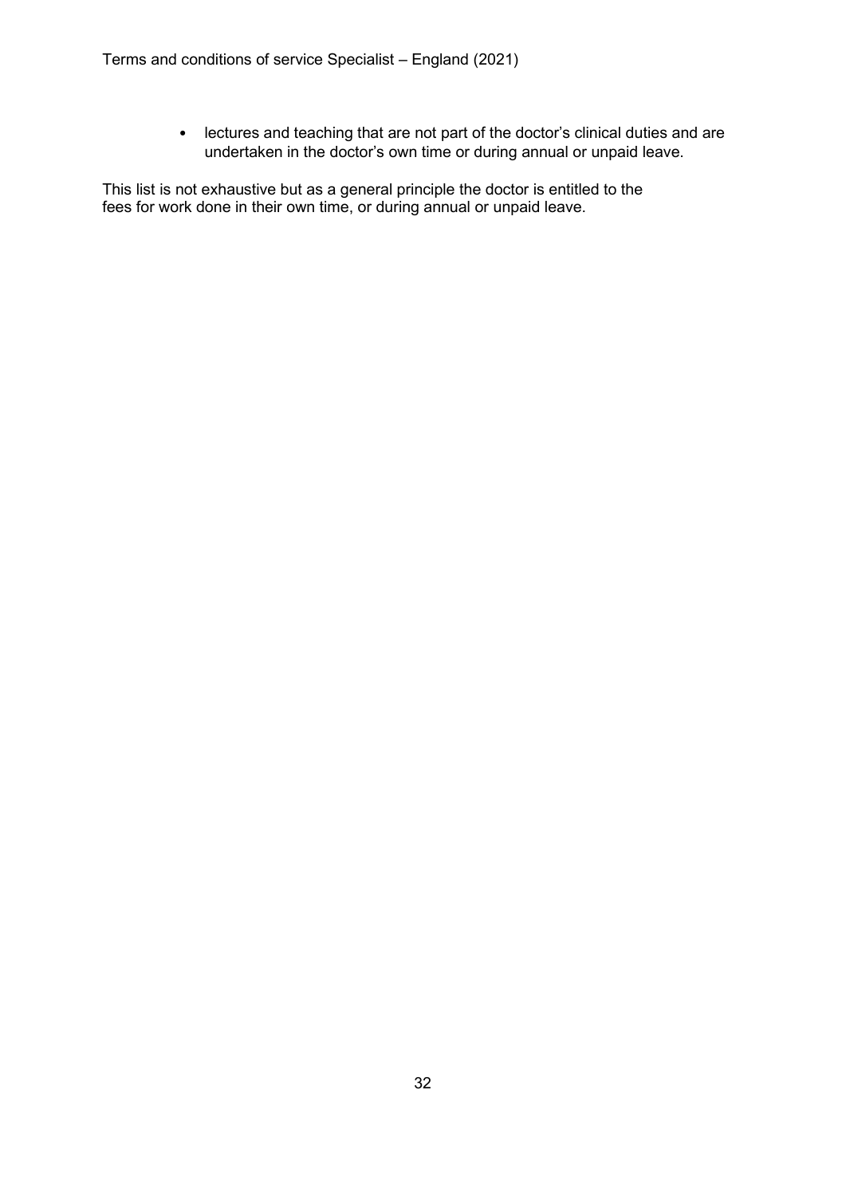- lectures and teaching that are not part of the doctor's clinical duties and are undertaken in the doctor's own time or during annual or unpaid leave.

This list is not exhaustive but as a general principle the doctor is entitled to the fees for work done in their own time, or during annual or unpaid leave.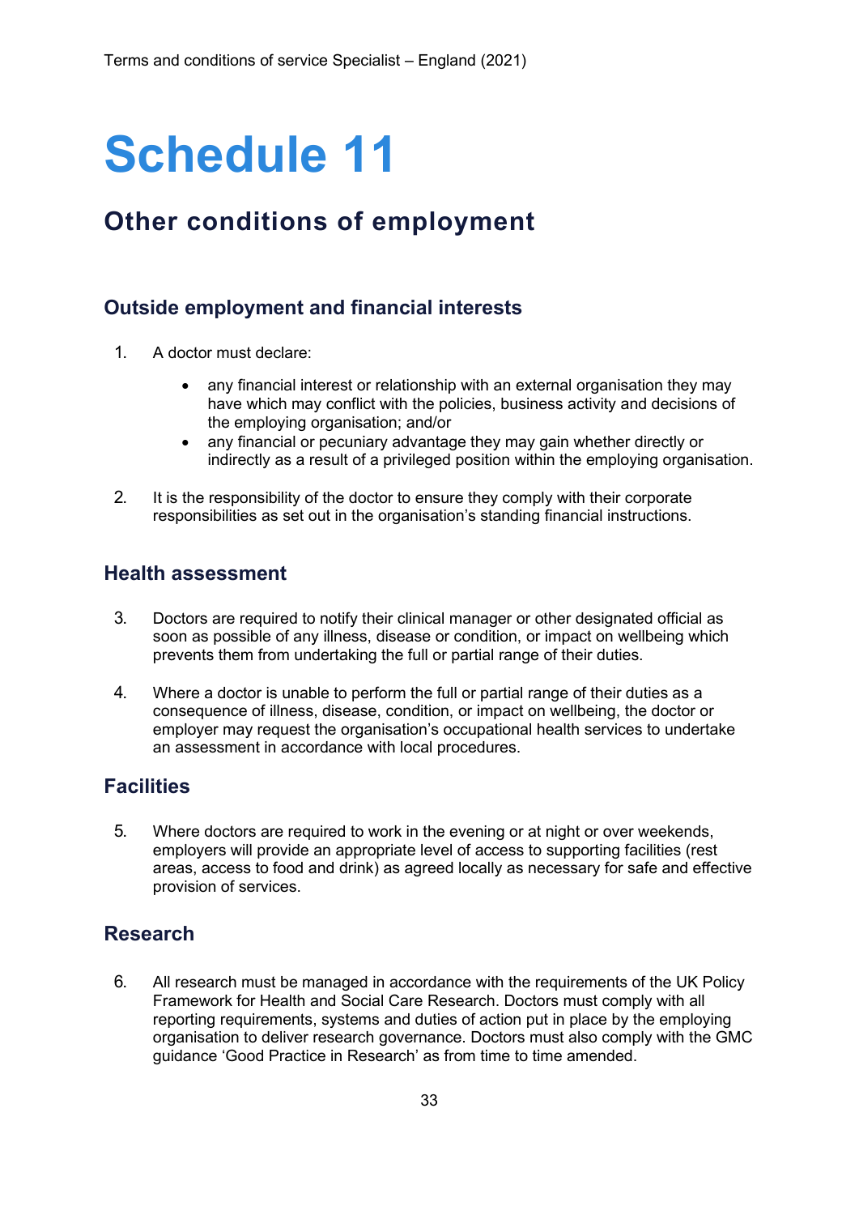# Schedule 11

## Other conditions of employment

### Outside employment and financial interests

1. A doctor must declare:

    - any financial interest or relationship with an external organisation they may have which may conflict with the policies, business activity and decisions of the employing organisation; and/or
    - any financial or pecuniary advantage they may gain whether directly or indirectly as a result of a privileged position within the employing organisation.

2. It is the responsibility of the doctor to ensure they comply with their corporate responsibilities as set out in the organisation's standing financial instructions.

### Health assessment

3. Doctors are required to notify their clinical manager or other designated official as soon as possible of any illness, disease or condition, or impact on wellbeing which prevents them from undertaking the full or partial range of their duties.

4. Where a doctor is unable to perform the full or partial range of their duties as a consequence of illness, disease, condition, or impact on wellbeing, the doctor or employer may request the organisation's occupational health services to undertake an assessment in accordance with local procedures.

### Facilities

5. Where doctors are required to work in the evening or at night or over weekends, employers will provide an appropriate level of access to supporting facilities (rest areas, access to food and drink) as agreed locally as necessary for safe and effective provision of services.

### Research

6. All research must be managed in accordance with the requirements of the UK Policy Framework for Health and Social Care Research. Doctors must comply with all reporting requirements, systems and duties of action put in place by the employing organisation to deliver research governance. Doctors must also comply with the GMC guidance 'Good Practice in Research' as from time to time amended.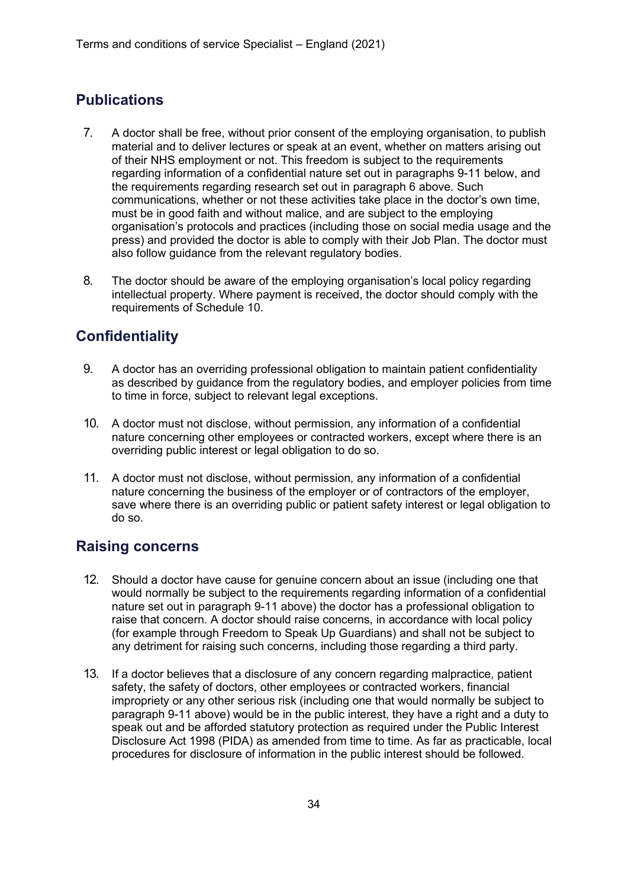## Publications

7. A doctor shall be free, without prior consent of the employing organisation, to publish material and to deliver lectures or speak at an event, whether on matters arising out of their NHS employment or not. This freedom is subject to the requirements regarding information of a confidential nature set out in paragraphs 9-11 below, and the requirements regarding research set out in paragraph 6 above. Such communications, whether or not these activities take place in the doctor's own time, must be in good faith and without malice, and are subject to the employing organisation's protocols and practices (including those on social media usage and the press) and provided the doctor is able to comply with their Job Plan. The doctor must also follow guidance from the relevant regulatory bodies.

8. The doctor should be aware of the employing organisation's local policy regarding intellectual property. Where payment is received, the doctor should comply with the requirements of Schedule 10.

## Confidentiality

9. A doctor has an overriding professional obligation to maintain patient confidentiality as described by guidance from the regulatory bodies, and employer policies from time to time in force, subject to relevant legal exceptions.

10. A doctor must not disclose, without permission, any information of a confidential nature concerning other employees or contracted workers, except where there is an overriding public interest or legal obligation to do so.

11. A doctor must not disclose, without permission, any information of a confidential nature concerning the business of the employer or of contractors of the employer, save where there is an overriding public or patient safety interest or legal obligation to do so.

## Raising concerns

12. Should a doctor have cause for genuine concern about an issue (including one that would normally be subject to the requirements regarding information of a confidential nature set out in paragraph 9-11 above) the doctor has a professional obligation to raise that concern. A doctor should raise concerns, in accordance with local policy (for example through Freedom to Speak Up Guardians) and shall not be subject to any detriment for raising such concerns, including those regarding a third party.

13. If a doctor believes that a disclosure of any concern regarding malpractice, patient safety, the safety of doctors, other employees or contracted workers, financial impropriety or any other serious risk (including one that would normally be subject to paragraph 9-11 above) would be in the public interest, they have a right and a duty to speak out and be afforded statutory protection as required under the Public Interest Disclosure Act 1998 (PIDA) as amended from time to time. As far as practicable, local procedures for disclosure of information in the public interest should be followed.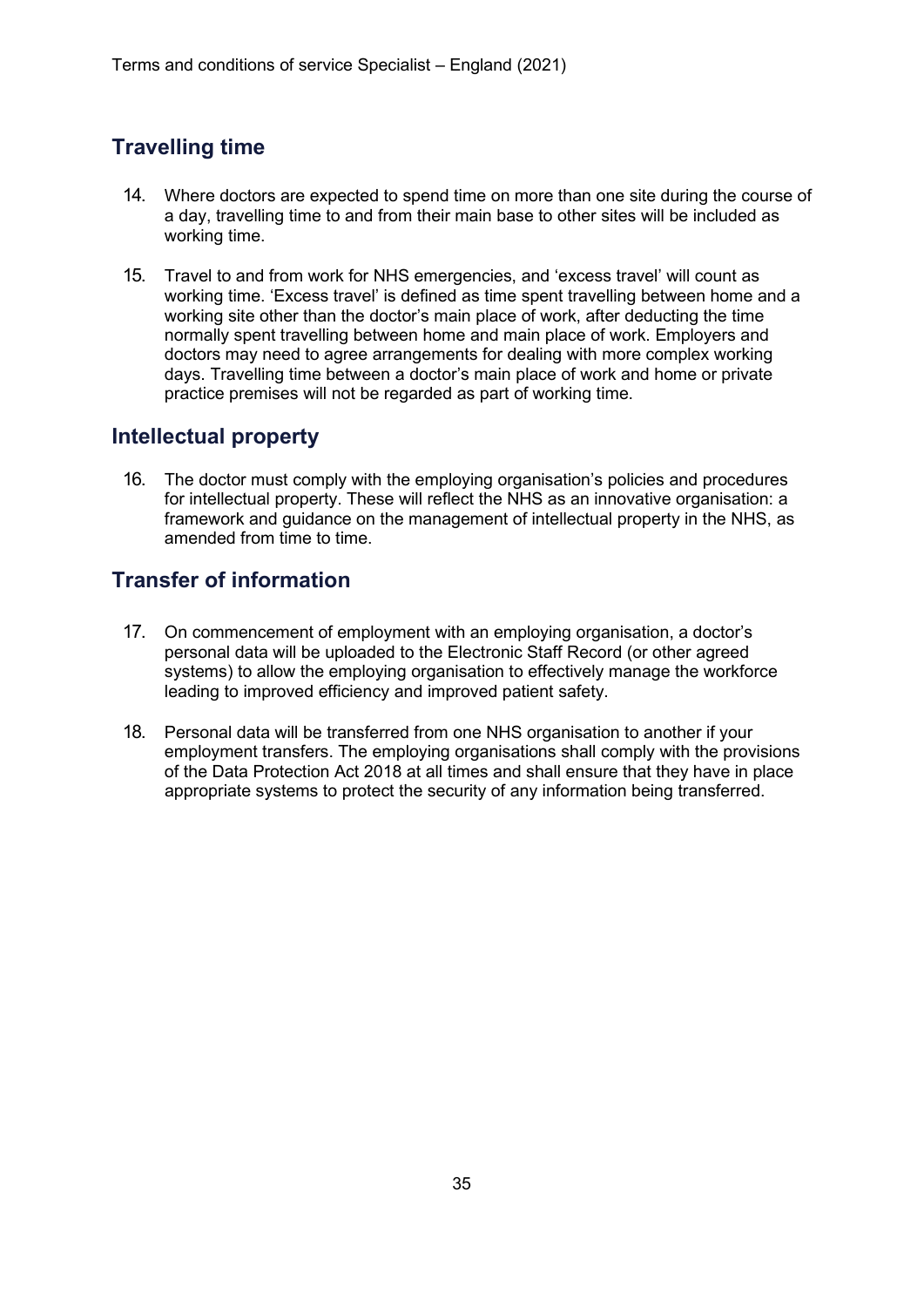## Travelling time

14. Where doctors are expected to spend time on more than one site during the course of a day, travelling time to and from their main base to other sites will be included as working time.

15. Travel to and from work for NHS emergencies, and 'excess travel' will count as working time. 'Excess travel' is defined as time spent travelling between home and a working site other than the doctor's main place of work, after deducting the time normally spent travelling between home and main place of work. Employers and doctors may need to agree arrangements for dealing with more complex working days. Travelling time between a doctor's main place of work and home or private practice premises will not be regarded as part of working time.

## Intellectual property

16. The doctor must comply with the employing organisation's policies and procedures for intellectual property. These will reflect the NHS as an innovative organisation: a framework and guidance on the management of intellectual property in the NHS, as amended from time to time.

## Transfer of information

17. On commencement of employment with an employing organisation, a doctor's personal data will be uploaded to the Electronic Staff Record (or other agreed systems) to allow the employing organisation to effectively manage the workforce leading to improved efficiency and improved patient safety.

18. Personal data will be transferred from one NHS organisation to another if your employment transfers. The employing organisations shall comply with the provisions of the Data Protection Act 2018 at all times and shall ensure that they have in place appropriate systems to protect the security of any information being transferred.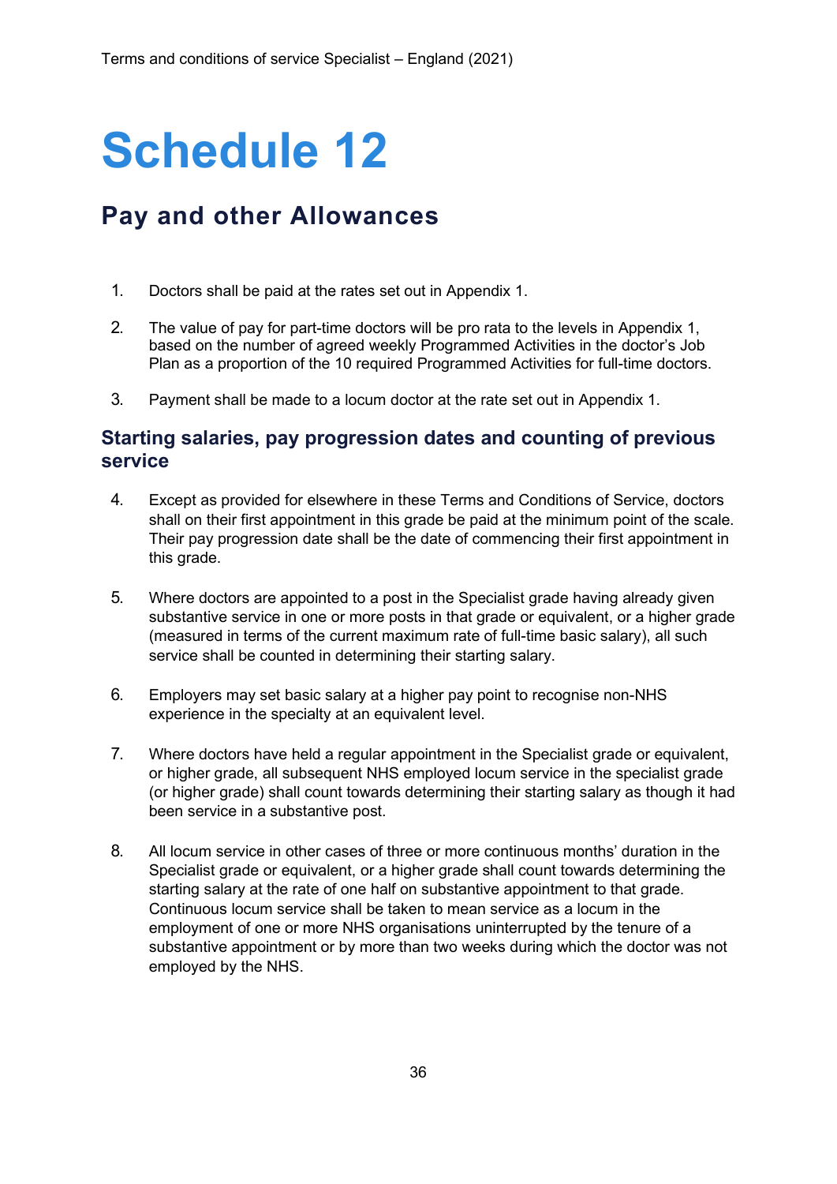# Schedule 12

## Pay and other Allowances

1. Doctors shall be paid at the rates set out in Appendix 1.

2. The value of pay for part-time doctors will be pro rata to the levels in Appendix 1, based on the number of agreed weekly Programmed Activities in the doctor's Job Plan as a proportion of the 10 required Programmed Activities for full-time doctors.

3. Payment shall be made to a locum doctor at the rate set out in Appendix 1.

### Starting salaries, pay progression dates and counting of previous service

4. Except as provided for elsewhere in these Terms and Conditions of Service, doctors shall on their first appointment in this grade be paid at the minimum point of the scale. Their pay progression date shall be the date of commencing their first appointment in this grade.

5. Where doctors are appointed to a post in the Specialist grade having already given substantive service in one or more posts in that grade or equivalent, or a higher grade (measured in terms of the current maximum rate of full-time basic salary), all such service shall be counted in determining their starting salary.

6. Employers may set basic salary at a higher pay point to recognise non-NHS experience in the specialty at an equivalent level.

7. Where doctors have held a regular appointment in the Specialist grade or equivalent, or higher grade, all subsequent NHS employed locum service in the specialist grade (or higher grade) shall count towards determining their starting salary as though it had been service in a substantive post.

8. All locum service in other cases of three or more continuous months' duration in the Specialist grade or equivalent, or a higher grade shall count towards determining the starting salary at the rate of one half on substantive appointment to that grade. Continuous locum service shall be taken to mean service as a locum in the employment of one or more NHS organisations uninterrupted by the tenure of a substantive appointment or by more than two weeks during which the doctor was not employed by the NHS.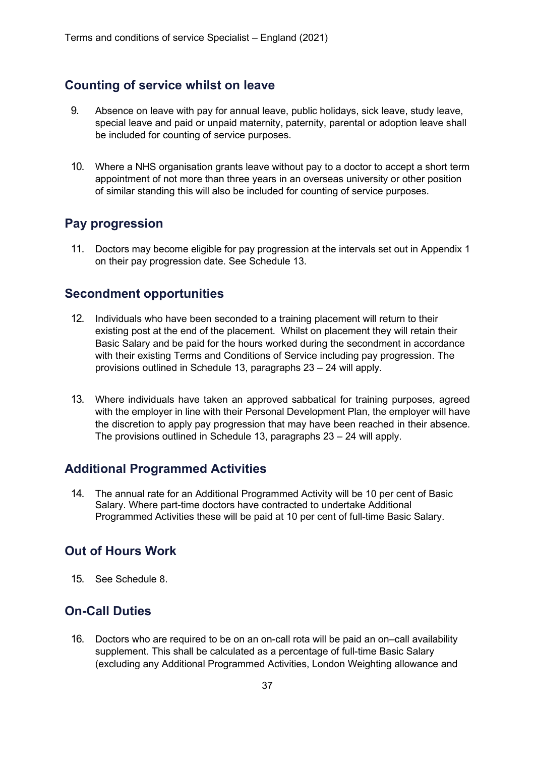## Counting of service whilst on leave

9. Absence on leave with pay for annual leave, public holidays, sick leave, study leave, special leave and paid or unpaid maternity, paternity, parental or adoption leave shall be included for counting of service purposes.

10. Where a NHS organisation grants leave without pay to a doctor to accept a short term appointment of not more than three years in an overseas university or other position of similar standing this will also be included for counting of service purposes.

## Pay progression

11. Doctors may become eligible for pay progression at the intervals set out in Appendix 1 on their pay progression date. See Schedule 13.

## Secondment opportunities

12. Individuals who have been seconded to a training placement will return to their existing post at the end of the placement. Whilst on placement they will retain their Basic Salary and be paid for the hours worked during the secondment in accordance with their existing Terms and Conditions of Service including pay progression. The provisions outlined in Schedule 13, paragraphs 23 – 24 will apply.

13. Where individuals have taken an approved sabbatical for training purposes, agreed with the employer in line with their Personal Development Plan, the employer will have the discretion to apply pay progression that may have been reached in their absence. The provisions outlined in Schedule 13, paragraphs 23 – 24 will apply.

## Additional Programmed Activities

14. The annual rate for an Additional Programmed Activity will be 10 per cent of Basic Salary. Where part-time doctors have contracted to undertake Additional Programmed Activities these will be paid at 10 per cent of full-time Basic Salary.

## Out of Hours Work

15. See Schedule 8.

## On-Call Duties

16. Doctors who are required to be on an on-call rota will be paid an on–call availability supplement. This shall be calculated as a percentage of full-time Basic Salary (excluding any Additional Programmed Activities, London Weighting allowance and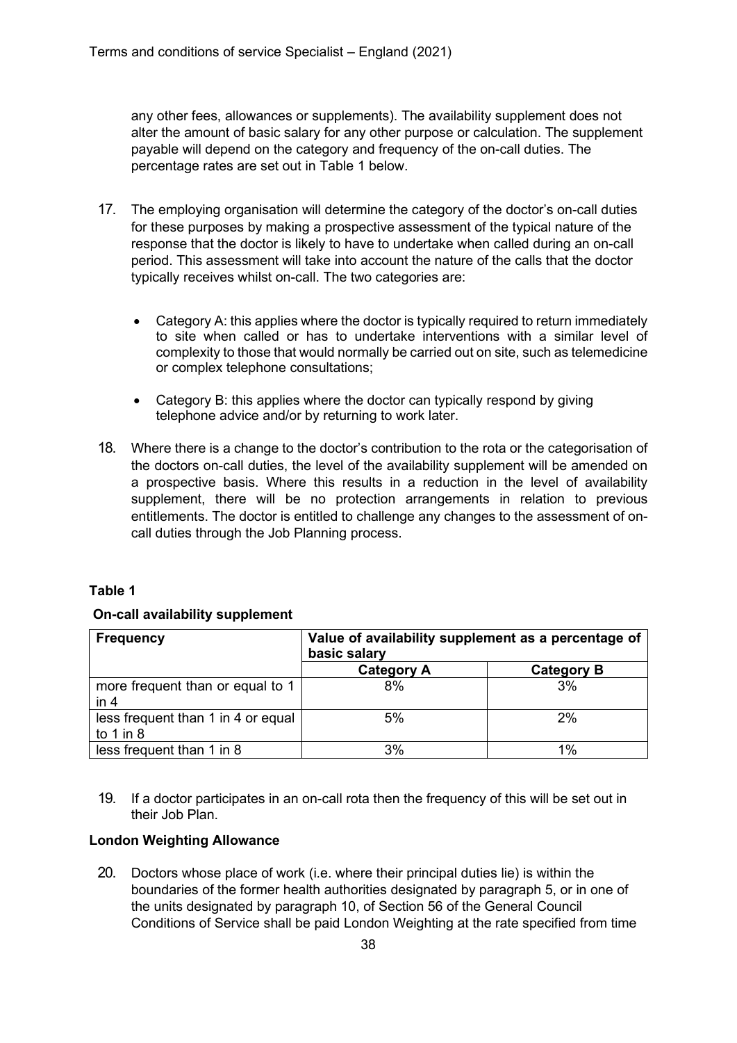any other fees, allowances or supplements). The availability supplement does not alter the amount of basic salary for any other purpose or calculation. The supplement payable will depend on the category and frequency of the on-call duties. The percentage rates are set out in Table 1 below.

17. The employing organisation will determine the category of the doctor's on-call duties for these purposes by making a prospective assessment of the typical nature of the response that the doctor is likely to have to undertake when called during an on-call period. This assessment will take into account the nature of the calls that the doctor typically receives whilst on-call. The two categories are:

    - Category A: this applies where the doctor is typically required to return immediately to site when called or has to undertake interventions with a similar level of complexity to those that would normally be carried out on site, such as telemedicine or complex telephone consultations;

    - Category B: this applies where the doctor can typically respond by giving telephone advice and/or by returning to work later.

18. Where there is a change to the doctor's contribution to the rota or the categorisation of the doctors on-call duties, the level of the availability supplement will be amended on a prospective basis. Where this results in a reduction in the level of availability supplement, there will be no protection arrangements in relation to previous entitlements. The doctor is entitled to challenge any changes to the assessment of on-call duties through the Job Planning process.

**Table 1**

**On-call availability supplement**

| Frequency | Value of availability supplement as a percentage of basic salary | |
|---|---|---|
| | **Category A** | **Category B** |
| more frequent than or equal to 1 in 4 | 8% | 3% |
| less frequent than 1 in 4 or equal to 1 in 8 | 5% | 2% |
| less frequent than 1 in 8 | 3% | 1% |

19. If a doctor participates in an on-call rota then the frequency of this will be set out in their Job Plan.

**London Weighting Allowance**

20. Doctors whose place of work (i.e. where their principal duties lie) is within the boundaries of the former health authorities designated by paragraph 5, or in one of the units designated by paragraph 10, of Section 56 of the General Council Conditions of Service shall be paid London Weighting at the rate specified from time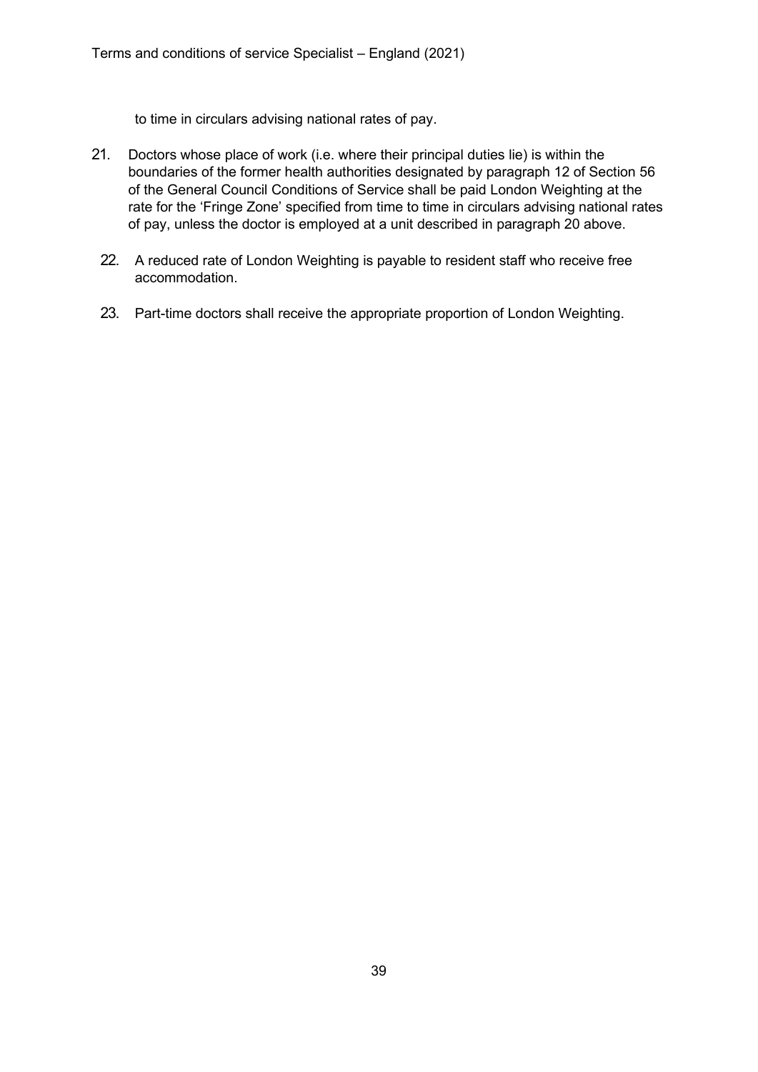to time in circulars advising national rates of pay.

21. Doctors whose place of work (i.e. where their principal duties lie) is within the boundaries of the former health authorities designated by paragraph 12 of Section 56 of the General Council Conditions of Service shall be paid London Weighting at the rate for the 'Fringe Zone' specified from time to time in circulars advising national rates of pay, unless the doctor is employed at a unit described in paragraph 20 above.

22. A reduced rate of London Weighting is payable to resident staff who receive free accommodation.

23. Part-time doctors shall receive the appropriate proportion of London Weighting.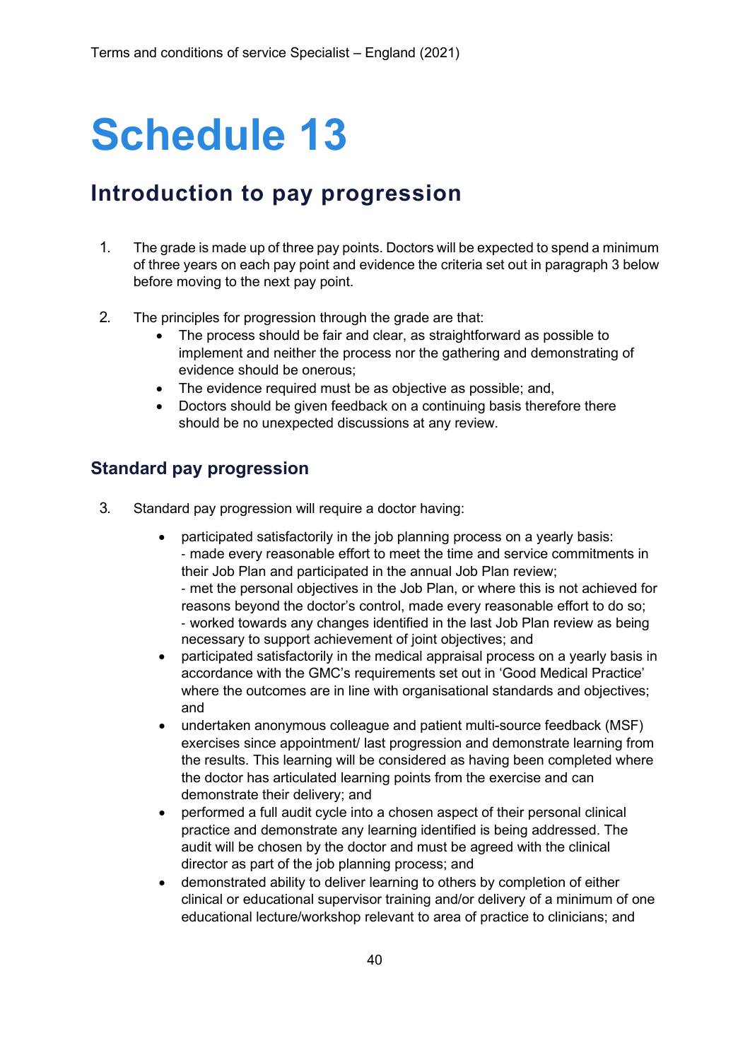# Schedule 13

## Introduction to pay progression

1. The grade is made up of three pay points. Doctors will be expected to spend a minimum of three years on each pay point and evidence the criteria set out in paragraph 3 below before moving to the next pay point.

2. The principles for progression through the grade are that:
   - The process should be fair and clear, as straightforward as possible to implement and neither the process nor the gathering and demonstrating of evidence should be onerous;
   - The evidence required must be as objective as possible; and,
   - Doctors should be given feedback on a continuing basis therefore there should be no unexpected discussions at any review.

### Standard pay progression

3. Standard pay progression will require a doctor having:

   - participated satisfactorily in the job planning process on a yearly basis:
     - made every reasonable effort to meet the time and service commitments in their Job Plan and participated in the annual Job Plan review;
     - met the personal objectives in the Job Plan, or where this is not achieved for reasons beyond the doctor's control, made every reasonable effort to do so;
     - worked towards any changes identified in the last Job Plan review as being necessary to support achievement of joint objectives; and
   - participated satisfactorily in the medical appraisal process on a yearly basis in accordance with the GMC's requirements set out in 'Good Medical Practice' where the outcomes are in line with organisational standards and objectives; and
   - undertaken anonymous colleague and patient multi-source feedback (MSF) exercises since appointment/ last progression and demonstrate learning from the results. This learning will be considered as having been completed where the doctor has articulated learning points from the exercise and can demonstrate their delivery; and
   - performed a full audit cycle into a chosen aspect of their personal clinical practice and demonstrate any learning identified is being addressed. The audit will be chosen by the doctor and must be agreed with the clinical director as part of the job planning process; and
   - demonstrated ability to deliver learning to others by completion of either clinical or educational supervisor training and/or delivery of a minimum of one educational lecture/workshop relevant to area of practice to clinicians; and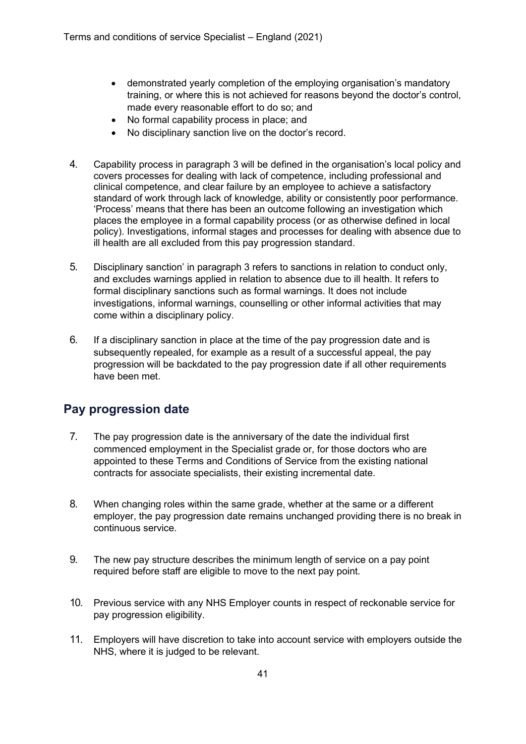- demonstrated yearly completion of the employing organisation's mandatory training, or where this is not achieved for reasons beyond the doctor's control, made every reasonable effort to do so; and
- No formal capability process in place; and
- No disciplinary sanction live on the doctor's record.

4. Capability process in paragraph 3 will be defined in the organisation's local policy and covers processes for dealing with lack of competence, including professional and clinical competence, and clear failure by an employee to achieve a satisfactory standard of work through lack of knowledge, ability or consistently poor performance. 'Process' means that there has been an outcome following an investigation which places the employee in a formal capability process (or as otherwise defined in local policy). Investigations, informal stages and processes for dealing with absence due to ill health are all excluded from this pay progression standard.

5. Disciplinary sanction' in paragraph 3 refers to sanctions in relation to conduct only, and excludes warnings applied in relation to absence due to ill health. It refers to formal disciplinary sanctions such as formal warnings. It does not include investigations, informal warnings, counselling or other informal activities that may come within a disciplinary policy.

6. If a disciplinary sanction in place at the time of the pay progression date and is subsequently repealed, for example as a result of a successful appeal, the pay progression will be backdated to the pay progression date if all other requirements have been met.

## Pay progression date

7. The pay progression date is the anniversary of the date the individual first commenced employment in the Specialist grade or, for those doctors who are appointed to these Terms and Conditions of Service from the existing national contracts for associate specialists, their existing incremental date.

8. When changing roles within the same grade, whether at the same or a different employer, the pay progression date remains unchanged providing there is no break in continuous service.

9. The new pay structure describes the minimum length of service on a pay point required before staff are eligible to move to the next pay point.

10. Previous service with any NHS Employer counts in respect of reckonable service for pay progression eligibility.

11. Employers will have discretion to take into account service with employers outside the NHS, where it is judged to be relevant.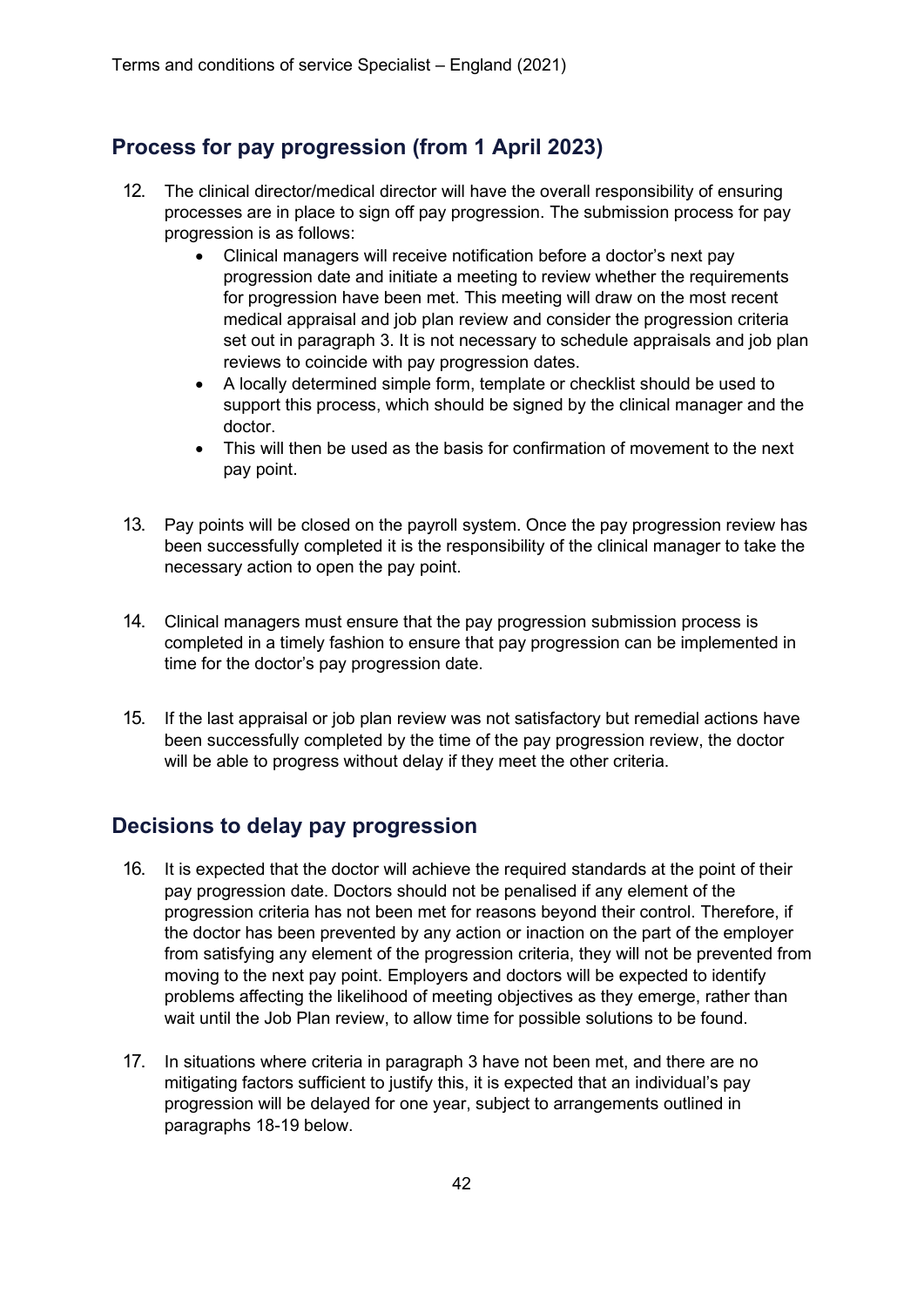## Process for pay progression (from 1 April 2023)

12. The clinical director/medical director will have the overall responsibility of ensuring processes are in place to sign off pay progression. The submission process for pay progression is as follows:
    - Clinical managers will receive notification before a doctor's next pay progression date and initiate a meeting to review whether the requirements for progression have been met. This meeting will draw on the most recent medical appraisal and job plan review and consider the progression criteria set out in paragraph 3. It is not necessary to schedule appraisals and job plan reviews to coincide with pay progression dates.
    - A locally determined simple form, template or checklist should be used to support this process, which should be signed by the clinical manager and the doctor.
    - This will then be used as the basis for confirmation of movement to the next pay point.

13. Pay points will be closed on the payroll system. Once the pay progression review has been successfully completed it is the responsibility of the clinical manager to take the necessary action to open the pay point.

14. Clinical managers must ensure that the pay progression submission process is completed in a timely fashion to ensure that pay progression can be implemented in time for the doctor's pay progression date.

15. If the last appraisal or job plan review was not satisfactory but remedial actions have been successfully completed by the time of the pay progression review, the doctor will be able to progress without delay if they meet the other criteria.

## Decisions to delay pay progression

16. It is expected that the doctor will achieve the required standards at the point of their pay progression date. Doctors should not be penalised if any element of the progression criteria has not been met for reasons beyond their control. Therefore, if the doctor has been prevented by any action or inaction on the part of the employer from satisfying any element of the progression criteria, they will not be prevented from moving to the next pay point. Employers and doctors will be expected to identify problems affecting the likelihood of meeting objectives as they emerge, rather than wait until the Job Plan review, to allow time for possible solutions to be found.

17. In situations where criteria in paragraph 3 have not been met, and there are no mitigating factors sufficient to justify this, it is expected that an individual's pay progression will be delayed for one year, subject to arrangements outlined in paragraphs 18-19 below.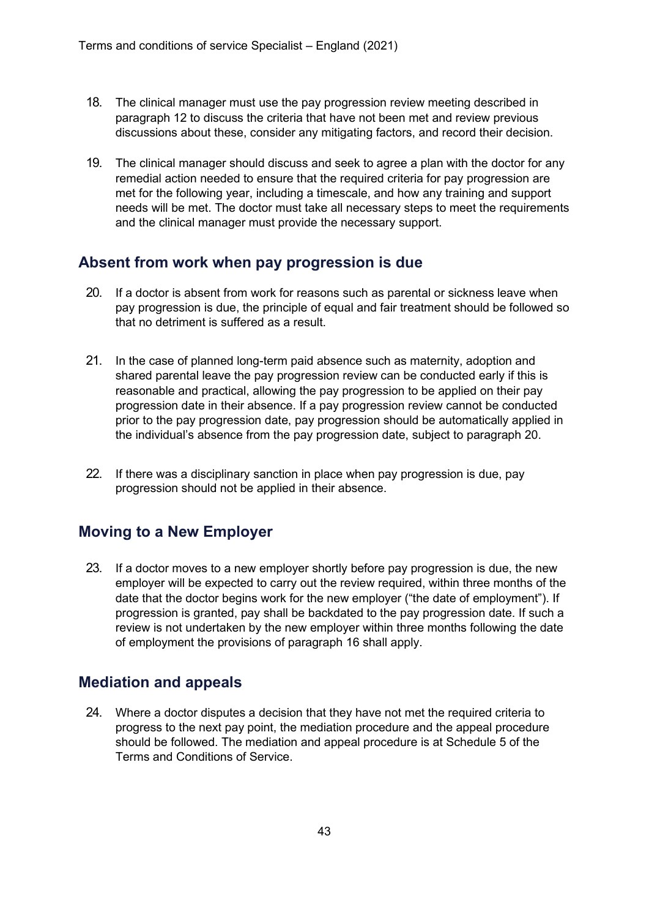18. The clinical manager must use the pay progression review meeting described in paragraph 12 to discuss the criteria that have not been met and review previous discussions about these, consider any mitigating factors, and record their decision.

19. The clinical manager should discuss and seek to agree a plan with the doctor for any remedial action needed to ensure that the required criteria for pay progression are met for the following year, including a timescale, and how any training and support needs will be met. The doctor must take all necessary steps to meet the requirements and the clinical manager must provide the necessary support.

## Absent from work when pay progression is due

20. If a doctor is absent from work for reasons such as parental or sickness leave when pay progression is due, the principle of equal and fair treatment should be followed so that no detriment is suffered as a result.

21. In the case of planned long-term paid absence such as maternity, adoption and shared parental leave the pay progression review can be conducted early if this is reasonable and practical, allowing the pay progression to be applied on their pay progression date in their absence. If a pay progression review cannot be conducted prior to the pay progression date, pay progression should be automatically applied in the individual's absence from the pay progression date, subject to paragraph 20.

22. If there was a disciplinary sanction in place when pay progression is due, pay progression should not be applied in their absence.

## Moving to a New Employer

23. If a doctor moves to a new employer shortly before pay progression is due, the new employer will be expected to carry out the review required, within three months of the date that the doctor begins work for the new employer ("the date of employment"). If progression is granted, pay shall be backdated to the pay progression date. If such a review is not undertaken by the new employer within three months following the date of employment the provisions of paragraph 16 shall apply.

## Mediation and appeals

24. Where a doctor disputes a decision that they have not met the required criteria to progress to the next pay point, the mediation procedure and the appeal procedure should be followed. The mediation and appeal procedure is at Schedule 5 of the Terms and Conditions of Service.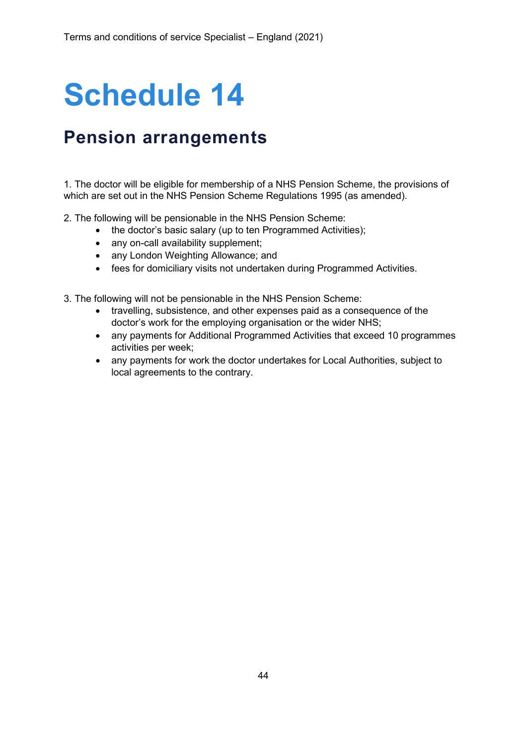# Schedule 14

## Pension arrangements

1. The doctor will be eligible for membership of a NHS Pension Scheme, the provisions of which are set out in the NHS Pension Scheme Regulations 1995 (as amended).

2. The following will be pensionable in the NHS Pension Scheme:
   - the doctor's basic salary (up to ten Programmed Activities);
   - any on-call availability supplement;
   - any London Weighting Allowance; and
   - fees for domiciliary visits not undertaken during Programmed Activities.

3. The following will not be pensionable in the NHS Pension Scheme:
   - travelling, subsistence, and other expenses paid as a consequence of the doctor's work for the employing organisation or the wider NHS;
   - any payments for Additional Programmed Activities that exceed 10 programmes activities per week;
   - any payments for work the doctor undertakes for Local Authorities, subject to local agreements to the contrary.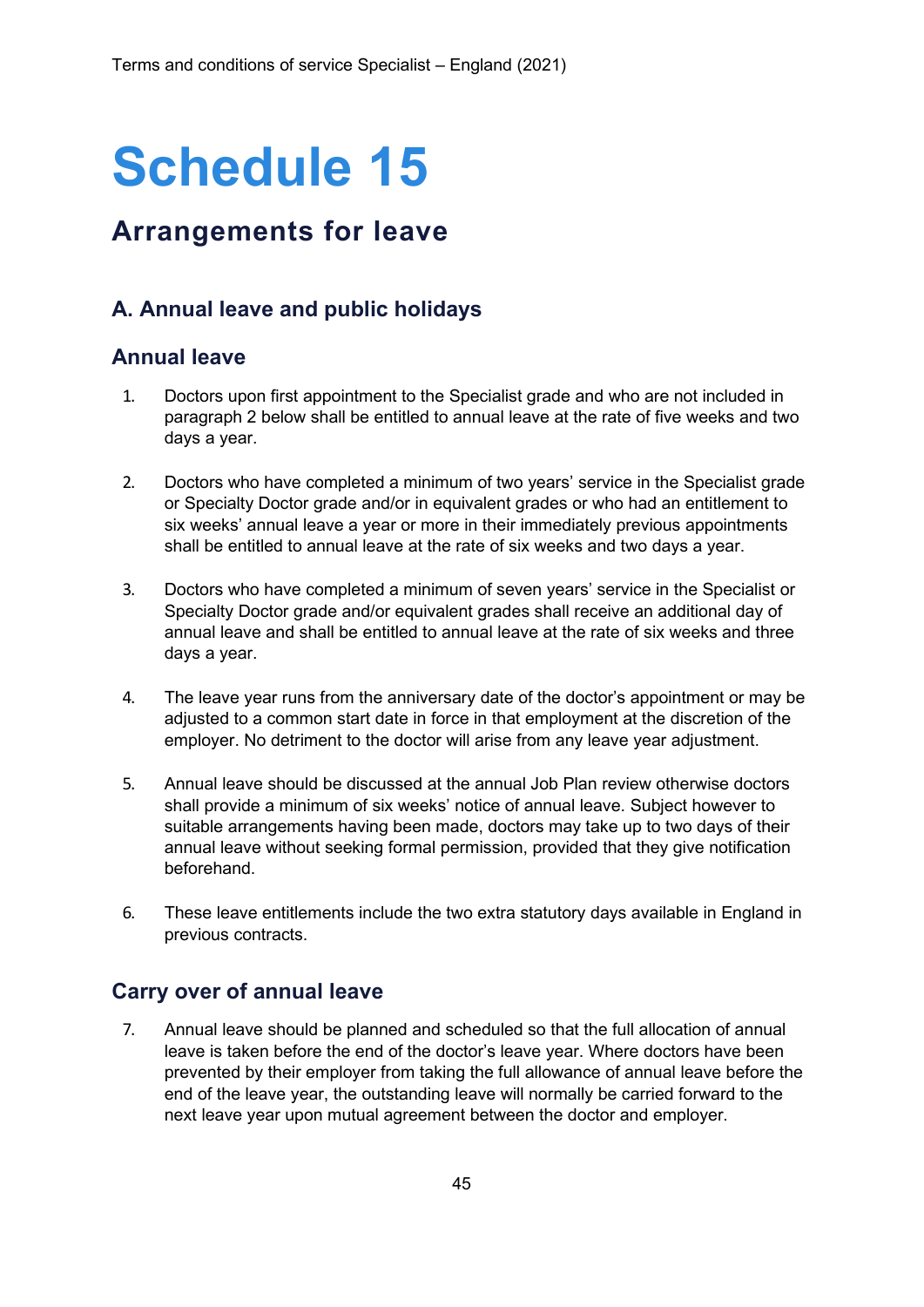# Schedule 15

## Arrangements for leave

### A. Annual leave and public holidays

### Annual leave

1. Doctors upon first appointment to the Specialist grade and who are not included in paragraph 2 below shall be entitled to annual leave at the rate of five weeks and two days a year.

2. Doctors who have completed a minimum of two years' service in the Specialist grade or Specialty Doctor grade and/or in equivalent grades or who had an entitlement to six weeks' annual leave a year or more in their immediately previous appointments shall be entitled to annual leave at the rate of six weeks and two days a year.

3. Doctors who have completed a minimum of seven years' service in the Specialist or Specialty Doctor grade and/or equivalent grades shall receive an additional day of annual leave and shall be entitled to annual leave at the rate of six weeks and three days a year.

4. The leave year runs from the anniversary date of the doctor's appointment or may be adjusted to a common start date in force in that employment at the discretion of the employer. No detriment to the doctor will arise from any leave year adjustment.

5. Annual leave should be discussed at the annual Job Plan review otherwise doctors shall provide a minimum of six weeks' notice of annual leave. Subject however to suitable arrangements having been made, doctors may take up to two days of their annual leave without seeking formal permission, provided that they give notification beforehand.

6. These leave entitlements include the two extra statutory days available in England in previous contracts.

### Carry over of annual leave

7. Annual leave should be planned and scheduled so that the full allocation of annual leave is taken before the end of the doctor's leave year. Where doctors have been prevented by their employer from taking the full allowance of annual leave before the end of the leave year, the outstanding leave will normally be carried forward to the next leave year upon mutual agreement between the doctor and employer.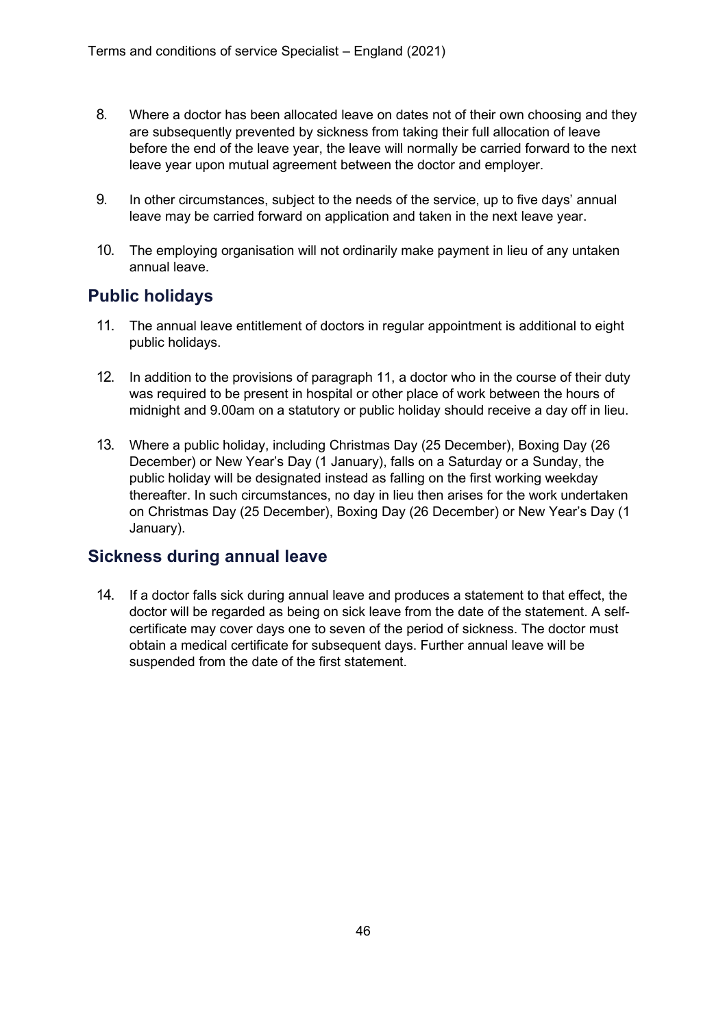8. Where a doctor has been allocated leave on dates not of their own choosing and they are subsequently prevented by sickness from taking their full allocation of leave before the end of the leave year, the leave will normally be carried forward to the next leave year upon mutual agreement between the doctor and employer.

9. In other circumstances, subject to the needs of the service, up to five days' annual leave may be carried forward on application and taken in the next leave year.

10. The employing organisation will not ordinarily make payment in lieu of any untaken annual leave.

## Public holidays

11. The annual leave entitlement of doctors in regular appointment is additional to eight public holidays.

12. In addition to the provisions of paragraph 11, a doctor who in the course of their duty was required to be present in hospital or other place of work between the hours of midnight and 9.00am on a statutory or public holiday should receive a day off in lieu.

13. Where a public holiday, including Christmas Day (25 December), Boxing Day (26 December) or New Year's Day (1 January), falls on a Saturday or a Sunday, the public holiday will be designated instead as falling on the first working weekday thereafter. In such circumstances, no day in lieu then arises for the work undertaken on Christmas Day (25 December), Boxing Day (26 December) or New Year's Day (1 January).

## Sickness during annual leave

14. If a doctor falls sick during annual leave and produces a statement to that effect, the doctor will be regarded as being on sick leave from the date of the statement. A self-certificate may cover days one to seven of the period of sickness. The doctor must obtain a medical certificate for subsequent days. Further annual leave will be suspended from the date of the first statement.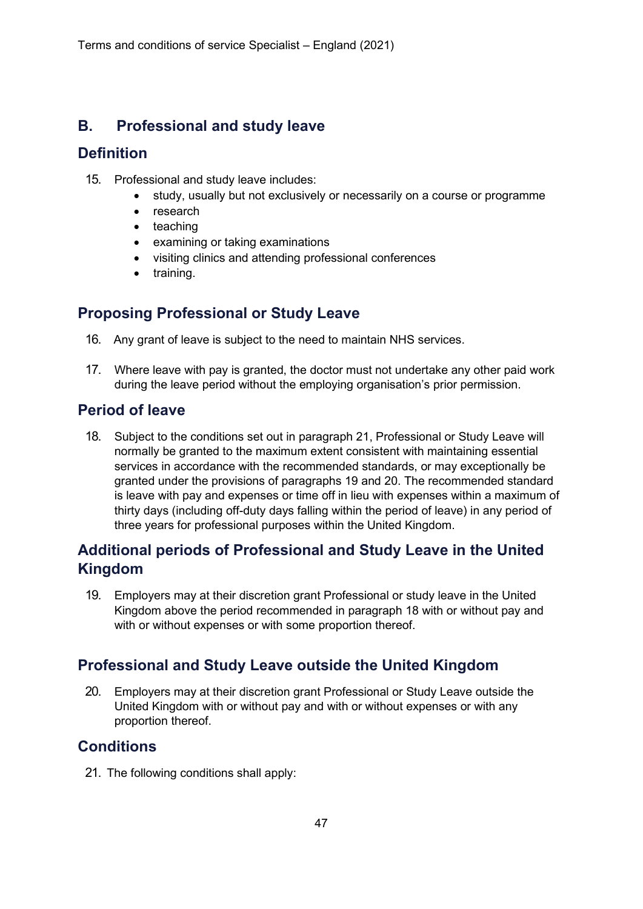## B. Professional and study leave

## Definition

15. Professional and study leave includes:
    - study, usually but not exclusively or necessarily on a course or programme
    - research
    - teaching
    - examining or taking examinations
    - visiting clinics and attending professional conferences
    - training.

## Proposing Professional or Study Leave

16. Any grant of leave is subject to the need to maintain NHS services.

17. Where leave with pay is granted, the doctor must not undertake any other paid work during the leave period without the employing organisation's prior permission.

## Period of leave

18. Subject to the conditions set out in paragraph 21, Professional or Study Leave will normally be granted to the maximum extent consistent with maintaining essential services in accordance with the recommended standards, or may exceptionally be granted under the provisions of paragraphs 19 and 20. The recommended standard is leave with pay and expenses or time off in lieu with expenses within a maximum of thirty days (including off-duty days falling within the period of leave) in any period of three years for professional purposes within the United Kingdom.

## Additional periods of Professional and Study Leave in the United Kingdom

19. Employers may at their discretion grant Professional or study leave in the United Kingdom above the period recommended in paragraph 18 with or without pay and with or without expenses or with some proportion thereof.

## Professional and Study Leave outside the United Kingdom

20. Employers may at their discretion grant Professional or Study Leave outside the United Kingdom with or without pay and with or without expenses or with any proportion thereof.

## Conditions

21. The following conditions shall apply: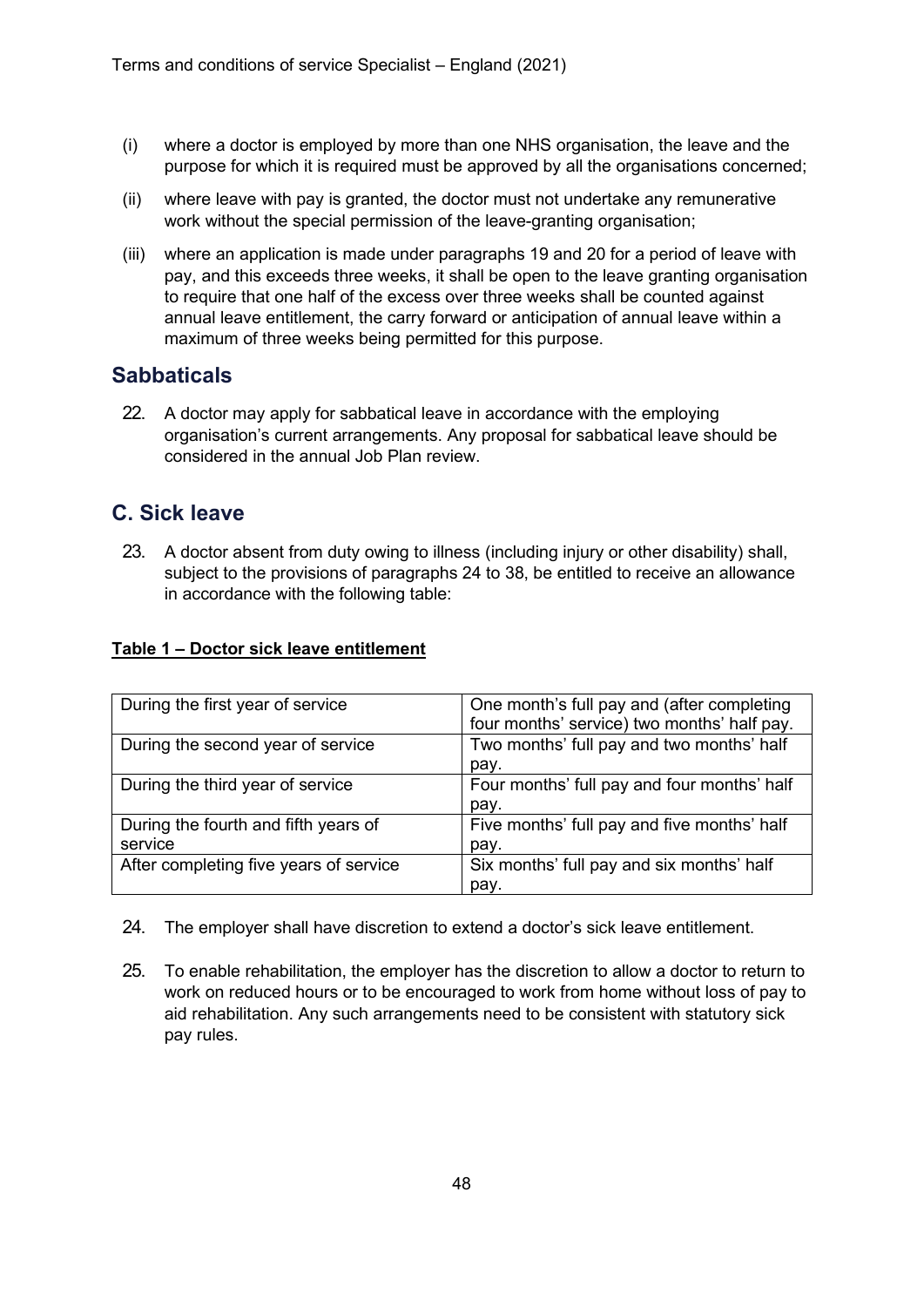(i) where a doctor is employed by more than one NHS organisation, the leave and the purpose for which it is required must be approved by all the organisations concerned;

(ii) where leave with pay is granted, the doctor must not undertake any remunerative work without the special permission of the leave-granting organisation;

(iii) where an application is made under paragraphs 19 and 20 for a period of leave with pay, and this exceeds three weeks, it shall be open to the leave granting organisation to require that one half of the excess over three weeks shall be counted against annual leave entitlement, the carry forward or anticipation of annual leave within a maximum of three weeks being permitted for this purpose.

## Sabbaticals

22. A doctor may apply for sabbatical leave in accordance with the employing organisation's current arrangements. Any proposal for sabbatical leave should be considered in the annual Job Plan review.

## C. Sick leave

23. A doctor absent from duty owing to illness (including injury or other disability) shall, subject to the provisions of paragraphs 24 to 38, be entitled to receive an allowance in accordance with the following table:

**Table 1 – Doctor sick leave entitlement**

| | |
|---|---|
| During the first year of service | One month's full pay and (after completing four months' service) two months' half pay. |
| During the second year of service | Two months' full pay and two months' half pay. |
| During the third year of service | Four months' full pay and four months' half pay. |
| During the fourth and fifth years of service | Five months' full pay and five months' half pay. |
| After completing five years of service | Six months' full pay and six months' half pay. |

24. The employer shall have discretion to extend a doctor's sick leave entitlement.

25. To enable rehabilitation, the employer has the discretion to allow a doctor to return to work on reduced hours or to be encouraged to work from home without loss of pay to aid rehabilitation. Any such arrangements need to be consistent with statutory sick pay rules.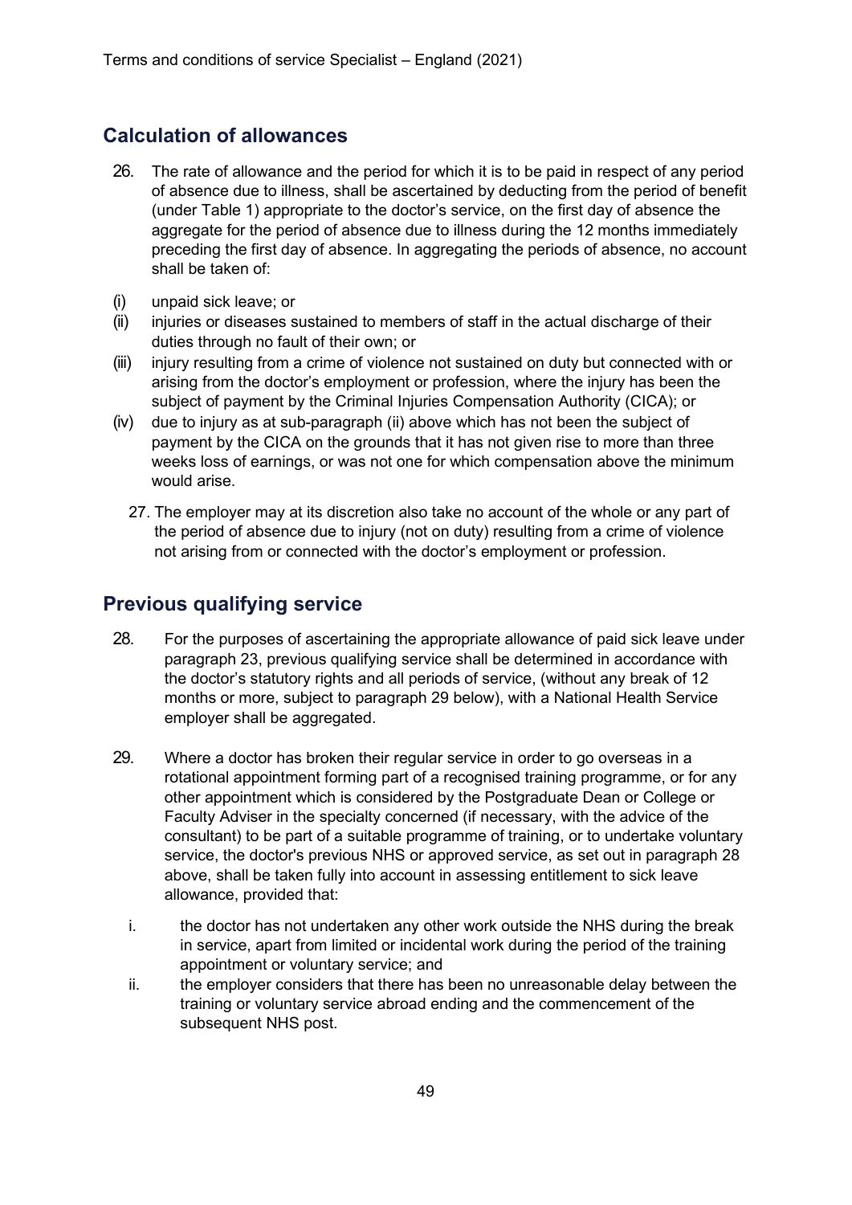## Calculation of allowances

26. The rate of allowance and the period for which it is to be paid in respect of any period of absence due to illness, shall be ascertained by deducting from the period of benefit (under Table 1) appropriate to the doctor's service, on the first day of absence the aggregate for the period of absence due to illness during the 12 months immediately preceding the first day of absence. In aggregating the periods of absence, no account shall be taken of:

(i) unpaid sick leave; or

(ii) injuries or diseases sustained to members of staff in the actual discharge of their duties through no fault of their own; or

(iii) injury resulting from a crime of violence not sustained on duty but connected with or arising from the doctor's employment or profession, where the injury has been the subject of payment by the Criminal Injuries Compensation Authority (CICA); or

(iv) due to injury as at sub-paragraph (ii) above which has not been the subject of payment by the CICA on the grounds that it has not given rise to more than three weeks loss of earnings, or was not one for which compensation above the minimum would arise.

27. The employer may at its discretion also take no account of the whole or any part of the period of absence due to injury (not on duty) resulting from a crime of violence not arising from or connected with the doctor's employment or profession.

## Previous qualifying service

28. For the purposes of ascertaining the appropriate allowance of paid sick leave under paragraph 23, previous qualifying service shall be determined in accordance with the doctor's statutory rights and all periods of service, (without any break of 12 months or more, subject to paragraph 29 below), with a National Health Service employer shall be aggregated.

29. Where a doctor has broken their regular service in order to go overseas in a rotational appointment forming part of a recognised training programme, or for any other appointment which is considered by the Postgraduate Dean or College or Faculty Adviser in the specialty concerned (if necessary, with the advice of the consultant) to be part of a suitable programme of training, or to undertake voluntary service, the doctor's previous NHS or approved service, as set out in paragraph 28 above, shall be taken fully into account in assessing entitlement to sick leave allowance, provided that:

i. the doctor has not undertaken any other work outside the NHS during the break in service, apart from limited or incidental work during the period of the training appointment or voluntary service; and

ii. the employer considers that there has been no unreasonable delay between the training or voluntary service abroad ending and the commencement of the subsequent NHS post.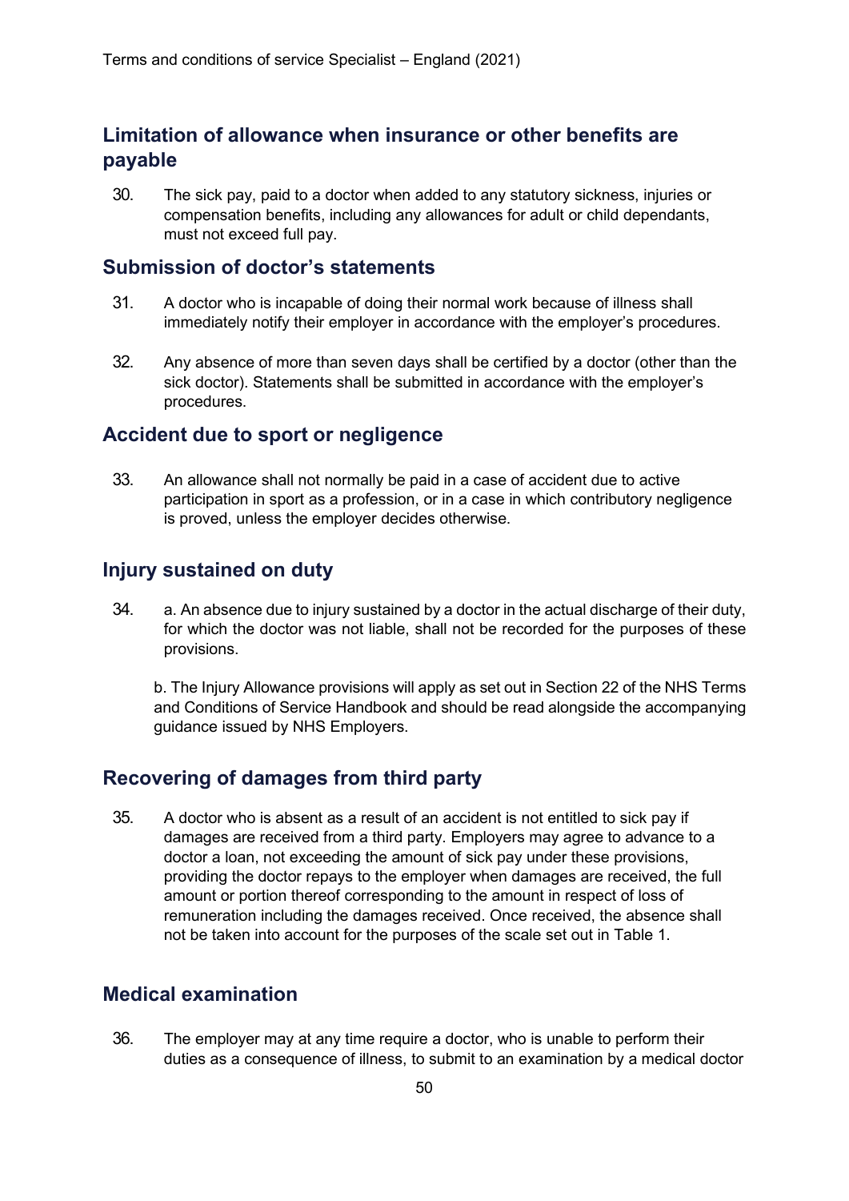## Limitation of allowance when insurance or other benefits are payable

30. The sick pay, paid to a doctor when added to any statutory sickness, injuries or compensation benefits, including any allowances for adult or child dependants, must not exceed full pay.

## Submission of doctor's statements

31. A doctor who is incapable of doing their normal work because of illness shall immediately notify their employer in accordance with the employer's procedures.

32. Any absence of more than seven days shall be certified by a doctor (other than the sick doctor). Statements shall be submitted in accordance with the employer's procedures.

## Accident due to sport or negligence

33. An allowance shall not normally be paid in a case of accident due to active participation in sport as a profession, or in a case in which contributory negligence is proved, unless the employer decides otherwise.

## Injury sustained on duty

34. a. An absence due to injury sustained by a doctor in the actual discharge of their duty, for which the doctor was not liable, shall not be recorded for the purposes of these provisions.

    b. The Injury Allowance provisions will apply as set out in Section 22 of the NHS Terms and Conditions of Service Handbook and should be read alongside the accompanying guidance issued by NHS Employers.

## Recovering of damages from third party

35. A doctor who is absent as a result of an accident is not entitled to sick pay if damages are received from a third party. Employers may agree to advance to a doctor a loan, not exceeding the amount of sick pay under these provisions, providing the doctor repays to the employer when damages are received, the full amount or portion thereof corresponding to the amount in respect of loss of remuneration including the damages received. Once received, the absence shall not be taken into account for the purposes of the scale set out in Table 1.

## Medical examination

36. The employer may at any time require a doctor, who is unable to perform their duties as a consequence of illness, to submit to an examination by a medical doctor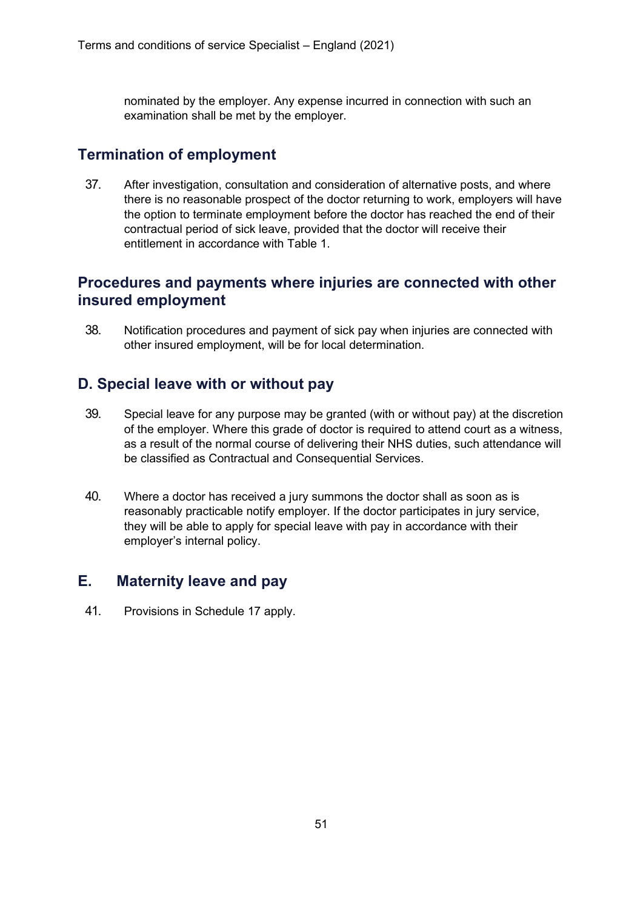nominated by the employer. Any expense incurred in connection with such an examination shall be met by the employer.

## Termination of employment

37. After investigation, consultation and consideration of alternative posts, and where there is no reasonable prospect of the doctor returning to work, employers will have the option to terminate employment before the doctor has reached the end of their contractual period of sick leave, provided that the doctor will receive their entitlement in accordance with Table 1.

## Procedures and payments where injuries are connected with other insured employment

38. Notification procedures and payment of sick pay when injuries are connected with other insured employment, will be for local determination.

## D. Special leave with or without pay

39. Special leave for any purpose may be granted (with or without pay) at the discretion of the employer. Where this grade of doctor is required to attend court as a witness, as a result of the normal course of delivering their NHS duties, such attendance will be classified as Contractual and Consequential Services.

40. Where a doctor has received a jury summons the doctor shall as soon as is reasonably practicable notify employer. If the doctor participates in jury service, they will be able to apply for special leave with pay in accordance with their employer's internal policy.

## E. Maternity leave and pay

41. Provisions in Schedule 17 apply.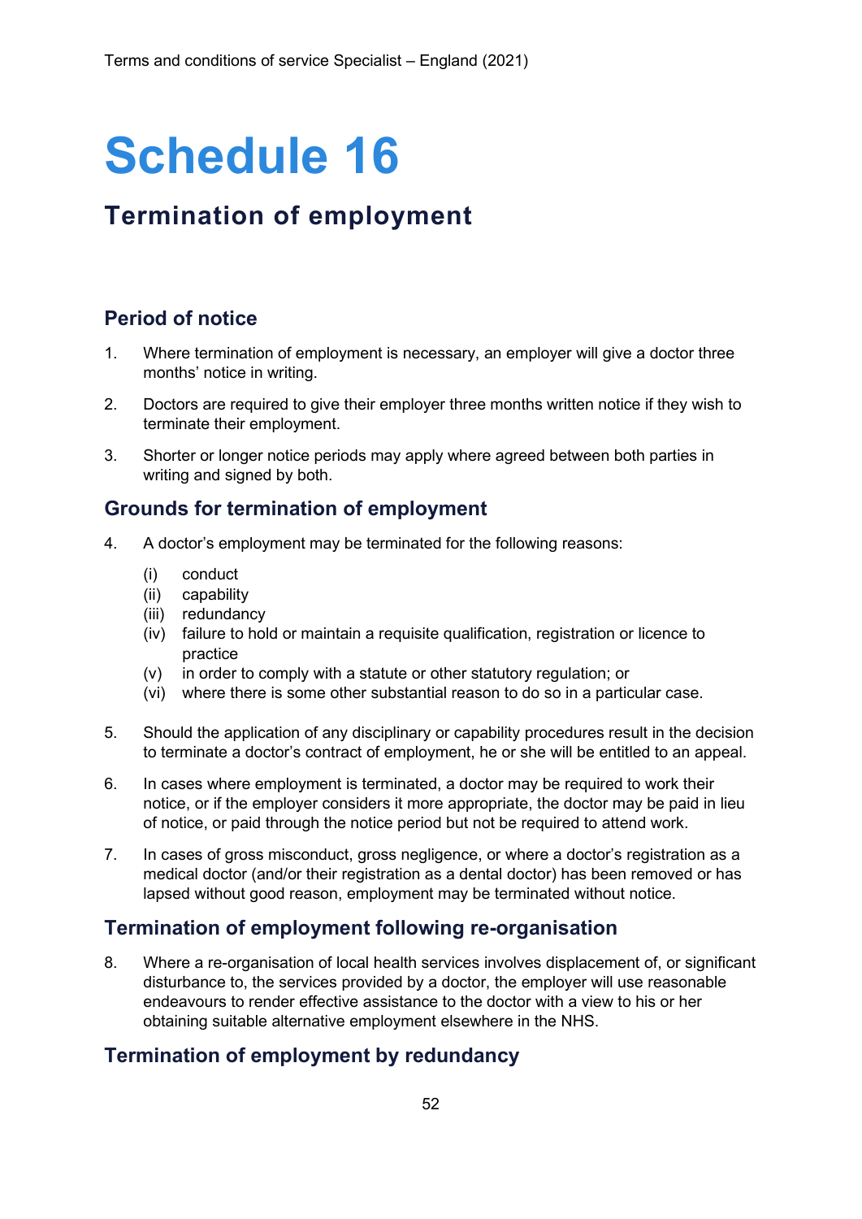# Schedule 16

## Termination of employment

### Period of notice

1. Where termination of employment is necessary, an employer will give a doctor three months' notice in writing.

2. Doctors are required to give their employer three months written notice if they wish to terminate their employment.

3. Shorter or longer notice periods may apply where agreed between both parties in writing and signed by both.

### Grounds for termination of employment

4. A doctor's employment may be terminated for the following reasons:

   (i) conduct
   (ii) capability
   (iii) redundancy
   (iv) failure to hold or maintain a requisite qualification, registration or licence to practice
   (v) in order to comply with a statute or other statutory regulation; or
   (vi) where there is some other substantial reason to do so in a particular case.

5. Should the application of any disciplinary or capability procedures result in the decision to terminate a doctor's contract of employment, he or she will be entitled to an appeal.

6. In cases where employment is terminated, a doctor may be required to work their notice, or if the employer considers it more appropriate, the doctor may be paid in lieu of notice, or paid through the notice period but not be required to attend work.

7. In cases of gross misconduct, gross negligence, or where a doctor's registration as a medical doctor (and/or their registration as a dental doctor) has been removed or has lapsed without good reason, employment may be terminated without notice.

### Termination of employment following re-organisation

8. Where a re-organisation of local health services involves displacement of, or significant disturbance to, the services provided by a doctor, the employer will use reasonable endeavours to render effective assistance to the doctor with a view to his or her obtaining suitable alternative employment elsewhere in the NHS.

### Termination of employment by redundancy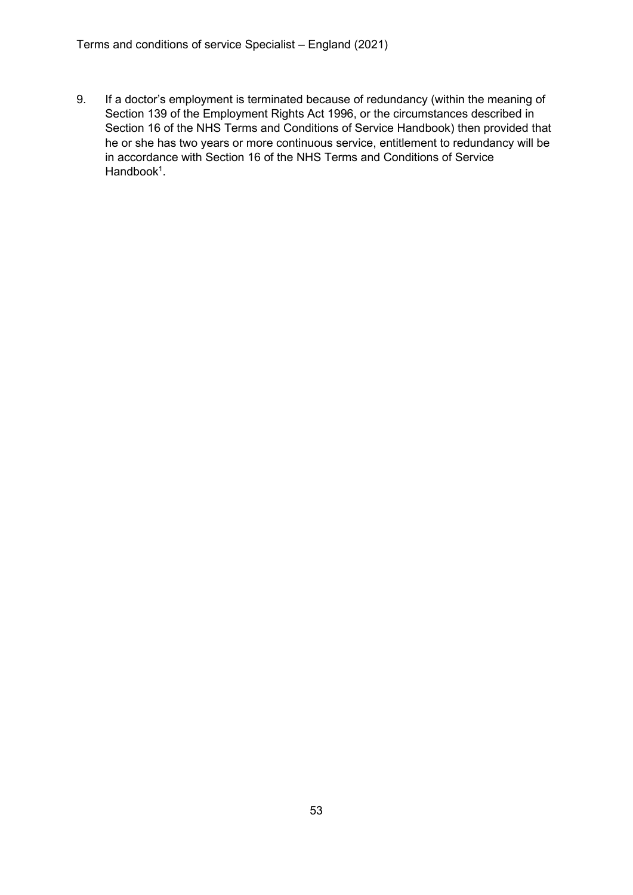9. If a doctor's employment is terminated because of redundancy (within the meaning of Section 139 of the Employment Rights Act 1996, or the circumstances described in Section 16 of the NHS Terms and Conditions of Service Handbook) then provided that he or she has two years or more continuous service, entitlement to redundancy will be in accordance with Section 16 of the NHS Terms and Conditions of Service Handbook[1].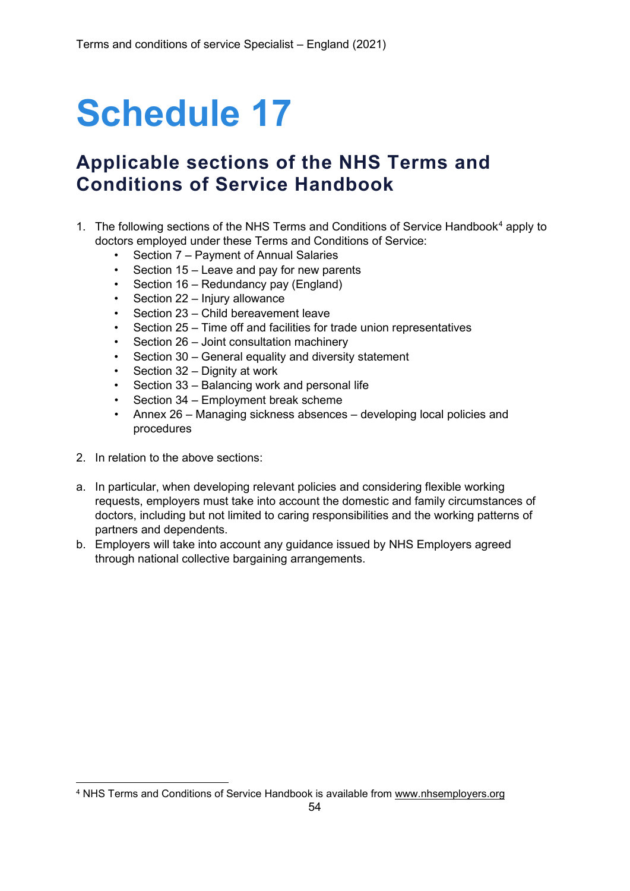# Schedule 17

## Applicable sections of the NHS Terms and Conditions of Service Handbook

1. The following sections of the NHS Terms and Conditions of Service Handbook[4] apply to doctors employed under these Terms and Conditions of Service:
    - Section 7 – Payment of Annual Salaries
    - Section 15 – Leave and pay for new parents
    - Section 16 – Redundancy pay (England)
    - Section 22 – Injury allowance
    - Section 23 – Child bereavement leave
    - Section 25 – Time off and facilities for trade union representatives
    - Section 26 – Joint consultation machinery
    - Section 30 – General equality and diversity statement
    - Section 32 – Dignity at work
    - Section 33 – Balancing work and personal life
    - Section 34 – Employment break scheme
    - Annex 26 – Managing sickness absences – developing local policies and procedures

2. In relation to the above sections:

a. In particular, when developing relevant policies and considering flexible working requests, employers must take into account the domestic and family circumstances of doctors, including but not limited to caring responsibilities and the working patterns of partners and dependents.

b. Employers will take into account any guidance issued by NHS Employers agreed through national collective bargaining arrangements.

[4] NHS Terms and Conditions of Service Handbook is available from www.nhsemployers.org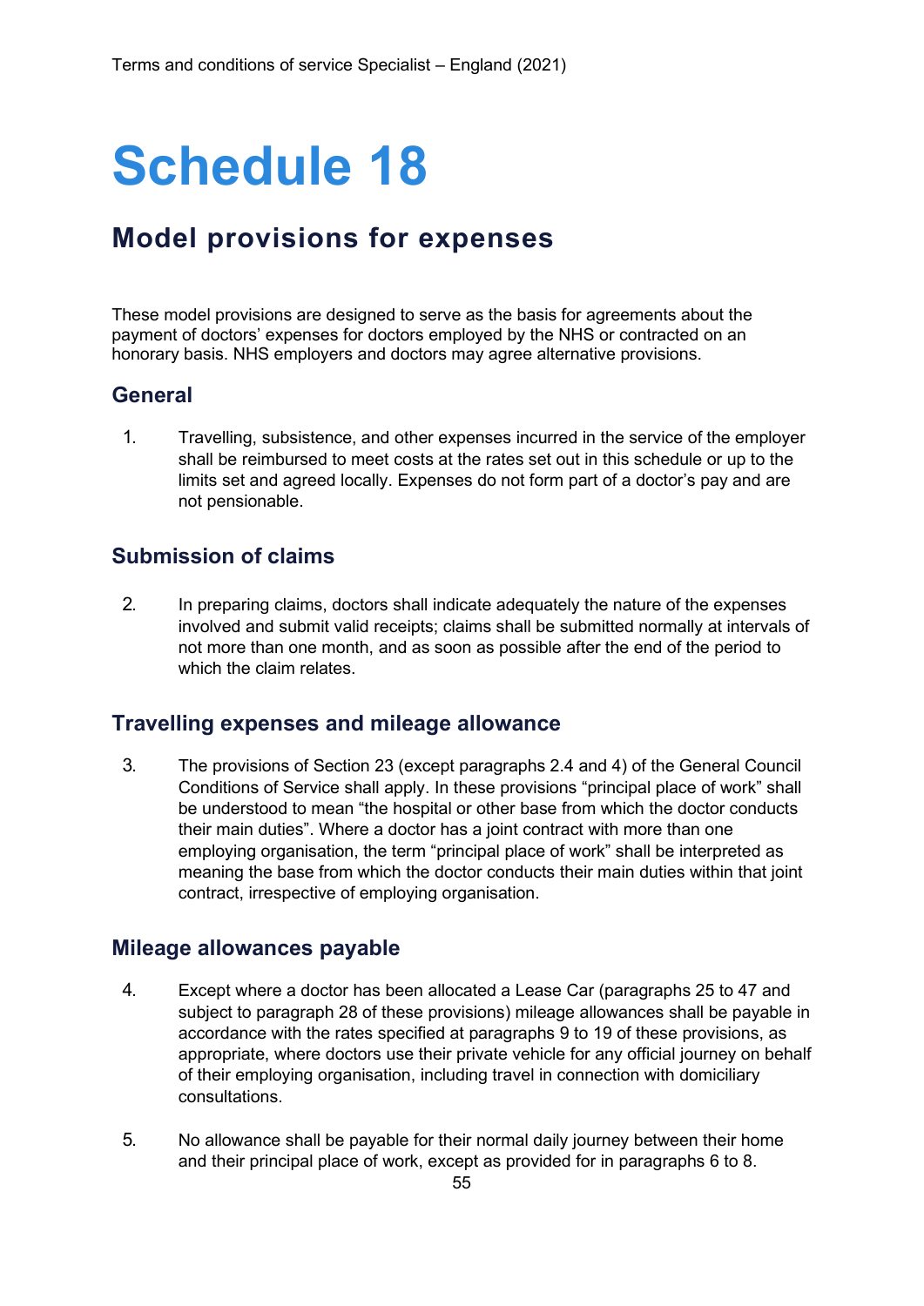# Schedule 18

## Model provisions for expenses

These model provisions are designed to serve as the basis for agreements about the payment of doctors' expenses for doctors employed by the NHS or contracted on an honorary basis. NHS employers and doctors may agree alternative provisions.

### General

1. Travelling, subsistence, and other expenses incurred in the service of the employer shall be reimbursed to meet costs at the rates set out in this schedule or up to the limits set and agreed locally. Expenses do not form part of a doctor's pay and are not pensionable.

### Submission of claims

2. In preparing claims, doctors shall indicate adequately the nature of the expenses involved and submit valid receipts; claims shall be submitted normally at intervals of not more than one month, and as soon as possible after the end of the period to which the claim relates.

### Travelling expenses and mileage allowance

3. The provisions of Section 23 (except paragraphs 2.4 and 4) of the General Council Conditions of Service shall apply. In these provisions "principal place of work" shall be understood to mean "the hospital or other base from which the doctor conducts their main duties". Where a doctor has a joint contract with more than one employing organisation, the term "principal place of work" shall be interpreted as meaning the base from which the doctor conducts their main duties within that joint contract, irrespective of employing organisation.

### Mileage allowances payable

4. Except where a doctor has been allocated a Lease Car (paragraphs 25 to 47 and subject to paragraph 28 of these provisions) mileage allowances shall be payable in accordance with the rates specified at paragraphs 9 to 19 of these provisions, as appropriate, where doctors use their private vehicle for any official journey on behalf of their employing organisation, including travel in connection with domiciliary consultations.

5. No allowance shall be payable for their normal daily journey between their home and their principal place of work, except as provided for in paragraphs 6 to 8.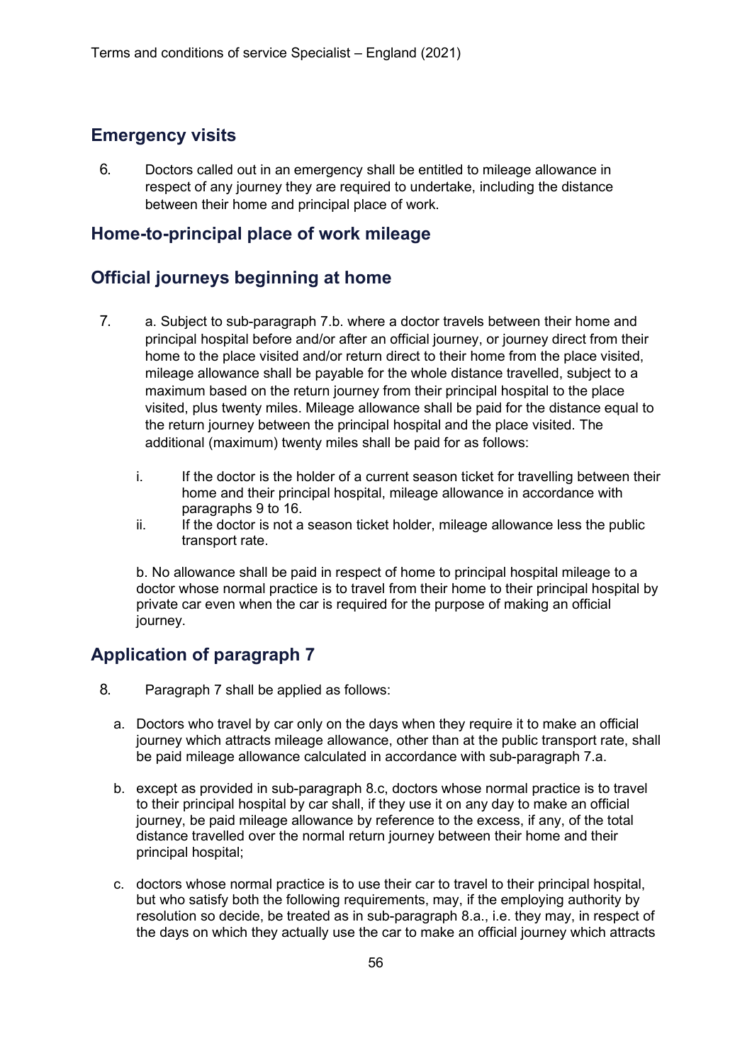## Emergency visits

6. Doctors called out in an emergency shall be entitled to mileage allowance in respect of any journey they are required to undertake, including the distance between their home and principal place of work.

## Home-to-principal place of work mileage

## Official journeys beginning at home

7. a. Subject to sub-paragraph 7.b. where a doctor travels between their home and principal hospital before and/or after an official journey, or journey direct from their home to the place visited and/or return direct to their home from the place visited, mileage allowance shall be payable for the whole distance travelled, subject to a maximum based on the return journey from their principal hospital to the place visited, plus twenty miles. Mileage allowance shall be paid for the distance equal to the return journey between the principal hospital and the place visited. The additional (maximum) twenty miles shall be paid for as follows:

   i. If the doctor is the holder of a current season ticket for travelling between their home and their principal hospital, mileage allowance in accordance with paragraphs 9 to 16.
   ii. If the doctor is not a season ticket holder, mileage allowance less the public transport rate.

   b. No allowance shall be paid in respect of home to principal hospital mileage to a doctor whose normal practice is to travel from their home to their principal hospital by private car even when the car is required for the purpose of making an official journey.

## Application of paragraph 7

8. Paragraph 7 shall be applied as follows:

   a. Doctors who travel by car only on the days when they require it to make an official journey which attracts mileage allowance, other than at the public transport rate, shall be paid mileage allowance calculated in accordance with sub-paragraph 7.a.

   b. except as provided in sub-paragraph 8.c, doctors whose normal practice is to travel to their principal hospital by car shall, if they use it on any day to make an official journey, be paid mileage allowance by reference to the excess, if any, of the total distance travelled over the normal return journey between their home and their principal hospital;

   c. doctors whose normal practice is to use their car to travel to their principal hospital, but who satisfy both the following requirements, may, if the employing authority by resolution so decide, be treated as in sub-paragraph 8.a., i.e. they may, in respect of the days on which they actually use the car to make an official journey which attracts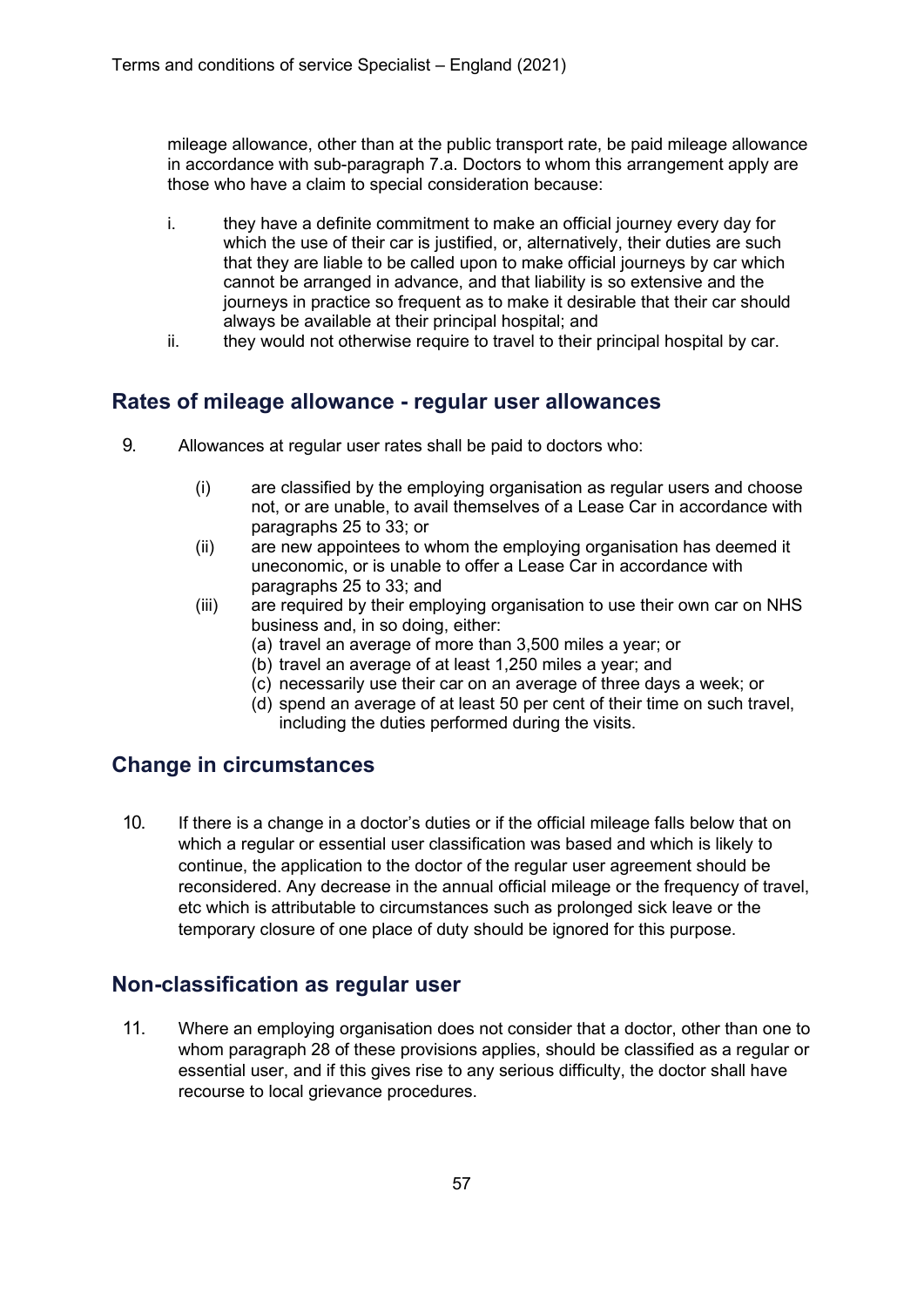mileage allowance, other than at the public transport rate, be paid mileage allowance in accordance with sub-paragraph 7.a. Doctors to whom this arrangement apply are those who have a claim to special consideration because:

i. they have a definite commitment to make an official journey every day for which the use of their car is justified, or, alternatively, their duties are such that they are liable to be called upon to make official journeys by car which cannot be arranged in advance, and that liability is so extensive and the journeys in practice so frequent as to make it desirable that their car should always be available at their principal hospital; and
ii. they would not otherwise require to travel to their principal hospital by car.

## Rates of mileage allowance - regular user allowances

9. Allowances at regular user rates shall be paid to doctors who:

   (i) are classified by the employing organisation as regular users and choose not, or are unable, to avail themselves of a Lease Car in accordance with paragraphs 25 to 33; or
   (ii) are new appointees to whom the employing organisation has deemed it uneconomic, or is unable to offer a Lease Car in accordance with paragraphs 25 to 33; and
   (iii) are required by their employing organisation to use their own car on NHS business and, in so doing, either:
      (a) travel an average of more than 3,500 miles a year; or
      (b) travel an average of at least 1,250 miles a year; and
      (c) necessarily use their car on an average of three days a week; or
      (d) spend an average of at least 50 per cent of their time on such travel, including the duties performed during the visits.

## Change in circumstances

10. If there is a change in a doctor's duties or if the official mileage falls below that on which a regular or essential user classification was based and which is likely to continue, the application to the doctor of the regular user agreement should be reconsidered. Any decrease in the annual official mileage or the frequency of travel, etc which is attributable to circumstances such as prolonged sick leave or the temporary closure of one place of duty should be ignored for this purpose.

## Non-classification as regular user

11. Where an employing organisation does not consider that a doctor, other than one to whom paragraph 28 of these provisions applies, should be classified as a regular or essential user, and if this gives rise to any serious difficulty, the doctor shall have recourse to local grievance procedures.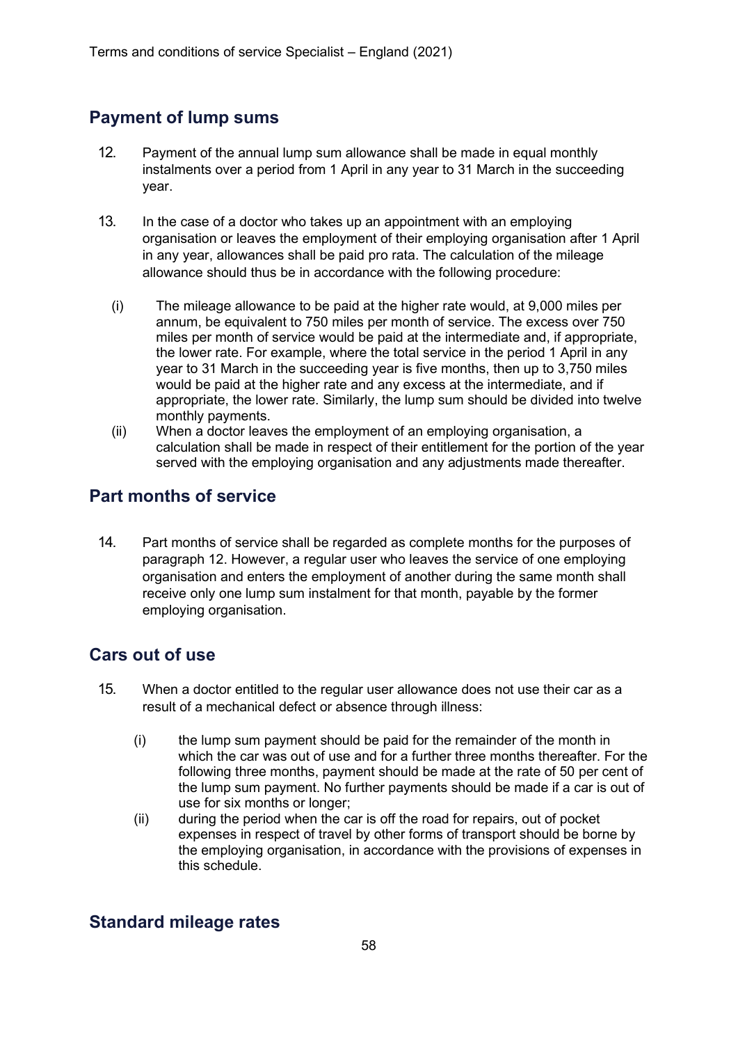## Payment of lump sums

12. Payment of the annual lump sum allowance shall be made in equal monthly instalments over a period from 1 April in any year to 31 March in the succeeding year.

13. In the case of a doctor who takes up an appointment with an employing organisation or leaves the employment of their employing organisation after 1 April in any year, allowances shall be paid pro rata. The calculation of the mileage allowance should thus be in accordance with the following procedure:

   (i) The mileage allowance to be paid at the higher rate would, at 9,000 miles per annum, be equivalent to 750 miles per month of service. The excess over 750 miles per month of service would be paid at the intermediate and, if appropriate, the lower rate. For example, where the total service in the period 1 April in any year to 31 March in the succeeding year is five months, then up to 3,750 miles would be paid at the higher rate and any excess at the intermediate, and if appropriate, the lower rate. Similarly, the lump sum should be divided into twelve monthly payments.

   (ii) When a doctor leaves the employment of an employing organisation, a calculation shall be made in respect of their entitlement for the portion of the year served with the employing organisation and any adjustments made thereafter.

## Part months of service

14. Part months of service shall be regarded as complete months for the purposes of paragraph 12. However, a regular user who leaves the service of one employing organisation and enters the employment of another during the same month shall receive only one lump sum instalment for that month, payable by the former employing organisation.

## Cars out of use

15. When a doctor entitled to the regular user allowance does not use their car as a result of a mechanical defect or absence through illness:

   (i) the lump sum payment should be paid for the remainder of the month in which the car was out of use and for a further three months thereafter. For the following three months, payment should be made at the rate of 50 per cent of the lump sum payment. No further payments should be made if a car is out of use for six months or longer;

   (ii) during the period when the car is off the road for repairs, out of pocket expenses in respect of travel by other forms of transport should be borne by the employing organisation, in accordance with the provisions of expenses in this schedule.

## Standard mileage rates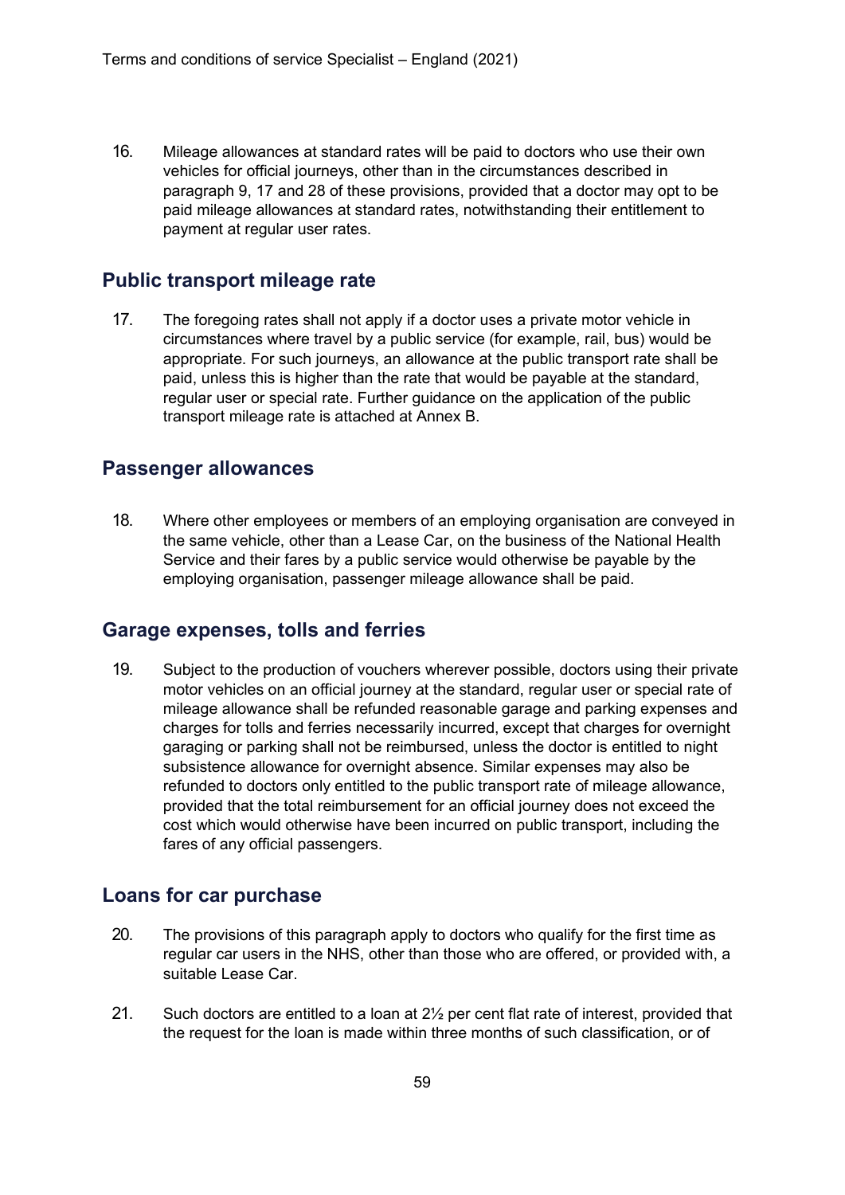16. Mileage allowances at standard rates will be paid to doctors who use their own vehicles for official journeys, other than in the circumstances described in paragraph 9, 17 and 28 of these provisions, provided that a doctor may opt to be paid mileage allowances at standard rates, notwithstanding their entitlement to payment at regular user rates.

## Public transport mileage rate

17. The foregoing rates shall not apply if a doctor uses a private motor vehicle in circumstances where travel by a public service (for example, rail, bus) would be appropriate. For such journeys, an allowance at the public transport rate shall be paid, unless this is higher than the rate that would be payable at the standard, regular user or special rate. Further guidance on the application of the public transport mileage rate is attached at Annex B.

## Passenger allowances

18. Where other employees or members of an employing organisation are conveyed in the same vehicle, other than a Lease Car, on the business of the National Health Service and their fares by a public service would otherwise be payable by the employing organisation, passenger mileage allowance shall be paid.

## Garage expenses, tolls and ferries

19. Subject to the production of vouchers wherever possible, doctors using their private motor vehicles on an official journey at the standard, regular user or special rate of mileage allowance shall be refunded reasonable garage and parking expenses and charges for tolls and ferries necessarily incurred, except that charges for overnight garaging or parking shall not be reimbursed, unless the doctor is entitled to night subsistence allowance for overnight absence. Similar expenses may also be refunded to doctors only entitled to the public transport rate of mileage allowance, provided that the total reimbursement for an official journey does not exceed the cost which would otherwise have been incurred on public transport, including the fares of any official passengers.

## Loans for car purchase

20. The provisions of this paragraph apply to doctors who qualify for the first time as regular car users in the NHS, other than those who are offered, or provided with, a suitable Lease Car.

21. Such doctors are entitled to a loan at 2½ per cent flat rate of interest, provided that the request for the loan is made within three months of such classification, or of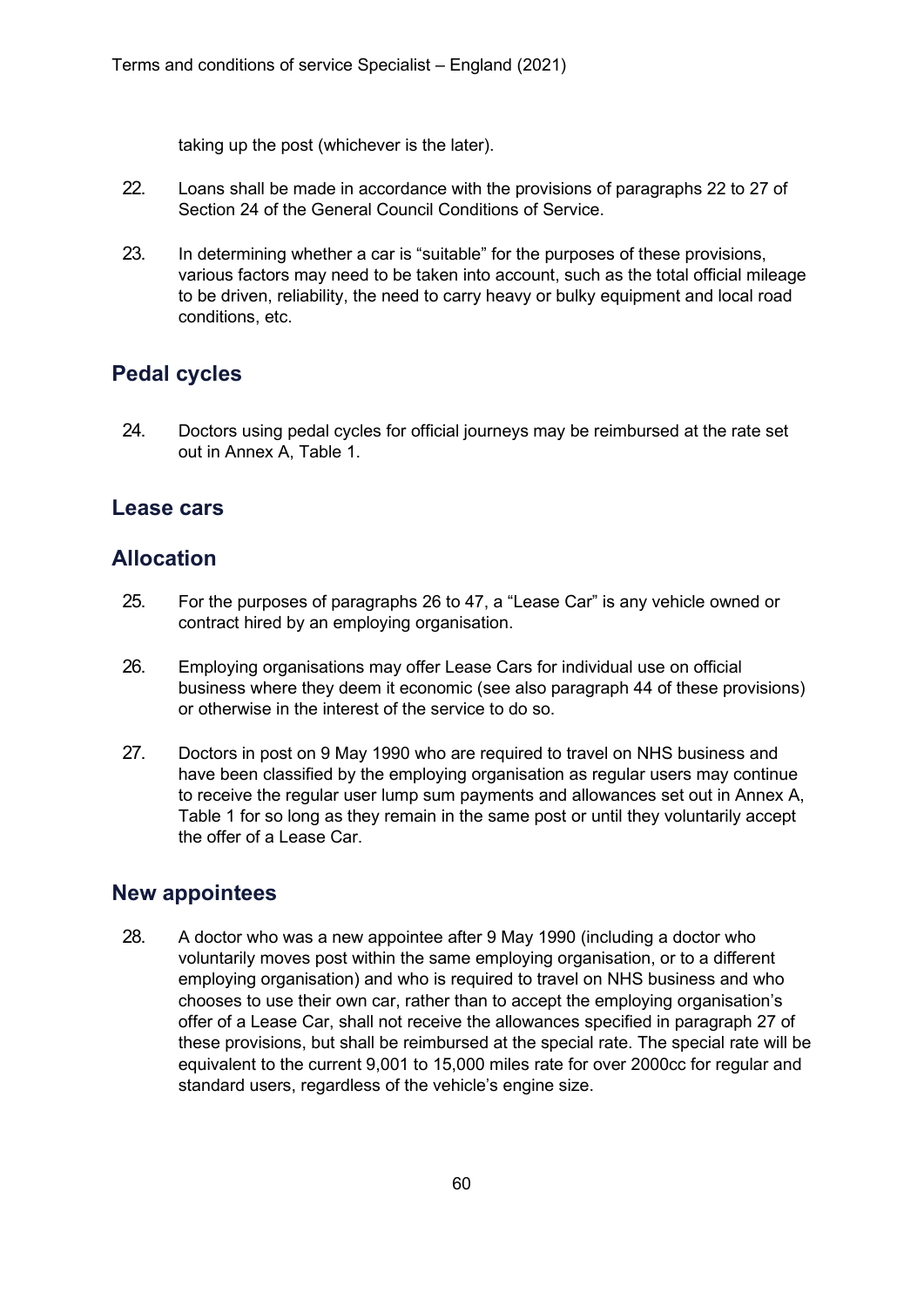taking up the post (whichever is the later).

22. Loans shall be made in accordance with the provisions of paragraphs 22 to 27 of Section 24 of the General Council Conditions of Service.

23. In determining whether a car is "suitable" for the purposes of these provisions, various factors may need to be taken into account, such as the total official mileage to be driven, reliability, the need to carry heavy or bulky equipment and local road conditions, etc.

## Pedal cycles

24. Doctors using pedal cycles for official journeys may be reimbursed at the rate set out in Annex A, Table 1.

## Lease cars

## Allocation

25. For the purposes of paragraphs 26 to 47, a "Lease Car" is any vehicle owned or contract hired by an employing organisation.

26. Employing organisations may offer Lease Cars for individual use on official business where they deem it economic (see also paragraph 44 of these provisions) or otherwise in the interest of the service to do so.

27. Doctors in post on 9 May 1990 who are required to travel on NHS business and have been classified by the employing organisation as regular users may continue to receive the regular user lump sum payments and allowances set out in Annex A, Table 1 for so long as they remain in the same post or until they voluntarily accept the offer of a Lease Car.

## New appointees

28. A doctor who was a new appointee after 9 May 1990 (including a doctor who voluntarily moves post within the same employing organisation, or to a different employing organisation) and who is required to travel on NHS business and who chooses to use their own car, rather than to accept the employing organisation's offer of a Lease Car, shall not receive the allowances specified in paragraph 27 of these provisions, but shall be reimbursed at the special rate. The special rate will be equivalent to the current 9,001 to 15,000 miles rate for over 2000cc for regular and standard users, regardless of the vehicle's engine size.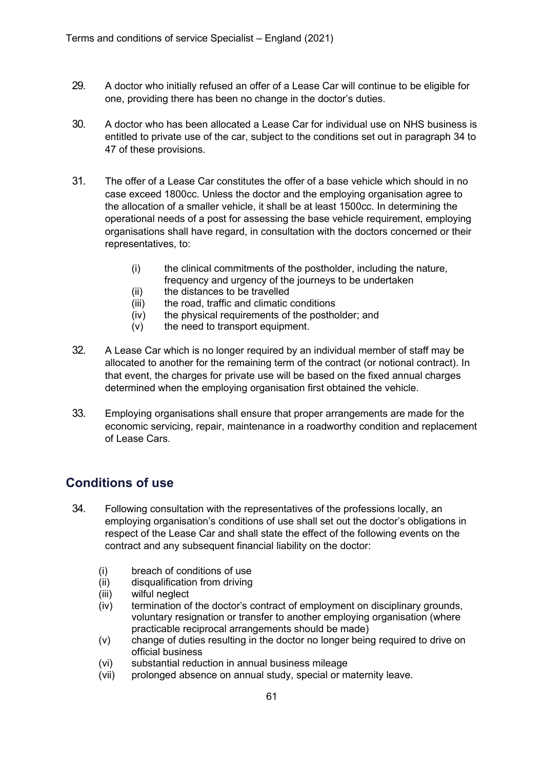29. A doctor who initially refused an offer of a Lease Car will continue to be eligible for one, providing there has been no change in the doctor's duties.

30. A doctor who has been allocated a Lease Car for individual use on NHS business is entitled to private use of the car, subject to the conditions set out in paragraph 34 to 47 of these provisions.

31. The offer of a Lease Car constitutes the offer of a base vehicle which should in no case exceed 1800cc. Unless the doctor and the employing organisation agree to the allocation of a smaller vehicle, it shall be at least 1500cc. In determining the operational needs of a post for assessing the base vehicle requirement, employing organisations shall have regard, in consultation with the doctors concerned or their representatives, to:

    (i) the clinical commitments of the postholder, including the nature, frequency and urgency of the journeys to be undertaken
    (ii) the distances to be travelled
    (iii) the road, traffic and climatic conditions
    (iv) the physical requirements of the postholder; and
    (v) the need to transport equipment.

32. A Lease Car which is no longer required by an individual member of staff may be allocated to another for the remaining term of the contract (or notional contract). In that event, the charges for private use will be based on the fixed annual charges determined when the employing organisation first obtained the vehicle.

33. Employing organisations shall ensure that proper arrangements are made for the economic servicing, repair, maintenance in a roadworthy condition and replacement of Lease Cars.

## Conditions of use

34. Following consultation with the representatives of the professions locally, an employing organisation's conditions of use shall set out the doctor's obligations in respect of the Lease Car and shall state the effect of the following events on the contract and any subsequent financial liability on the doctor:

    (i) breach of conditions of use
    (ii) disqualification from driving
    (iii) wilful neglect
    (iv) termination of the doctor's contract of employment on disciplinary grounds, voluntary resignation or transfer to another employing organisation (where practicable reciprocal arrangements should be made)
    (v) change of duties resulting in the doctor no longer being required to drive on official business
    (vi) substantial reduction in annual business mileage
    (vii) prolonged absence on annual study, special or maternity leave.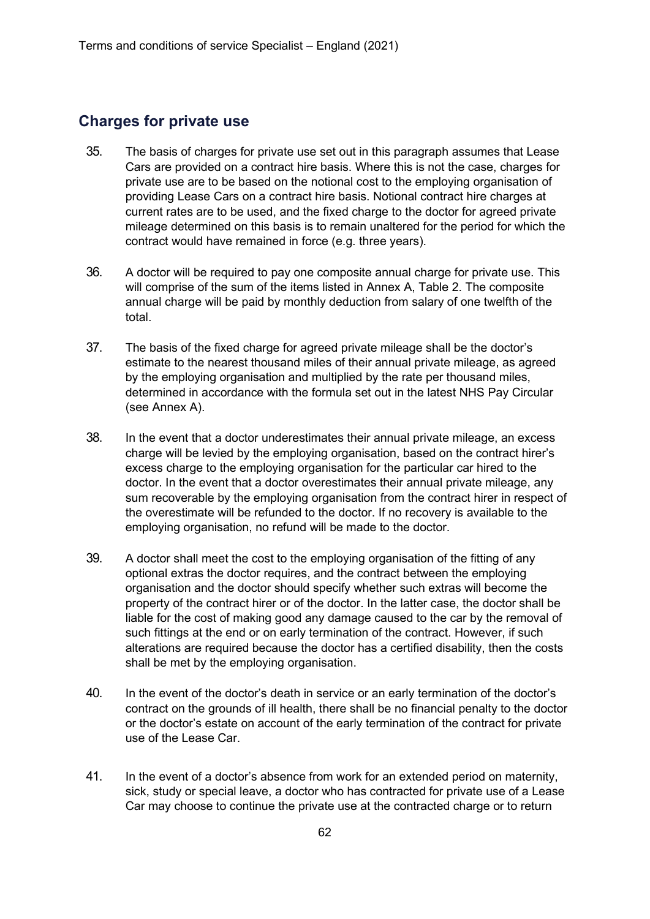## Charges for private use

35. The basis of charges for private use set out in this paragraph assumes that Lease Cars are provided on a contract hire basis. Where this is not the case, charges for private use are to be based on the notional cost to the employing organisation of providing Lease Cars on a contract hire basis. Notional contract hire charges at current rates are to be used, and the fixed charge to the doctor for agreed private mileage determined on this basis is to remain unaltered for the period for which the contract would have remained in force (e.g. three years).

36. A doctor will be required to pay one composite annual charge for private use. This will comprise of the sum of the items listed in Annex A, Table 2. The composite annual charge will be paid by monthly deduction from salary of one twelfth of the total.

37. The basis of the fixed charge for agreed private mileage shall be the doctor's estimate to the nearest thousand miles of their annual private mileage, as agreed by the employing organisation and multiplied by the rate per thousand miles, determined in accordance with the formula set out in the latest NHS Pay Circular (see Annex A).

38. In the event that a doctor underestimates their annual private mileage, an excess charge will be levied by the employing organisation, based on the contract hirer's excess charge to the employing organisation for the particular car hired to the doctor. In the event that a doctor overestimates their annual private mileage, any sum recoverable by the employing organisation from the contract hirer in respect of the overestimate will be refunded to the doctor. If no recovery is available to the employing organisation, no refund will be made to the doctor.

39. A doctor shall meet the cost to the employing organisation of the fitting of any optional extras the doctor requires, and the contract between the employing organisation and the doctor should specify whether such extras will become the property of the contract hirer or of the doctor. In the latter case, the doctor shall be liable for the cost of making good any damage caused to the car by the removal of such fittings at the end or on early termination of the contract. However, if such alterations are required because the doctor has a certified disability, then the costs shall be met by the employing organisation.

40. In the event of the doctor's death in service or an early termination of the doctor's contract on the grounds of ill health, there shall be no financial penalty to the doctor or the doctor's estate on account of the early termination of the contract for private use of the Lease Car.

41. In the event of a doctor's absence from work for an extended period on maternity, sick, study or special leave, a doctor who has contracted for private use of a Lease Car may choose to continue the private use at the contracted charge or to return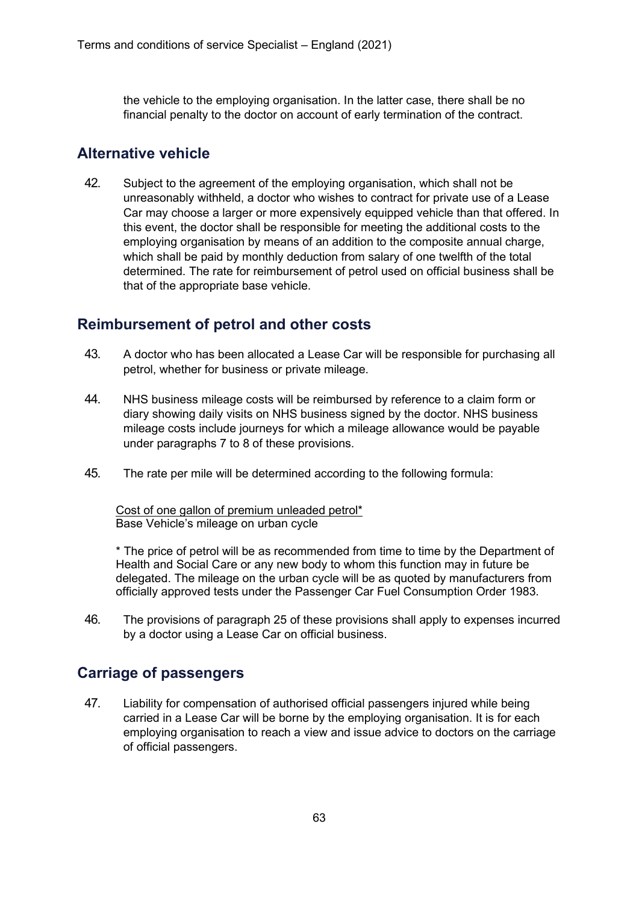the vehicle to the employing organisation. In the latter case, there shall be no financial penalty to the doctor on account of early termination of the contract.

## Alternative vehicle

42. Subject to the agreement of the employing organisation, which shall not be unreasonably withheld, a doctor who wishes to contract for private use of a Lease Car may choose a larger or more expensively equipped vehicle than that offered. In this event, the doctor shall be responsible for meeting the additional costs to the employing organisation by means of an addition to the composite annual charge, which shall be paid by monthly deduction from salary of one twelfth of the total determined. The rate for reimbursement of petrol used on official business shall be that of the appropriate base vehicle.

## Reimbursement of petrol and other costs

43. A doctor who has been allocated a Lease Car will be responsible for purchasing all petrol, whether for business or private mileage.

44. NHS business mileage costs will be reimbursed by reference to a claim form or diary showing daily visits on NHS business signed by the doctor. NHS business mileage costs include journeys for which a mileage allowance would be payable under paragraphs 7 to 8 of these provisions.

45. The rate per mile will be determined according to the following formula:

$$\frac{\text{Cost of one gallon of premium unleaded petrol*}}{\text{Base Vehicle's mileage on urban cycle}}$$

\* The price of petrol will be as recommended from time to time by the Department of Health and Social Care or any new body to whom this function may in future be delegated. The mileage on the urban cycle will be as quoted by manufacturers from officially approved tests under the Passenger Car Fuel Consumption Order 1983.

46. The provisions of paragraph 25 of these provisions shall apply to expenses incurred by a doctor using a Lease Car on official business.

## Carriage of passengers

47. Liability for compensation of authorised official passengers injured while being carried in a Lease Car will be borne by the employing organisation. It is for each employing organisation to reach a view and issue advice to doctors on the carriage of official passengers.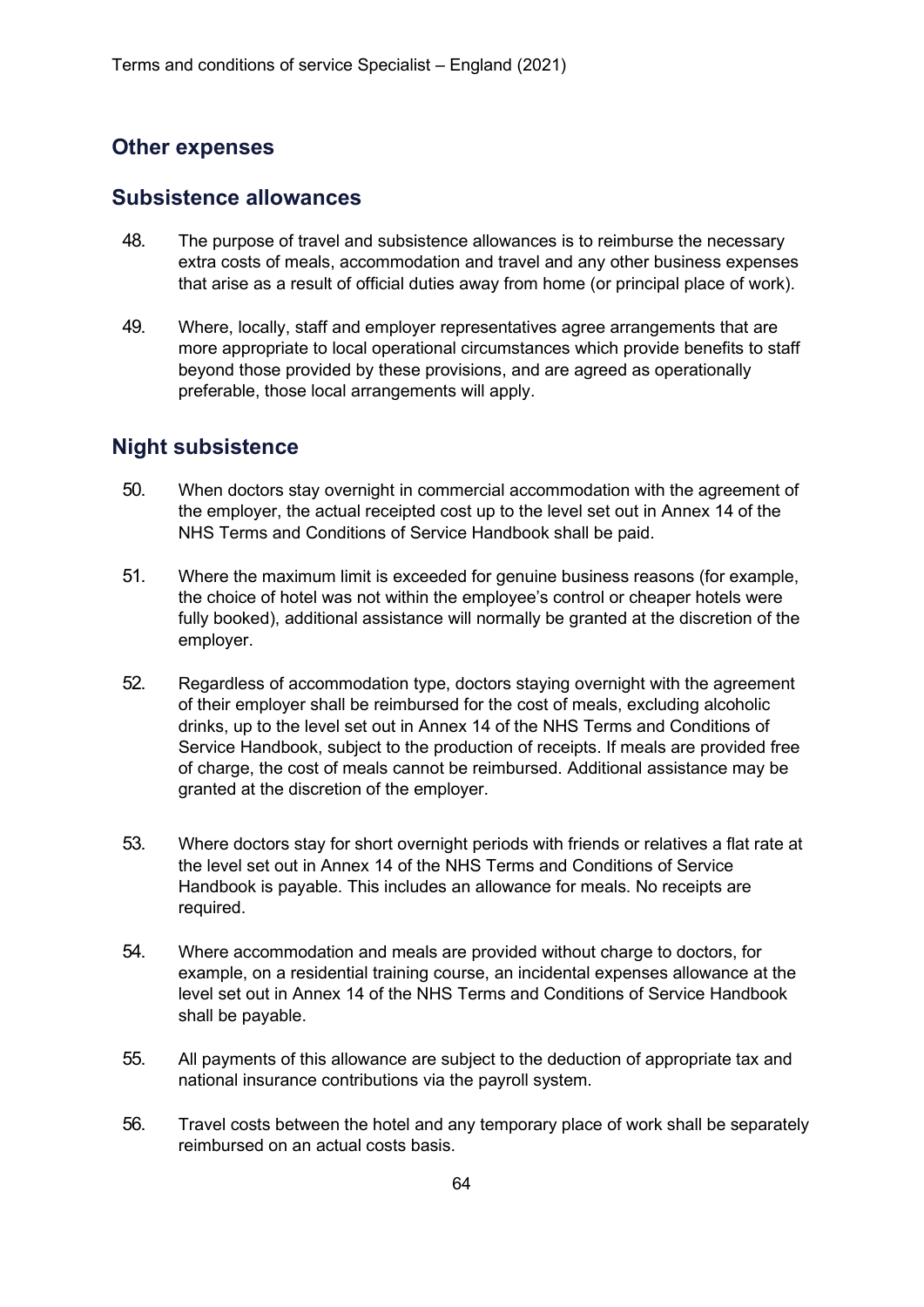## Other expenses

## Subsistence allowances

48. The purpose of travel and subsistence allowances is to reimburse the necessary extra costs of meals, accommodation and travel and any other business expenses that arise as a result of official duties away from home (or principal place of work).

49. Where, locally, staff and employer representatives agree arrangements that are more appropriate to local operational circumstances which provide benefits to staff beyond those provided by these provisions, and are agreed as operationally preferable, those local arrangements will apply.

## Night subsistence

50. When doctors stay overnight in commercial accommodation with the agreement of the employer, the actual receipted cost up to the level set out in Annex 14 of the NHS Terms and Conditions of Service Handbook shall be paid.

51. Where the maximum limit is exceeded for genuine business reasons (for example, the choice of hotel was not within the employee's control or cheaper hotels were fully booked), additional assistance will normally be granted at the discretion of the employer.

52. Regardless of accommodation type, doctors staying overnight with the agreement of their employer shall be reimbursed for the cost of meals, excluding alcoholic drinks, up to the level set out in Annex 14 of the NHS Terms and Conditions of Service Handbook, subject to the production of receipts. If meals are provided free of charge, the cost of meals cannot be reimbursed. Additional assistance may be granted at the discretion of the employer.

53. Where doctors stay for short overnight periods with friends or relatives a flat rate at the level set out in Annex 14 of the NHS Terms and Conditions of Service Handbook is payable. This includes an allowance for meals. No receipts are required.

54. Where accommodation and meals are provided without charge to doctors, for example, on a residential training course, an incidental expenses allowance at the level set out in Annex 14 of the NHS Terms and Conditions of Service Handbook shall be payable.

55. All payments of this allowance are subject to the deduction of appropriate tax and national insurance contributions via the payroll system.

56. Travel costs between the hotel and any temporary place of work shall be separately reimbursed on an actual costs basis.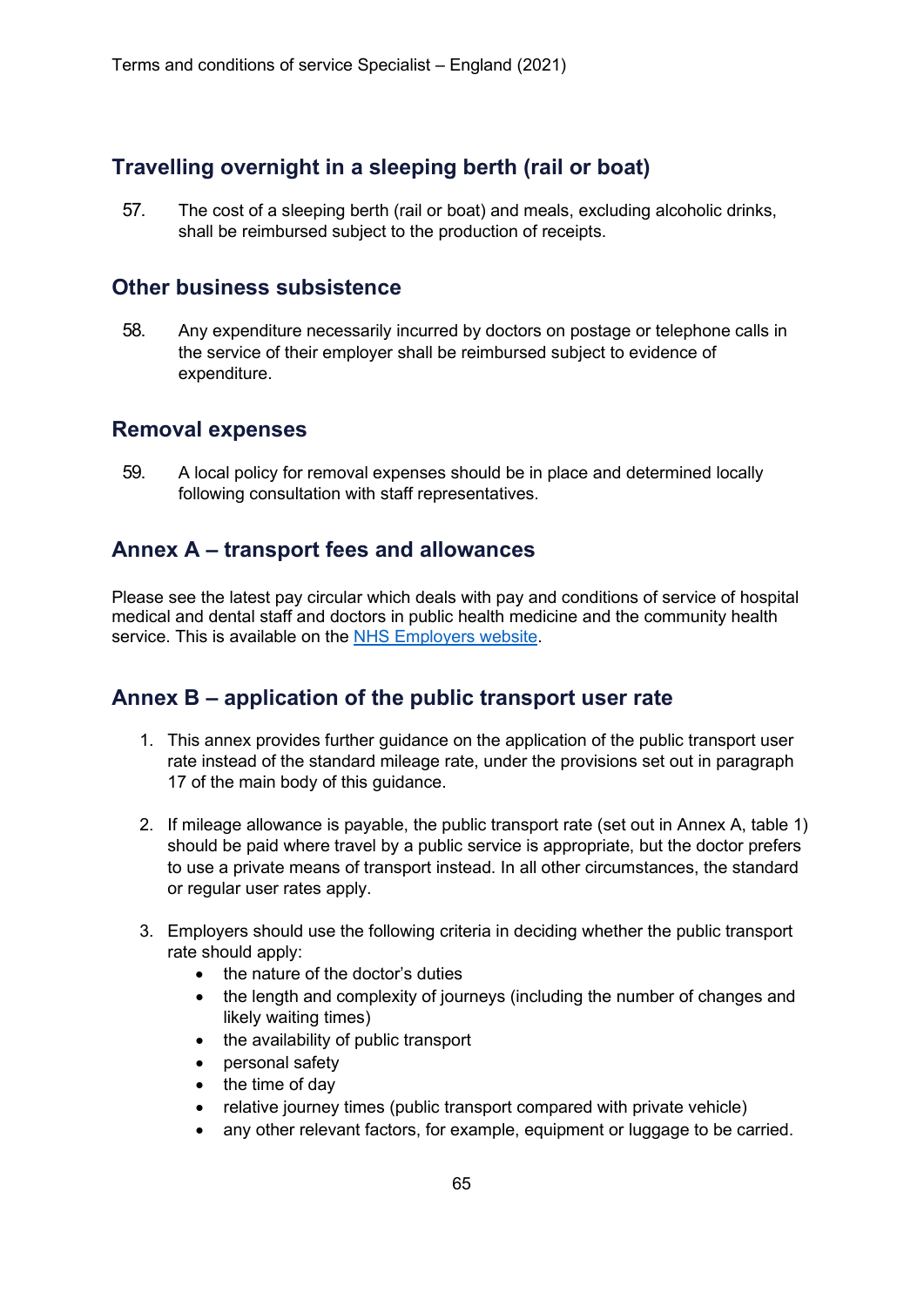## Travelling overnight in a sleeping berth (rail or boat)

57. The cost of a sleeping berth (rail or boat) and meals, excluding alcoholic drinks, shall be reimbursed subject to the production of receipts.

## Other business subsistence

58. Any expenditure necessarily incurred by doctors on postage or telephone calls in the service of their employer shall be reimbursed subject to evidence of expenditure.

## Removal expenses

59. A local policy for removal expenses should be in place and determined locally following consultation with staff representatives.

## Annex A – transport fees and allowances

Please see the latest pay circular which deals with pay and conditions of service of hospital medical and dental staff and doctors in public health medicine and the community health service. This is available on the [NHS Employers website](#).

## Annex B – application of the public transport user rate

1. This annex provides further guidance on the application of the public transport user rate instead of the standard mileage rate, under the provisions set out in paragraph 17 of the main body of this guidance.

2. If mileage allowance is payable, the public transport rate (set out in Annex A, table 1) should be paid where travel by a public service is appropriate, but the doctor prefers to use a private means of transport instead. In all other circumstances, the standard or regular user rates apply.

3. Employers should use the following criteria in deciding whether the public transport rate should apply:
   - the nature of the doctor's duties
   - the length and complexity of journeys (including the number of changes and likely waiting times)
   - the availability of public transport
   - personal safety
   - the time of day
   - relative journey times (public transport compared with private vehicle)
   - any other relevant factors, for example, equipment or luggage to be carried.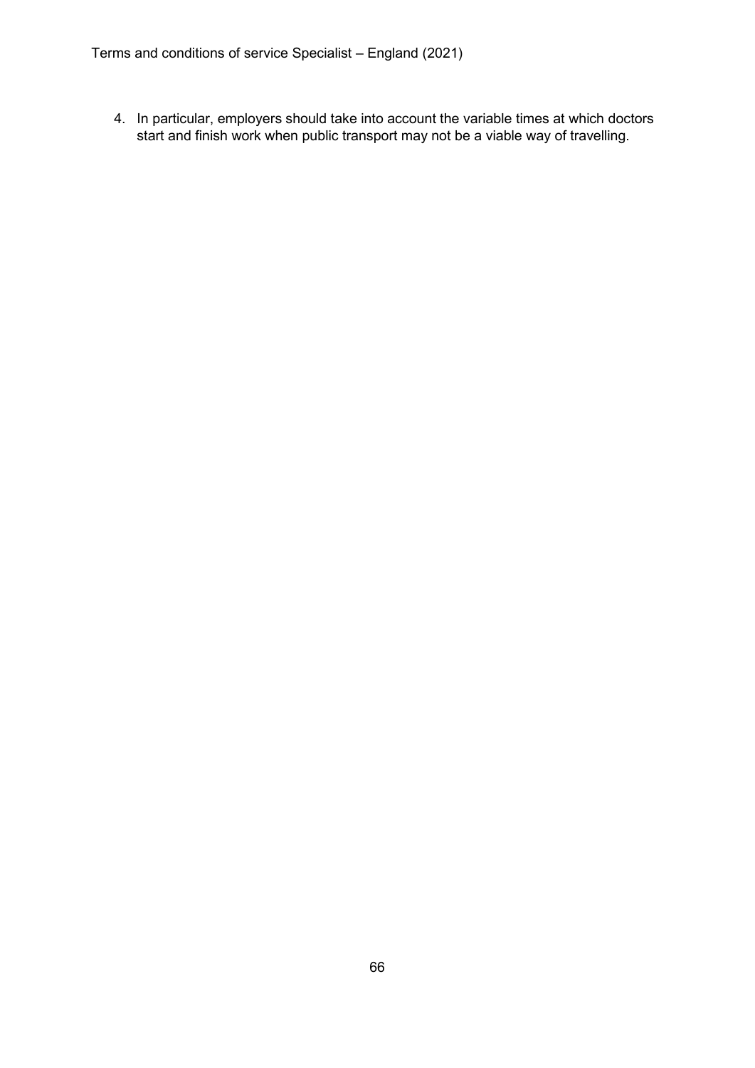4. In particular, employers should take into account the variable times at which doctors start and finish work when public transport may not be a viable way of travelling.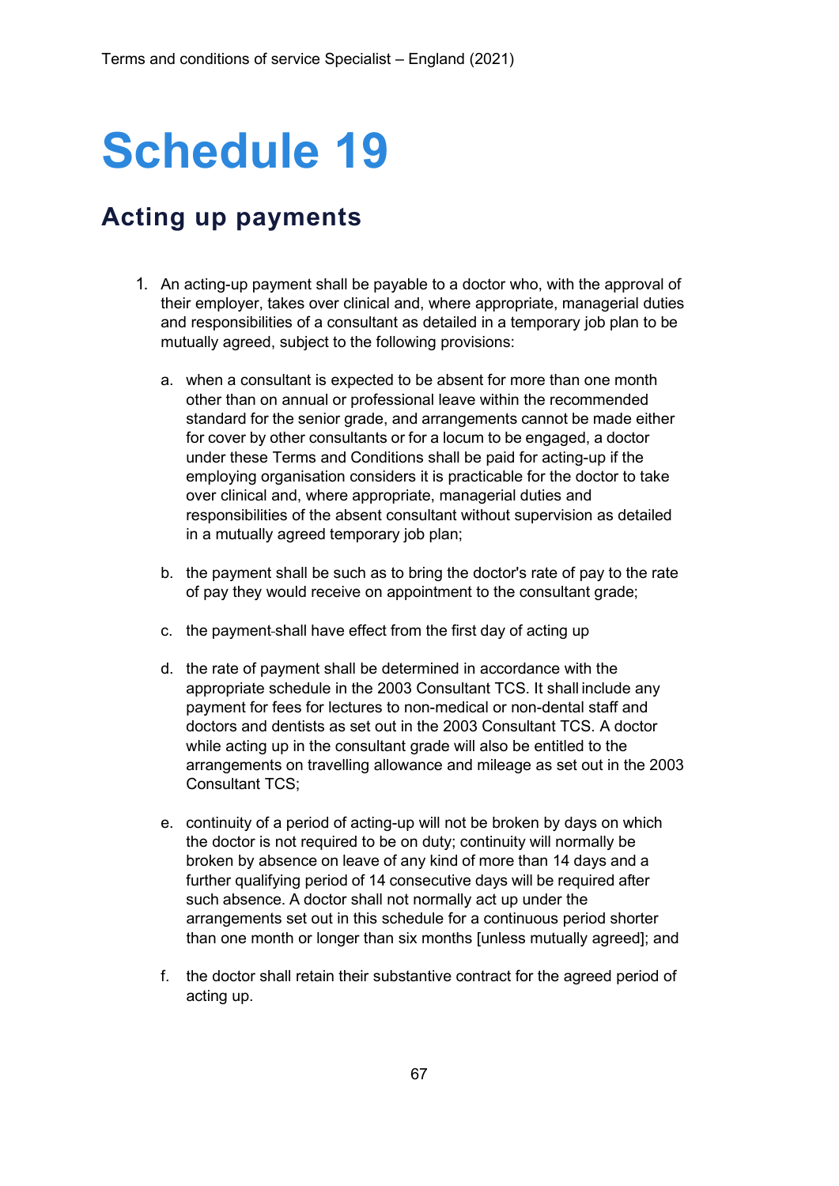# Schedule 19

## Acting up payments

1. An acting-up payment shall be payable to a doctor who, with the approval of their employer, takes over clinical and, where appropriate, managerial duties and responsibilities of a consultant as detailed in a temporary job plan to be mutually agreed, subject to the following provisions:

   a. when a consultant is expected to be absent for more than one month other than on annual or professional leave within the recommended standard for the senior grade, and arrangements cannot be made either for cover by other consultants or for a locum to be engaged, a doctor under these Terms and Conditions shall be paid for acting-up if the employing organisation considers it is practicable for the doctor to take over clinical and, where appropriate, managerial duties and responsibilities of the absent consultant without supervision as detailed in a mutually agreed temporary job plan;

   b. the payment shall be such as to bring the doctor's rate of pay to the rate of pay they would receive on appointment to the consultant grade;

   c. the payment shall have effect from the first day of acting up

   d. the rate of payment shall be determined in accordance with the appropriate schedule in the 2003 Consultant TCS. It shall include any payment for fees for lectures to non-medical or non-dental staff and doctors and dentists as set out in the 2003 Consultant TCS. A doctor while acting up in the consultant grade will also be entitled to the arrangements on travelling allowance and mileage as set out in the 2003 Consultant TCS;

   e. continuity of a period of acting-up will not be broken by days on which the doctor is not required to be on duty; continuity will normally be broken by absence on leave of any kind of more than 14 days and a further qualifying period of 14 consecutive days will be required after such absence. A doctor shall not normally act up under the arrangements set out in this schedule for a continuous period shorter than one month or longer than six months [unless mutually agreed]; and

   f. the doctor shall retain their substantive contract for the agreed period of acting up.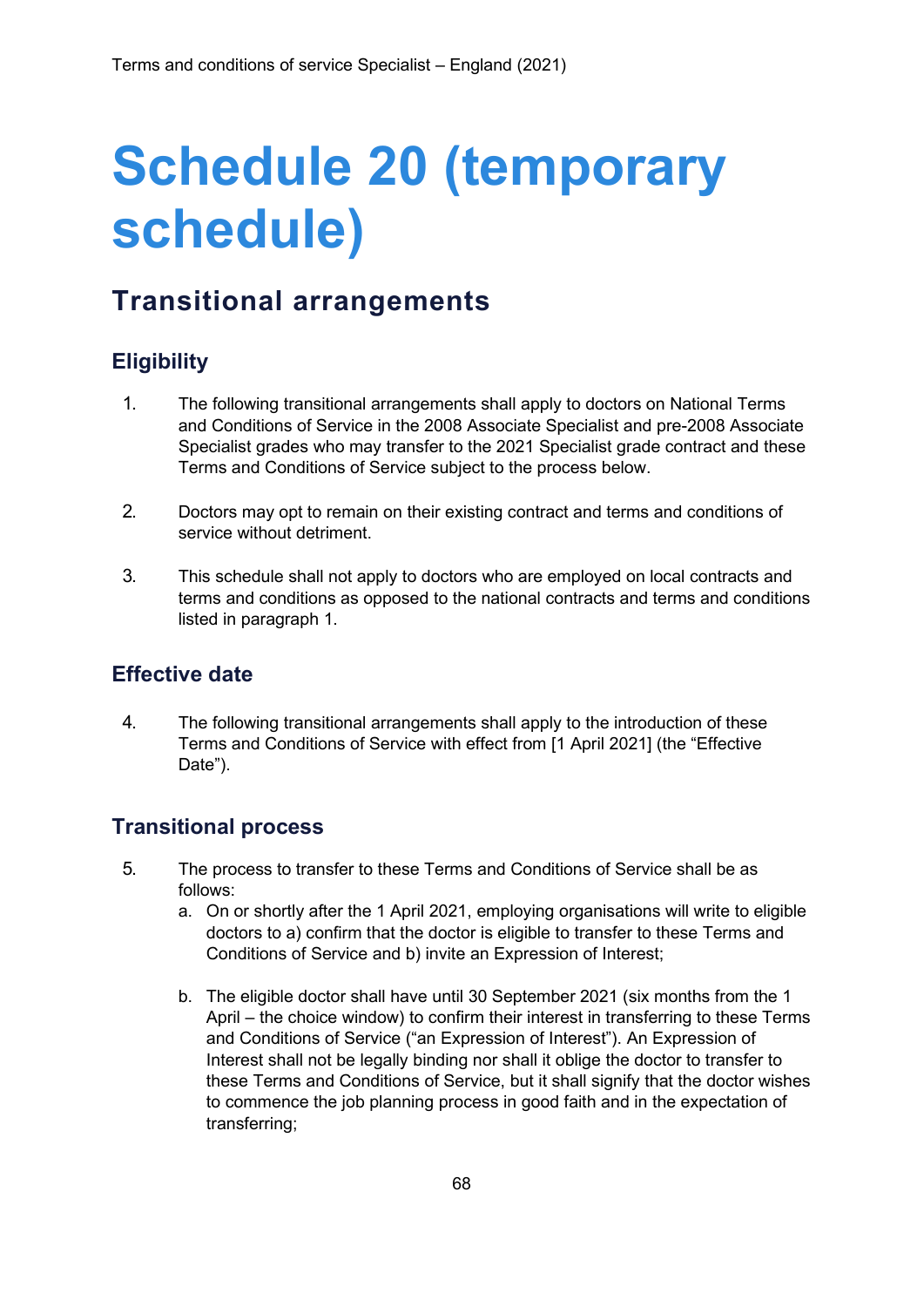# Schedule 20 (temporary schedule)

## Transitional arrangements

### Eligibility

1. The following transitional arrangements shall apply to doctors on National Terms and Conditions of Service in the 2008 Associate Specialist and pre-2008 Associate Specialist grades who may transfer to the 2021 Specialist grade contract and these Terms and Conditions of Service subject to the process below.

2. Doctors may opt to remain on their existing contract and terms and conditions of service without detriment.

3. This schedule shall not apply to doctors who are employed on local contracts and terms and conditions as opposed to the national contracts and terms and conditions listed in paragraph 1.

### Effective date

4. The following transitional arrangements shall apply to the introduction of these Terms and Conditions of Service with effect from [1 April 2021] (the "Effective Date").

### Transitional process

5. The process to transfer to these Terms and Conditions of Service shall be as follows:
   a. On or shortly after the 1 April 2021, employing organisations will write to eligible doctors to a) confirm that the doctor is eligible to transfer to these Terms and Conditions of Service and b) invite an Expression of Interest;

   b. The eligible doctor shall have until 30 September 2021 (six months from the 1 April – the choice window) to confirm their interest in transferring to these Terms and Conditions of Service ("an Expression of Interest"). An Expression of Interest shall not be legally binding nor shall it oblige the doctor to transfer to these Terms and Conditions of Service, but it shall signify that the doctor wishes to commence the job planning process in good faith and in the expectation of transferring;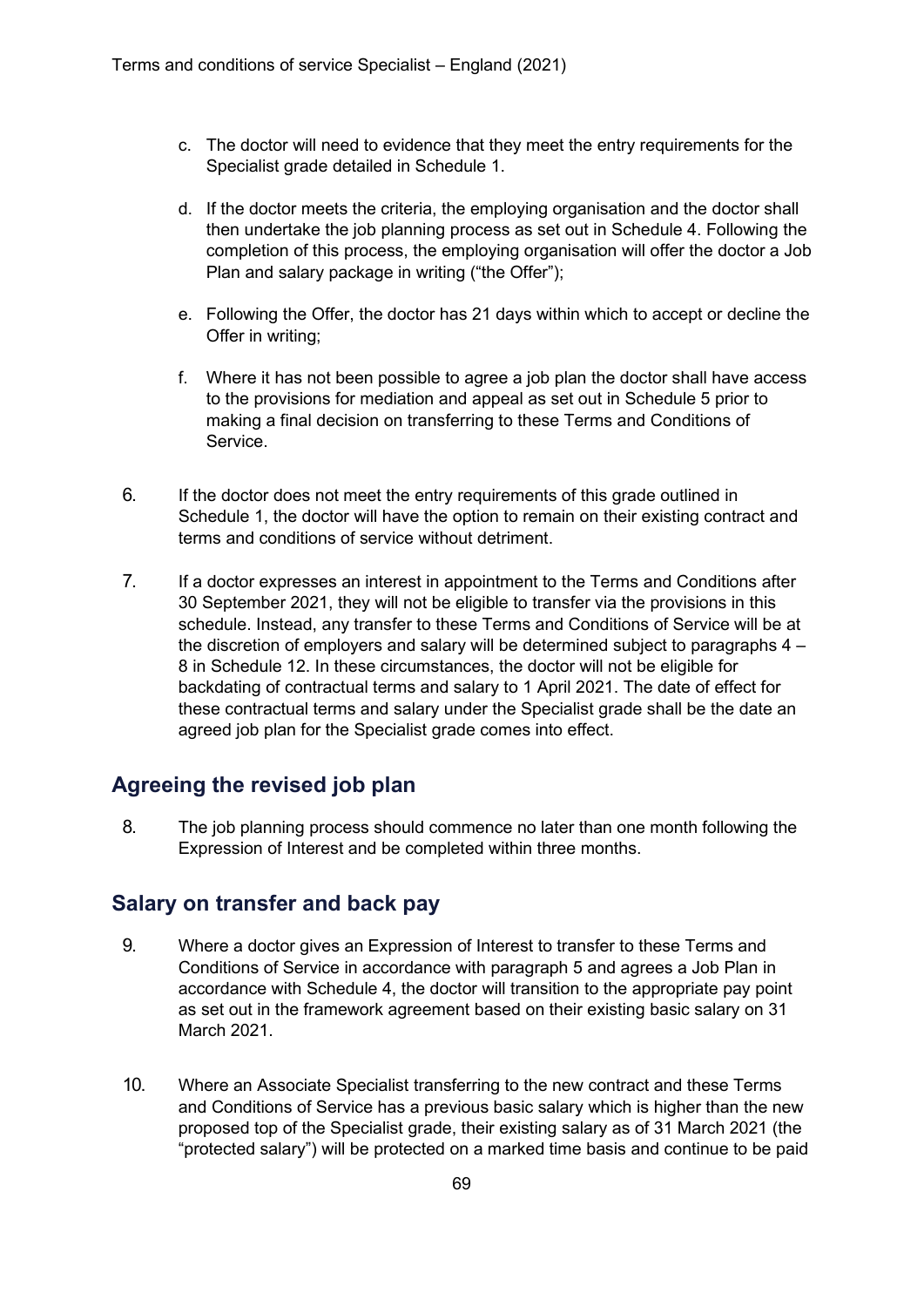c. The doctor will need to evidence that they meet the entry requirements for the Specialist grade detailed in Schedule 1.

d. If the doctor meets the criteria, the employing organisation and the doctor shall then undertake the job planning process as set out in Schedule 4. Following the completion of this process, the employing organisation will offer the doctor a Job Plan and salary package in writing ("the Offer");

e. Following the Offer, the doctor has 21 days within which to accept or decline the Offer in writing;

f. Where it has not been possible to agree a job plan the doctor shall have access to the provisions for mediation and appeal as set out in Schedule 5 prior to making a final decision on transferring to these Terms and Conditions of Service.

6. If the doctor does not meet the entry requirements of this grade outlined in Schedule 1, the doctor will have the option to remain on their existing contract and terms and conditions of service without detriment.

7. If a doctor expresses an interest in appointment to the Terms and Conditions after 30 September 2021, they will not be eligible to transfer via the provisions in this schedule. Instead, any transfer to these Terms and Conditions of Service will be at the discretion of employers and salary will be determined subject to paragraphs 4 – 8 in Schedule 12. In these circumstances, the doctor will not be eligible for backdating of contractual terms and salary to 1 April 2021. The date of effect for these contractual terms and salary under the Specialist grade shall be the date an agreed job plan for the Specialist grade comes into effect.

## Agreeing the revised job plan

8. The job planning process should commence no later than one month following the Expression of Interest and be completed within three months.

## Salary on transfer and back pay

9. Where a doctor gives an Expression of Interest to transfer to these Terms and Conditions of Service in accordance with paragraph 5 and agrees a Job Plan in accordance with Schedule 4, the doctor will transition to the appropriate pay point as set out in the framework agreement based on their existing basic salary on 31 March 2021.

10. Where an Associate Specialist transferring to the new contract and these Terms and Conditions of Service has a previous basic salary which is higher than the new proposed top of the Specialist grade, their existing salary as of 31 March 2021 (the "protected salary") will be protected on a marked time basis and continue to be paid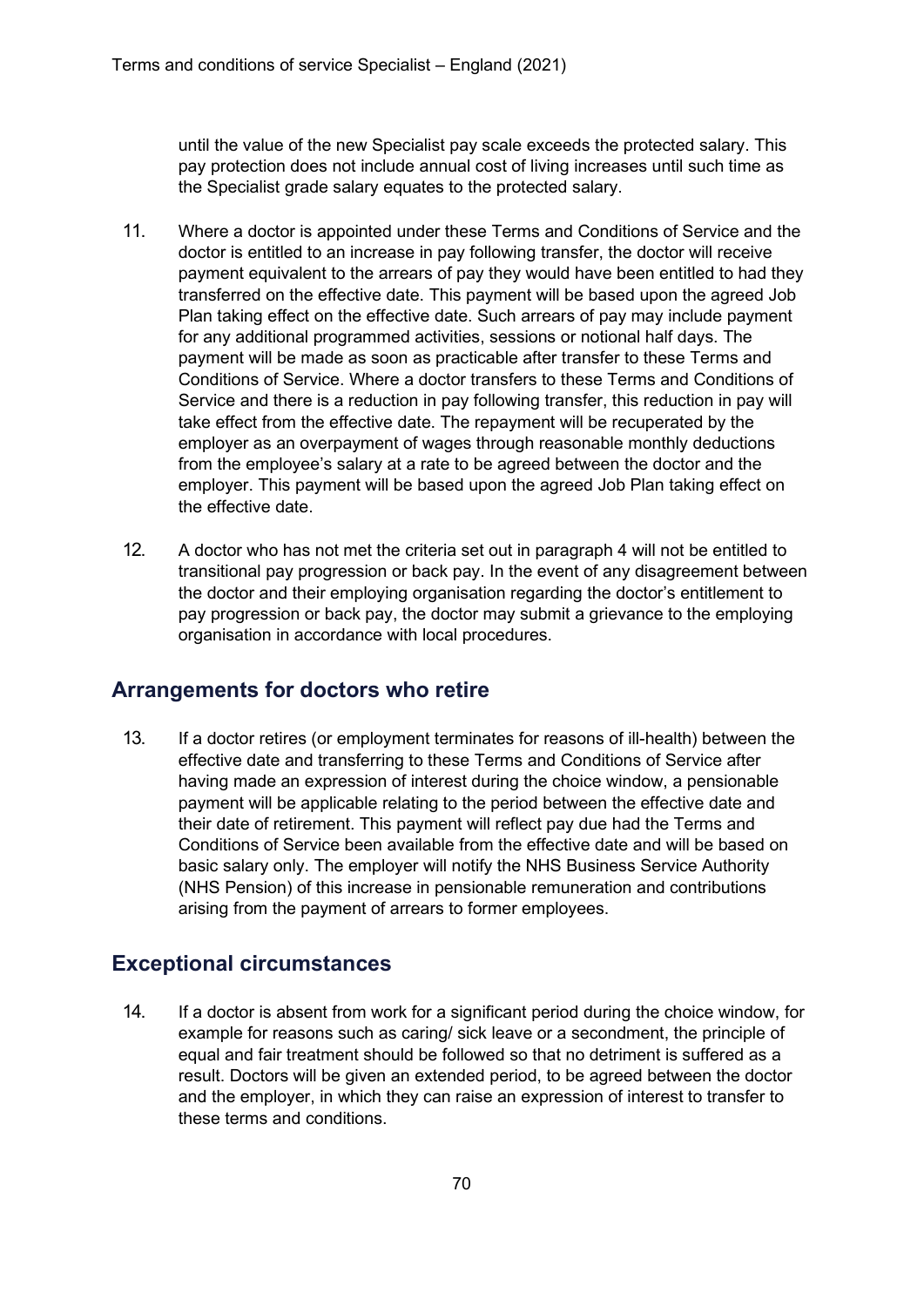until the value of the new Specialist pay scale exceeds the protected salary. This pay protection does not include annual cost of living increases until such time as the Specialist grade salary equates to the protected salary.

11. Where a doctor is appointed under these Terms and Conditions of Service and the doctor is entitled to an increase in pay following transfer, the doctor will receive payment equivalent to the arrears of pay they would have been entitled to had they transferred on the effective date. This payment will be based upon the agreed Job Plan taking effect on the effective date. Such arrears of pay may include payment for any additional programmed activities, sessions or notional half days. The payment will be made as soon as practicable after transfer to these Terms and Conditions of Service. Where a doctor transfers to these Terms and Conditions of Service and there is a reduction in pay following transfer, this reduction in pay will take effect from the effective date. The repayment will be recuperated by the employer as an overpayment of wages through reasonable monthly deductions from the employee's salary at a rate to be agreed between the doctor and the employer. This payment will be based upon the agreed Job Plan taking effect on the effective date.

12. A doctor who has not met the criteria set out in paragraph 4 will not be entitled to transitional pay progression or back pay. In the event of any disagreement between the doctor and their employing organisation regarding the doctor's entitlement to pay progression or back pay, the doctor may submit a grievance to the employing organisation in accordance with local procedures.

## Arrangements for doctors who retire

13. If a doctor retires (or employment terminates for reasons of ill-health) between the effective date and transferring to these Terms and Conditions of Service after having made an expression of interest during the choice window, a pensionable payment will be applicable relating to the period between the effective date and their date of retirement. This payment will reflect pay due had the Terms and Conditions of Service been available from the effective date and will be based on basic salary only. The employer will notify the NHS Business Service Authority (NHS Pension) of this increase in pensionable remuneration and contributions arising from the payment of arrears to former employees.

## Exceptional circumstances

14. If a doctor is absent from work for a significant period during the choice window, for example for reasons such as caring/ sick leave or a secondment, the principle of equal and fair treatment should be followed so that no detriment is suffered as a result. Doctors will be given an extended period, to be agreed between the doctor and the employer, in which they can raise an expression of interest to transfer to these terms and conditions.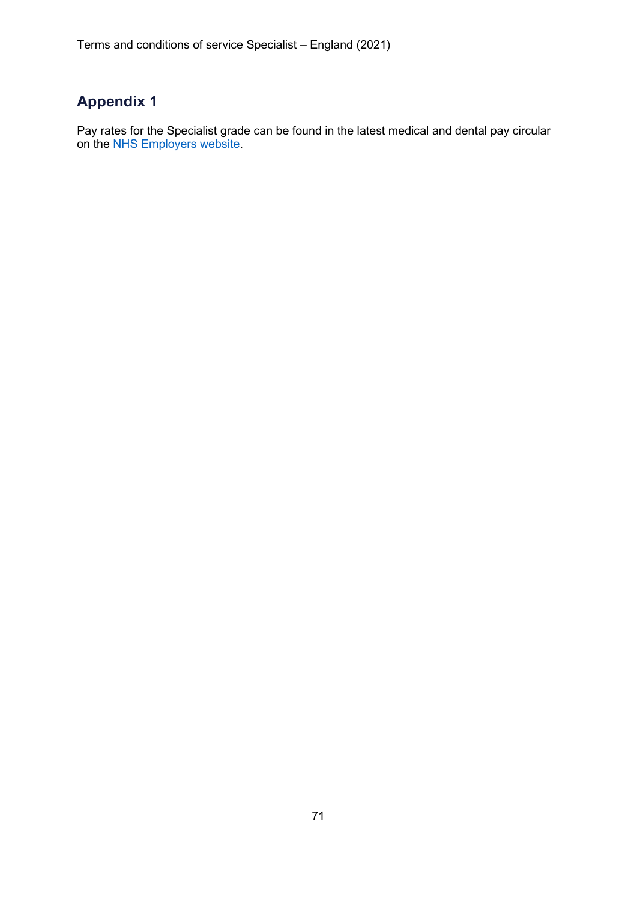## Appendix 1

Pay rates for the Specialist grade can be found in the latest medical and dental pay circular on the NHS Employers website.